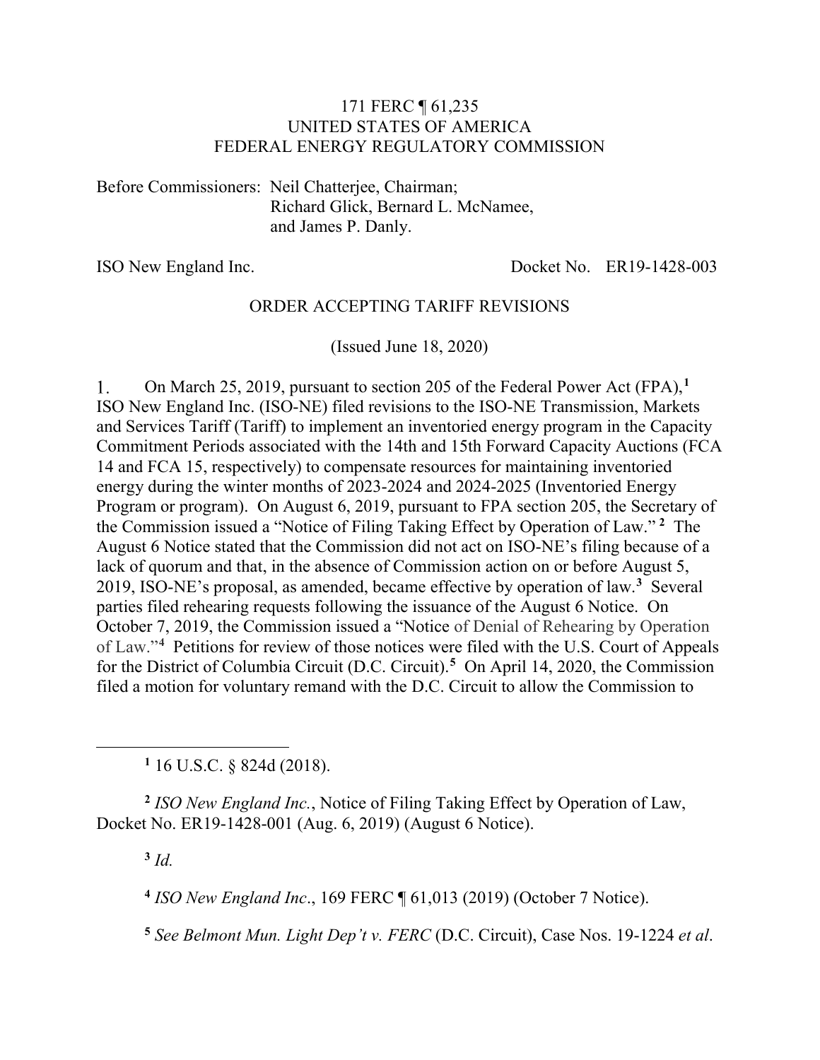171 FERC ¶ 61,235
UNITED STATES OF AMERICA
FEDERAL ENERGY REGULATORY COMMISSION

Before Commissioners: Neil Chatterjee, Chairman;
Richard Glick, Bernard L. McNamee,
and James P. Danly.

ISO New England Inc. Docket No. ER19-1428-003

ORDER ACCEPTING TARIFF REVISIONS

(Issued June 18, 2020)

1. On March 25, 2019, pursuant to section 205 of the Federal Power Act (FPA),[1] ISO New England Inc. (ISO-NE) filed revisions to the ISO-NE Transmission, Markets and Services Tariff (Tariff) to implement an inventoried energy program in the Capacity Commitment Periods associated with the 14th and 15th Forward Capacity Auctions (FCA 14 and FCA 15, respectively) to compensate resources for maintaining inventoried energy during the winter months of 2023-2024 and 2024-2025 (Inventoried Energy Program or program). On August 6, 2019, pursuant to FPA section 205, the Secretary of the Commission issued a "Notice of Filing Taking Effect by Operation of Law."[2] The August 6 Notice stated that the Commission did not act on ISO-NE's filing because of a lack of quorum and that, in the absence of Commission action on or before August 5, 2019, ISO-NE's proposal, as amended, became effective by operation of law.[3] Several parties filed rehearing requests following the issuance of the August 6 Notice. On October 7, 2019, the Commission issued a "Notice of Denial of Rehearing by Operation of Law."[4] Petitions for review of those notices were filed with the U.S. Court of Appeals for the District of Columbia Circuit (D.C. Circuit).[5] On April 14, 2020, the Commission filed a motion for voluntary remand with the D.C. Circuit to allow the Commission to

[1] 16 U.S.C. § 824d (2018).

[2] *ISO New England Inc.*, Notice of Filing Taking Effect by Operation of Law, Docket No. ER19-1428-001 (Aug. 6, 2019) (August 6 Notice).

[3] *Id.*

[4] *ISO New England Inc*., 169 FERC ¶ 61,013 (2019) (October 7 Notice).

[5] *See Belmont Mun. Light Dep't v. FERC* (D.C. Circuit), Case Nos. 19-1224 *et al*.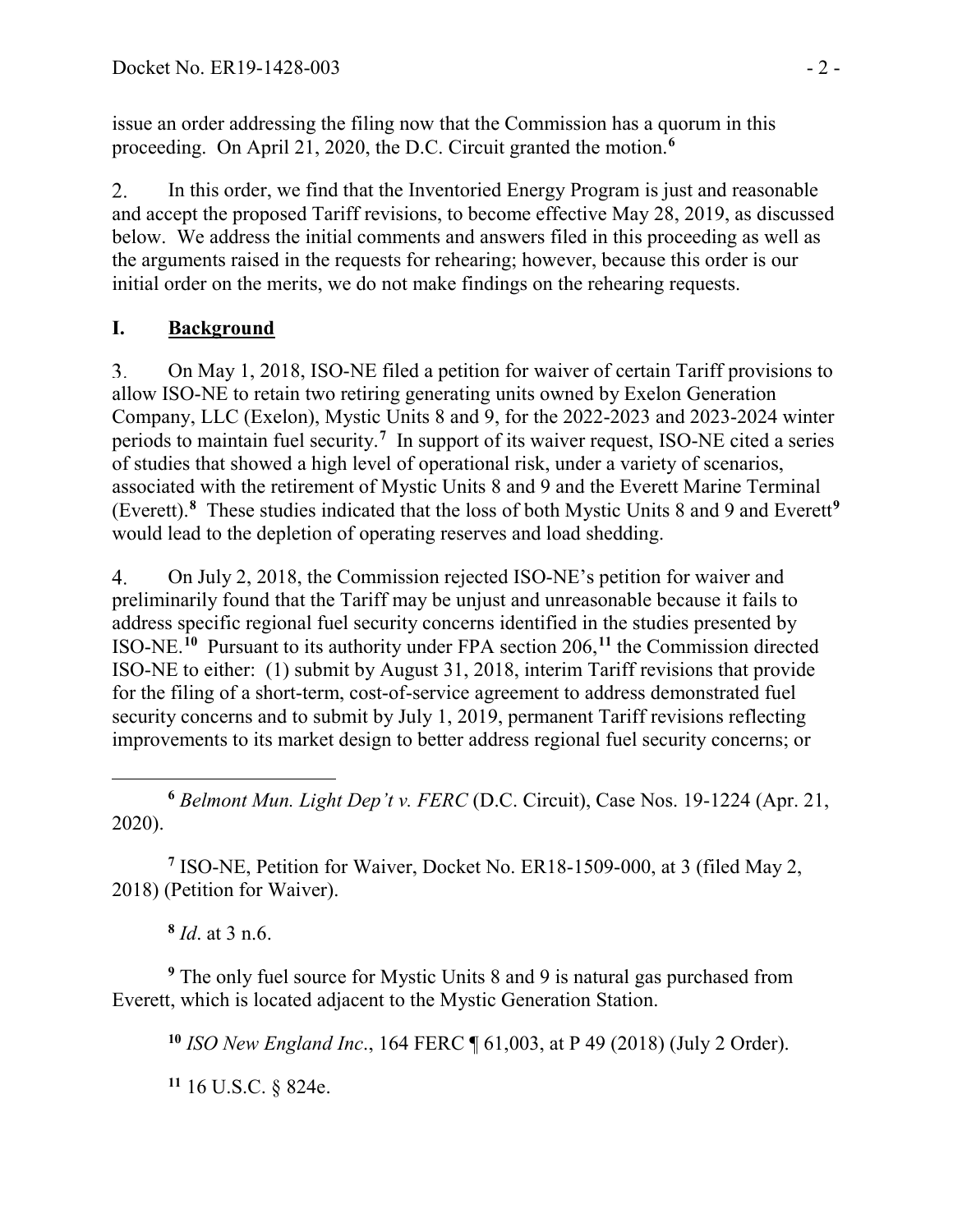issue an order addressing the filing now that the Commission has a quorum in this proceeding. On April 21, 2020, the D.C. Circuit granted the motion.[6]

2. In this order, we find that the Inventoried Energy Program is just and reasonable and accept the proposed Tariff revisions, to become effective May 28, 2019, as discussed below. We address the initial comments and answers filed in this proceeding as well as the arguments raised in the requests for rehearing; however, because this order is our initial order on the merits, we do not make findings on the rehearing requests.

## I. Background

3. On May 1, 2018, ISO-NE filed a petition for waiver of certain Tariff provisions to allow ISO-NE to retain two retiring generating units owned by Exelon Generation Company, LLC (Exelon), Mystic Units 8 and 9, for the 2022-2023 and 2023-2024 winter periods to maintain fuel security.[7] In support of its waiver request, ISO-NE cited a series of studies that showed a high level of operational risk, under a variety of scenarios, associated with the retirement of Mystic Units 8 and 9 and the Everett Marine Terminal (Everett).[8] These studies indicated that the loss of both Mystic Units 8 and 9 and Everett[9] would lead to the depletion of operating reserves and load shedding.

4. On July 2, 2018, the Commission rejected ISO-NE's petition for waiver and preliminarily found that the Tariff may be unjust and unreasonable because it fails to address specific regional fuel security concerns identified in the studies presented by ISO-NE.[10] Pursuant to its authority under FPA section 206,[11] the Commission directed ISO-NE to either: (1) submit by August 31, 2018, interim Tariff revisions that provide for the filing of a short-term, cost-of-service agreement to address demonstrated fuel security concerns and to submit by July 1, 2019, permanent Tariff revisions reflecting improvements to its market design to better address regional fuel security concerns; or

---

[6] *Belmont Mun. Light Dep't v. FERC* (D.C. Circuit), Case Nos. 19-1224 (Apr. 21, 2020).

[7] ISO-NE, Petition for Waiver, Docket No. ER18-1509-000, at 3 (filed May 2, 2018) (Petition for Waiver).

[8] *Id*. at 3 n.6.

[9] The only fuel source for Mystic Units 8 and 9 is natural gas purchased from Everett, which is located adjacent to the Mystic Generation Station.

[10] *ISO New England Inc*., 164 FERC ¶ 61,003, at P 49 (2018) (July 2 Order).

[11] 16 U.S.C. § 824e.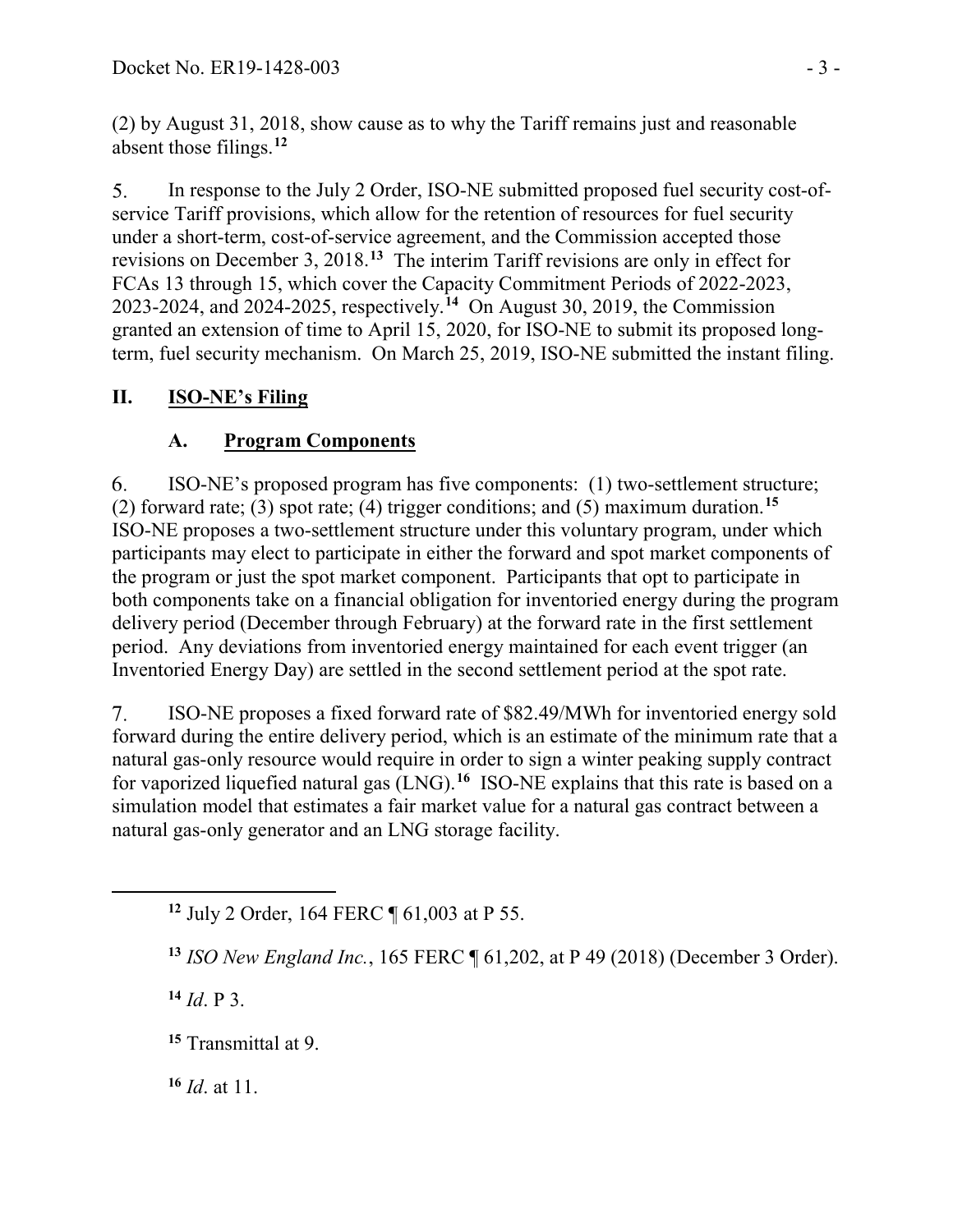(2) by August 31, 2018, show cause as to why the Tariff remains just and reasonable absent those filings.[12]

5. In response to the July 2 Order, ISO-NE submitted proposed fuel security cost-of-service Tariff provisions, which allow for the retention of resources for fuel security under a short-term, cost-of-service agreement, and the Commission accepted those revisions on December 3, 2018.[13] The interim Tariff revisions are only in effect for FCAs 13 through 15, which cover the Capacity Commitment Periods of 2022-2023, 2023-2024, and 2024-2025, respectively.[14] On August 30, 2019, the Commission granted an extension of time to April 15, 2020, for ISO-NE to submit its proposed long-term, fuel security mechanism. On March 25, 2019, ISO-NE submitted the instant filing.

## II. ISO-NE's Filing

### A. Program Components

6. ISO-NE's proposed program has five components: (1) two-settlement structure; (2) forward rate; (3) spot rate; (4) trigger conditions; and (5) maximum duration.[15] ISO-NE proposes a two-settlement structure under this voluntary program, under which participants may elect to participate in either the forward and spot market components of the program or just the spot market component. Participants that opt to participate in both components take on a financial obligation for inventoried energy during the program delivery period (December through February) at the forward rate in the first settlement period. Any deviations from inventoried energy maintained for each event trigger (an Inventoried Energy Day) are settled in the second settlement period at the spot rate.

7. ISO-NE proposes a fixed forward rate of \$82.49/MWh for inventoried energy sold forward during the entire delivery period, which is an estimate of the minimum rate that a natural gas-only resource would require in order to sign a winter peaking supply contract for vaporized liquefied natural gas (LNG).[16] ISO-NE explains that this rate is based on a simulation model that estimates a fair market value for a natural gas contract between a natural gas-only generator and an LNG storage facility.

---

[12] July 2 Order, 164 FERC ¶ 61,003 at P 55.

[13] *ISO New England Inc.*, 165 FERC ¶ 61,202, at P 49 (2018) (December 3 Order).

[14] *Id*. P 3.

[15] Transmittal at 9.

[16] *Id*. at 11.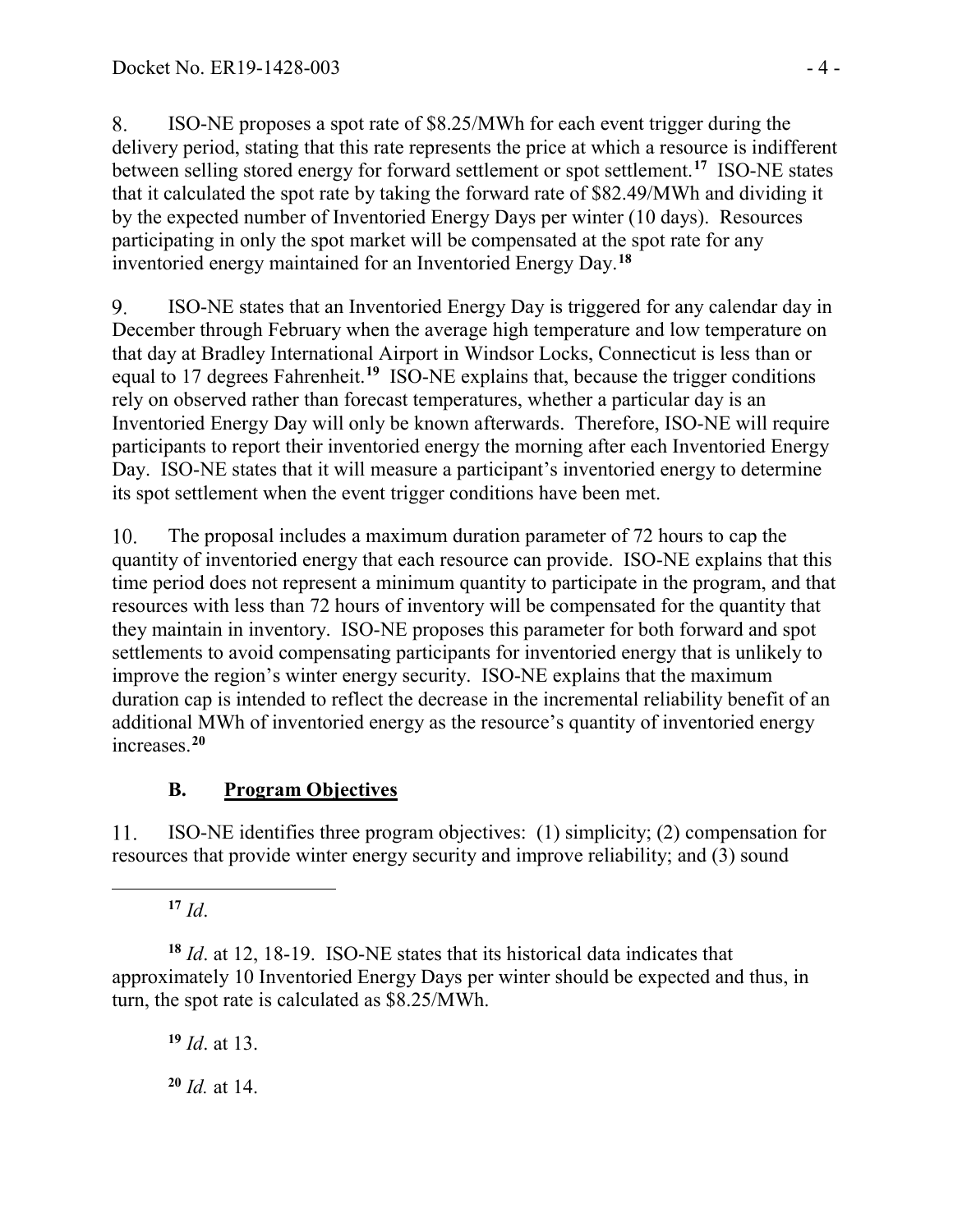8. ISO-NE proposes a spot rate of $8.25/MWh for each event trigger during the delivery period, stating that this rate represents the price at which a resource is indifferent between selling stored energy for forward settlement or spot settlement.[17] ISO-NE states that it calculated the spot rate by taking the forward rate of $82.49/MWh and dividing it by the expected number of Inventoried Energy Days per winter (10 days). Resources participating in only the spot market will be compensated at the spot rate for any inventoried energy maintained for an Inventoried Energy Day.[18]

9. ISO-NE states that an Inventoried Energy Day is triggered for any calendar day in December through February when the average high temperature and low temperature on that day at Bradley International Airport in Windsor Locks, Connecticut is less than or equal to 17 degrees Fahrenheit.[19] ISO-NE explains that, because the trigger conditions rely on observed rather than forecast temperatures, whether a particular day is an Inventoried Energy Day will only be known afterwards. Therefore, ISO-NE will require participants to report their inventoried energy the morning after each Inventoried Energy Day. ISO-NE states that it will measure a participant's inventoried energy to determine its spot settlement when the event trigger conditions have been met.

10. The proposal includes a maximum duration parameter of 72 hours to cap the quantity of inventoried energy that each resource can provide. ISO-NE explains that this time period does not represent a minimum quantity to participate in the program, and that resources with less than 72 hours of inventory will be compensated for the quantity that they maintain in inventory. ISO-NE proposes this parameter for both forward and spot settlements to avoid compensating participants for inventoried energy that is unlikely to improve the region's winter energy security. ISO-NE explains that the maximum duration cap is intended to reflect the decrease in the incremental reliability benefit of an additional MWh of inventoried energy as the resource's quantity of inventoried energy increases.[20]

### B. Program Objectives

11. ISO-NE identifies three program objectives: (1) simplicity; (2) compensation for resources that provide winter energy security and improve reliability; and (3) sound

---

[17] *Id*.

[18] *Id*. at 12, 18-19. ISO-NE states that its historical data indicates that approximately 10 Inventoried Energy Days per winter should be expected and thus, in turn, the spot rate is calculated as $8.25/MWh.

[19] *Id*. at 13.

[20] *Id.* at 14.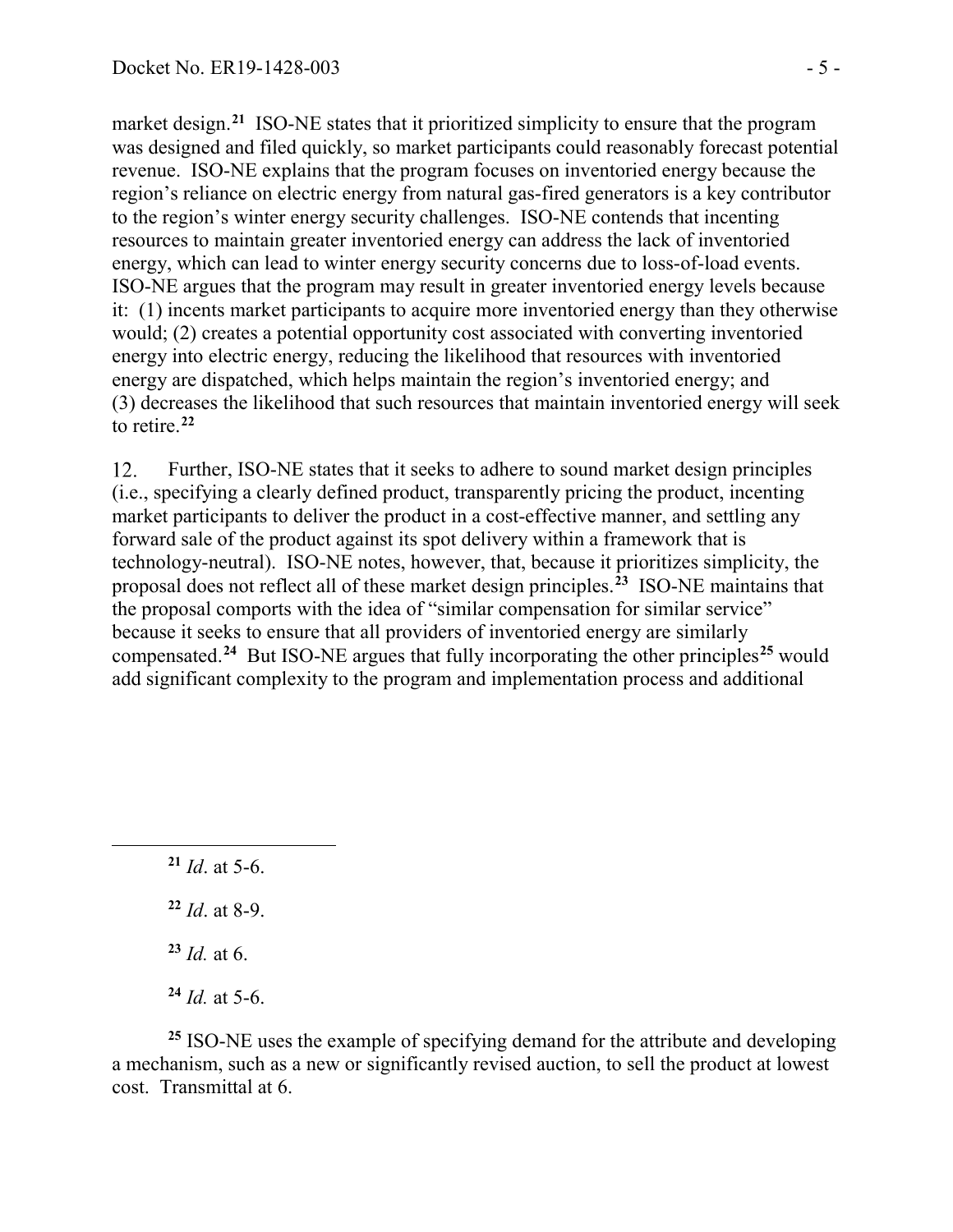market design.[21] ISO-NE states that it prioritized simplicity to ensure that the program was designed and filed quickly, so market participants could reasonably forecast potential revenue. ISO-NE explains that the program focuses on inventoried energy because the region's reliance on electric energy from natural gas-fired generators is a key contributor to the region's winter energy security challenges. ISO-NE contends that incenting resources to maintain greater inventoried energy can address the lack of inventoried energy, which can lead to winter energy security concerns due to loss-of-load events. ISO-NE argues that the program may result in greater inventoried energy levels because it: (1) incents market participants to acquire more inventoried energy than they otherwise would; (2) creates a potential opportunity cost associated with converting inventoried energy into electric energy, reducing the likelihood that resources with inventoried energy are dispatched, which helps maintain the region's inventoried energy; and (3) decreases the likelihood that such resources that maintain inventoried energy will seek to retire.[22]

12. Further, ISO-NE states that it seeks to adhere to sound market design principles (i.e., specifying a clearly defined product, transparently pricing the product, incenting market participants to deliver the product in a cost-effective manner, and settling any forward sale of the product against its spot delivery within a framework that is technology-neutral). ISO-NE notes, however, that, because it prioritizes simplicity, the proposal does not reflect all of these market design principles.[23] ISO-NE maintains that the proposal comports with the idea of "similar compensation for similar service" because it seeks to ensure that all providers of inventoried energy are similarly compensated.[24] But ISO-NE argues that fully incorporating the other principles[25] would add significant complexity to the program and implementation process and additional

---

[21] *Id*. at 5-6.

[22] *Id*. at 8-9.

[23] *Id.* at 6.

[24] *Id.* at 5-6.

[25] ISO-NE uses the example of specifying demand for the attribute and developing a mechanism, such as a new or significantly revised auction, to sell the product at lowest cost. Transmittal at 6.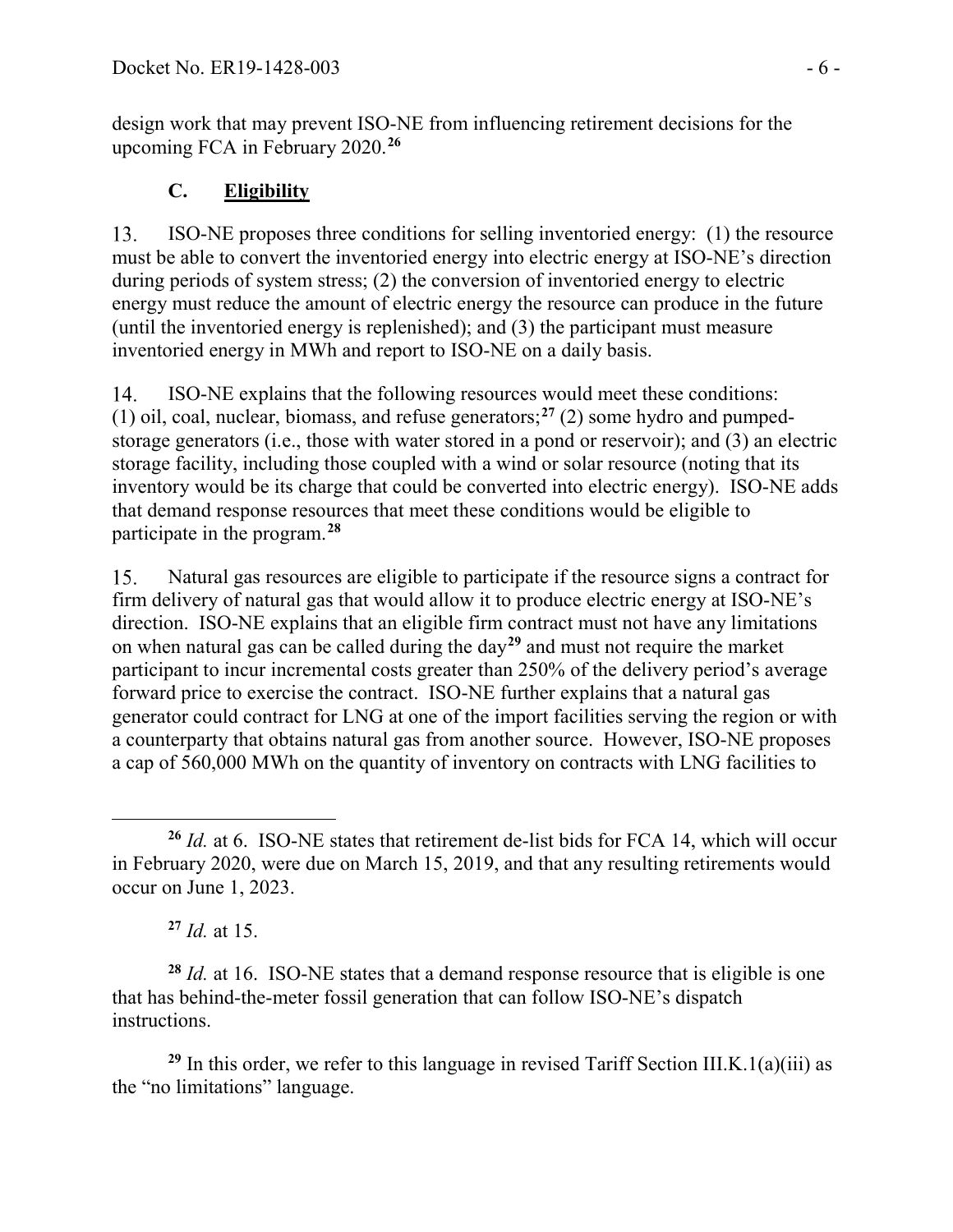design work that may prevent ISO-NE from influencing retirement decisions for the upcoming FCA in February 2020.[26]

### C. Eligibility

13. ISO-NE proposes three conditions for selling inventoried energy: (1) the resource must be able to convert the inventoried energy into electric energy at ISO-NE's direction during periods of system stress; (2) the conversion of inventoried energy to electric energy must reduce the amount of electric energy the resource can produce in the future (until the inventoried energy is replenished); and (3) the participant must measure inventoried energy in MWh and report to ISO-NE on a daily basis.

14. ISO-NE explains that the following resources would meet these conditions: (1) oil, coal, nuclear, biomass, and refuse generators;[27] (2) some hydro and pumped-storage generators (i.e., those with water stored in a pond or reservoir); and (3) an electric storage facility, including those coupled with a wind or solar resource (noting that its inventory would be its charge that could be converted into electric energy). ISO-NE adds that demand response resources that meet these conditions would be eligible to participate in the program.[28]

15. Natural gas resources are eligible to participate if the resource signs a contract for firm delivery of natural gas that would allow it to produce electric energy at ISO-NE's direction. ISO-NE explains that an eligible firm contract must not have any limitations on when natural gas can be called during the day[29] and must not require the market participant to incur incremental costs greater than 250% of the delivery period's average forward price to exercise the contract. ISO-NE further explains that a natural gas generator could contract for LNG at one of the import facilities serving the region or with a counterparty that obtains natural gas from another source. However, ISO-NE proposes a cap of 560,000 MWh on the quantity of inventory on contracts with LNG facilities to

---

[26] *Id.* at 6. ISO-NE states that retirement de-list bids for FCA 14, which will occur in February 2020, were due on March 15, 2019, and that any resulting retirements would occur on June 1, 2023.

[27] *Id.* at 15.

[28] *Id.* at 16. ISO-NE states that a demand response resource that is eligible is one that has behind-the-meter fossil generation that can follow ISO-NE's dispatch instructions.

[29] In this order, we refer to this language in revised Tariff Section III.K.1(a)(iii) as the "no limitations" language.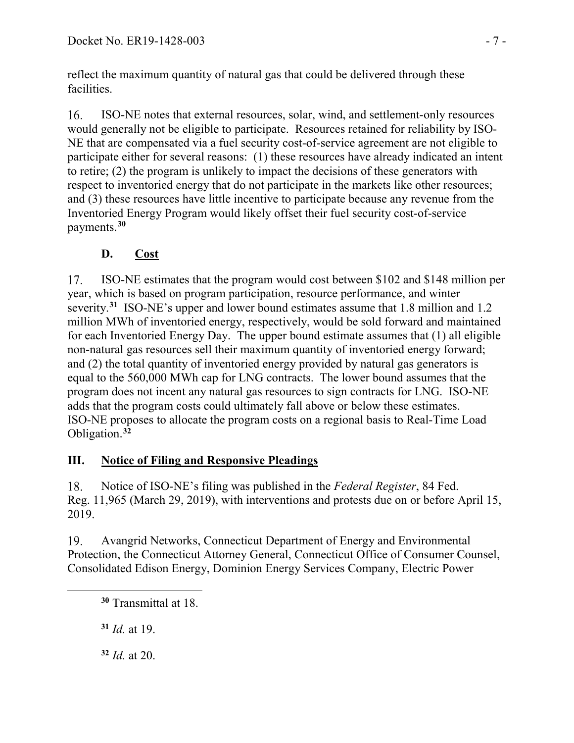reflect the maximum quantity of natural gas that could be delivered through these facilities.

16. ISO-NE notes that external resources, solar, wind, and settlement-only resources would generally not be eligible to participate. Resources retained for reliability by ISO-NE that are compensated via a fuel security cost-of-service agreement are not eligible to participate either for several reasons: (1) these resources have already indicated an intent to retire; (2) the program is unlikely to impact the decisions of these generators with respect to inventoried energy that do not participate in the markets like other resources; and (3) these resources have little incentive to participate because any revenue from the Inventoried Energy Program would likely offset their fuel security cost-of-service payments.[30]

### D. Cost

17. ISO-NE estimates that the program would cost between $102 and $148 million per year, which is based on program participation, resource performance, and winter severity.[31] ISO-NE's upper and lower bound estimates assume that 1.8 million and 1.2 million MWh of inventoried energy, respectively, would be sold forward and maintained for each Inventoried Energy Day. The upper bound estimate assumes that (1) all eligible non-natural gas resources sell their maximum quantity of inventoried energy forward; and (2) the total quantity of inventoried energy provided by natural gas generators is equal to the 560,000 MWh cap for LNG contracts. The lower bound assumes that the program does not incent any natural gas resources to sign contracts for LNG. ISO-NE adds that the program costs could ultimately fall above or below these estimates. ISO-NE proposes to allocate the program costs on a regional basis to Real-Time Load Obligation.[32]

## III. Notice of Filing and Responsive Pleadings

18. Notice of ISO-NE's filing was published in the *Federal Register*, 84 Fed. Reg. 11,965 (March 29, 2019), with interventions and protests due on or before April 15, 2019.

19. Avangrid Networks, Connecticut Department of Energy and Environmental Protection, the Connecticut Attorney General, Connecticut Office of Consumer Counsel, Consolidated Edison Energy, Dominion Energy Services Company, Electric Power

---

[30] Transmittal at 18.

[31] *Id.* at 19.

[32] *Id.* at 20.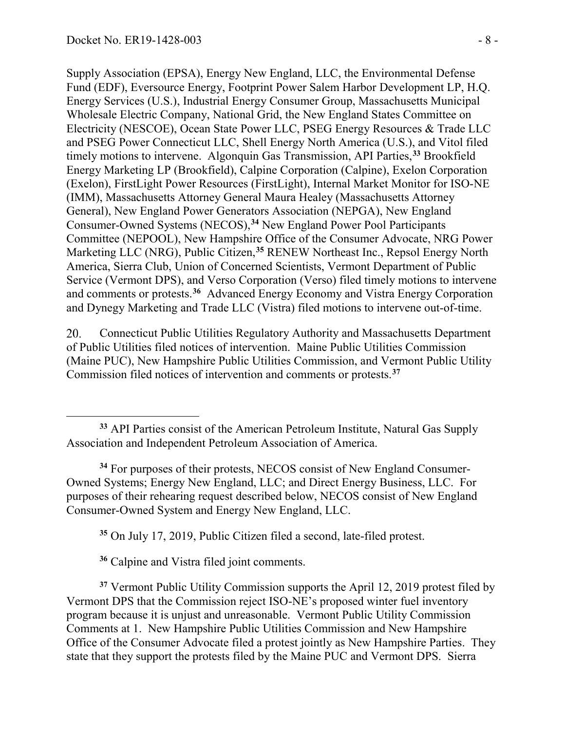Supply Association (EPSA), Energy New England, LLC, the Environmental Defense Fund (EDF), Eversource Energy, Footprint Power Salem Harbor Development LP, H.Q. Energy Services (U.S.), Industrial Energy Consumer Group, Massachusetts Municipal Wholesale Electric Company, National Grid, the New England States Committee on Electricity (NESCOE), Ocean State Power LLC, PSEG Energy Resources & Trade LLC and PSEG Power Connecticut LLC, Shell Energy North America (U.S.), and Vitol filed timely motions to intervene. Algonquin Gas Transmission, API Parties,[33] Brookfield Energy Marketing LP (Brookfield), Calpine Corporation (Calpine), Exelon Corporation (Exelon), FirstLight Power Resources (FirstLight), Internal Market Monitor for ISO-NE (IMM), Massachusetts Attorney General Maura Healey (Massachusetts Attorney General), New England Power Generators Association (NEPGA), New England Consumer-Owned Systems (NECOS),[34] New England Power Pool Participants Committee (NEPOOL), New Hampshire Office of the Consumer Advocate, NRG Power Marketing LLC (NRG), Public Citizen,[35] RENEW Northeast Inc., Repsol Energy North America, Sierra Club, Union of Concerned Scientists, Vermont Department of Public Service (Vermont DPS), and Verso Corporation (Verso) filed timely motions to intervene and comments or protests.[36] Advanced Energy Economy and Vistra Energy Corporation and Dynegy Marketing and Trade LLC (Vistra) filed motions to intervene out-of-time.

20. Connecticut Public Utilities Regulatory Authority and Massachusetts Department of Public Utilities filed notices of intervention. Maine Public Utilities Commission (Maine PUC), New Hampshire Public Utilities Commission, and Vermont Public Utility Commission filed notices of intervention and comments or protests.[37]

---

[33] API Parties consist of the American Petroleum Institute, Natural Gas Supply Association and Independent Petroleum Association of America.

[34] For purposes of their protests, NECOS consist of New England Consumer-Owned Systems; Energy New England, LLC; and Direct Energy Business, LLC. For purposes of their rehearing request described below, NECOS consist of New England Consumer-Owned System and Energy New England, LLC.

[35] On July 17, 2019, Public Citizen filed a second, late-filed protest.

[36] Calpine and Vistra filed joint comments.

[37] Vermont Public Utility Commission supports the April 12, 2019 protest filed by Vermont DPS that the Commission reject ISO-NE's proposed winter fuel inventory program because it is unjust and unreasonable. Vermont Public Utility Commission Comments at 1. New Hampshire Public Utilities Commission and New Hampshire Office of the Consumer Advocate filed a protest jointly as New Hampshire Parties. They state that they support the protests filed by the Maine PUC and Vermont DPS. Sierra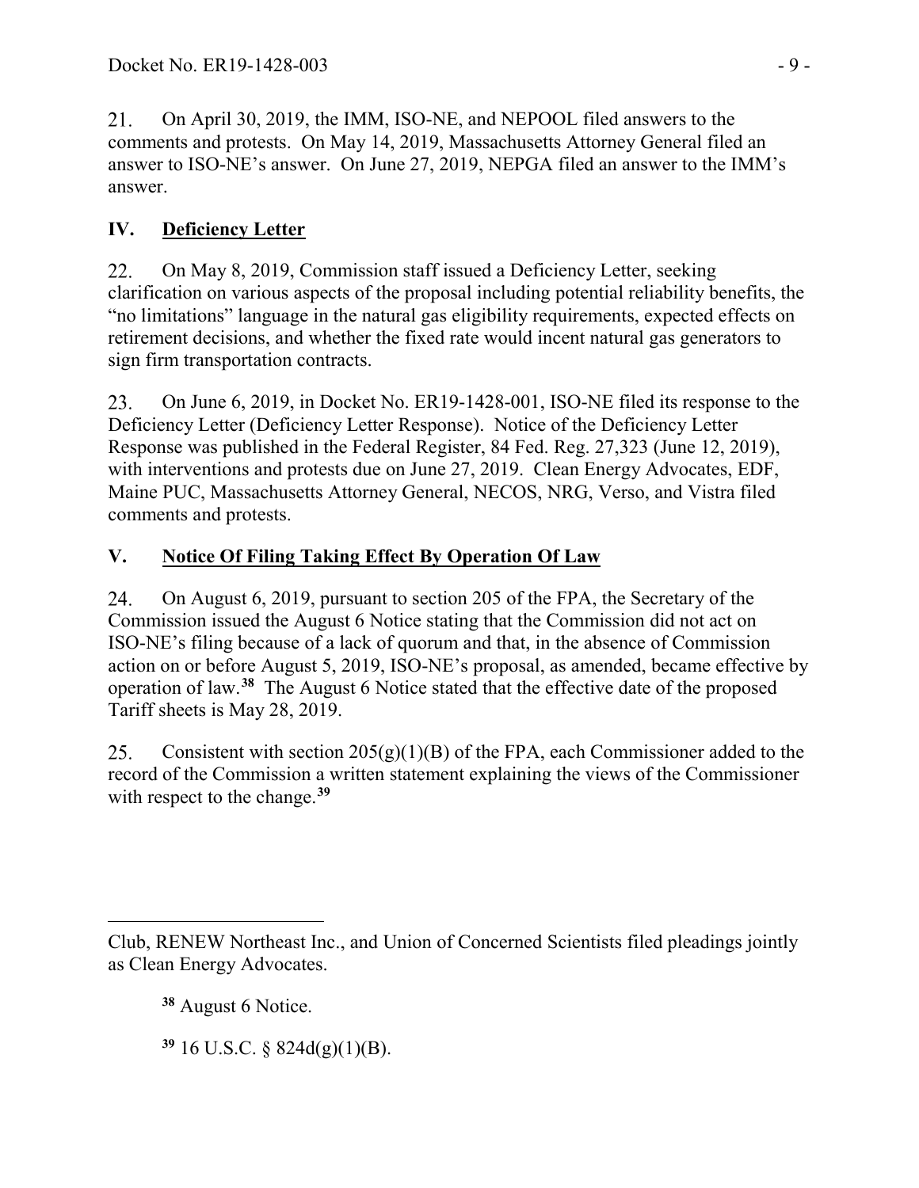21. On April 30, 2019, the IMM, ISO-NE, and NEPOOL filed answers to the comments and protests. On May 14, 2019, Massachusetts Attorney General filed an answer to ISO-NE's answer. On June 27, 2019, NEPGA filed an answer to the IMM's answer.

## IV. Deficiency Letter

22. On May 8, 2019, Commission staff issued a Deficiency Letter, seeking clarification on various aspects of the proposal including potential reliability benefits, the "no limitations" language in the natural gas eligibility requirements, expected effects on retirement decisions, and whether the fixed rate would incent natural gas generators to sign firm transportation contracts.

23. On June 6, 2019, in Docket No. ER19-1428-001, ISO-NE filed its response to the Deficiency Letter (Deficiency Letter Response). Notice of the Deficiency Letter Response was published in the Federal Register, 84 Fed. Reg. 27,323 (June 12, 2019), with interventions and protests due on June 27, 2019. Clean Energy Advocates, EDF, Maine PUC, Massachusetts Attorney General, NECOS, NRG, Verso, and Vistra filed comments and protests.

## V. Notice Of Filing Taking Effect By Operation Of Law

24. On August 6, 2019, pursuant to section 205 of the FPA, the Secretary of the Commission issued the August 6 Notice stating that the Commission did not act on ISO-NE's filing because of a lack of quorum and that, in the absence of Commission action on or before August 5, 2019, ISO-NE's proposal, as amended, became effective by operation of law.[38] The August 6 Notice stated that the effective date of the proposed Tariff sheets is May 28, 2019.

25. Consistent with section 205(g)(1)(B) of the FPA, each Commissioner added to the record of the Commission a written statement explaining the views of the Commissioner with respect to the change.[39]

---

Club, RENEW Northeast Inc., and Union of Concerned Scientists filed pleadings jointly as Clean Energy Advocates.

[38] August 6 Notice.

[39] 16 U.S.C. § 824d(g)(1)(B).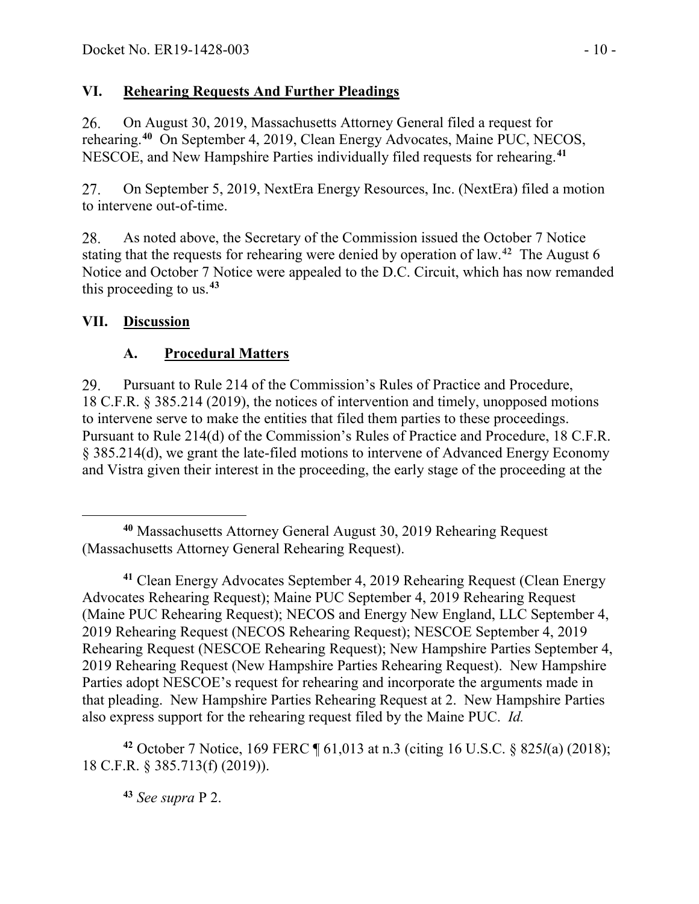## VI. Rehearing Requests And Further Pleadings

26. On August 30, 2019, Massachusetts Attorney General filed a request for rehearing.[40] On September 4, 2019, Clean Energy Advocates, Maine PUC, NECOS, NESCOE, and New Hampshire Parties individually filed requests for rehearing.[41]

27. On September 5, 2019, NextEra Energy Resources, Inc. (NextEra) filed a motion to intervene out-of-time.

28. As noted above, the Secretary of the Commission issued the October 7 Notice stating that the requests for rehearing were denied by operation of law.[42] The August 6 Notice and October 7 Notice were appealed to the D.C. Circuit, which has now remanded this proceeding to us.[43]

## VII. Discussion

### A. Procedural Matters

29. Pursuant to Rule 214 of the Commission's Rules of Practice and Procedure, 18 C.F.R. § 385.214 (2019), the notices of intervention and timely, unopposed motions to intervene serve to make the entities that filed them parties to these proceedings. Pursuant to Rule 214(d) of the Commission's Rules of Practice and Procedure, 18 C.F.R. § 385.214(d), we grant the late-filed motions to intervene of Advanced Energy Economy and Vistra given their interest in the proceeding, the early stage of the proceeding at the

---

[40] Massachusetts Attorney General August 30, 2019 Rehearing Request (Massachusetts Attorney General Rehearing Request).

[41] Clean Energy Advocates September 4, 2019 Rehearing Request (Clean Energy Advocates Rehearing Request); Maine PUC September 4, 2019 Rehearing Request (Maine PUC Rehearing Request); NECOS and Energy New England, LLC September 4, 2019 Rehearing Request (NECOS Rehearing Request); NESCOE September 4, 2019 Rehearing Request (NESCOE Rehearing Request); New Hampshire Parties September 4, 2019 Rehearing Request (New Hampshire Parties Rehearing Request). New Hampshire Parties adopt NESCOE's request for rehearing and incorporate the arguments made in that pleading. New Hampshire Parties Rehearing Request at 2. New Hampshire Parties also express support for the rehearing request filed by the Maine PUC. *Id.*

[42] October 7 Notice, 169 FERC ¶ 61,013 at n.3 (citing 16 U.S.C. § 825*l*(a) (2018); 18 C.F.R. § 385.713(f) (2019)).

[43] *See supra* P 2.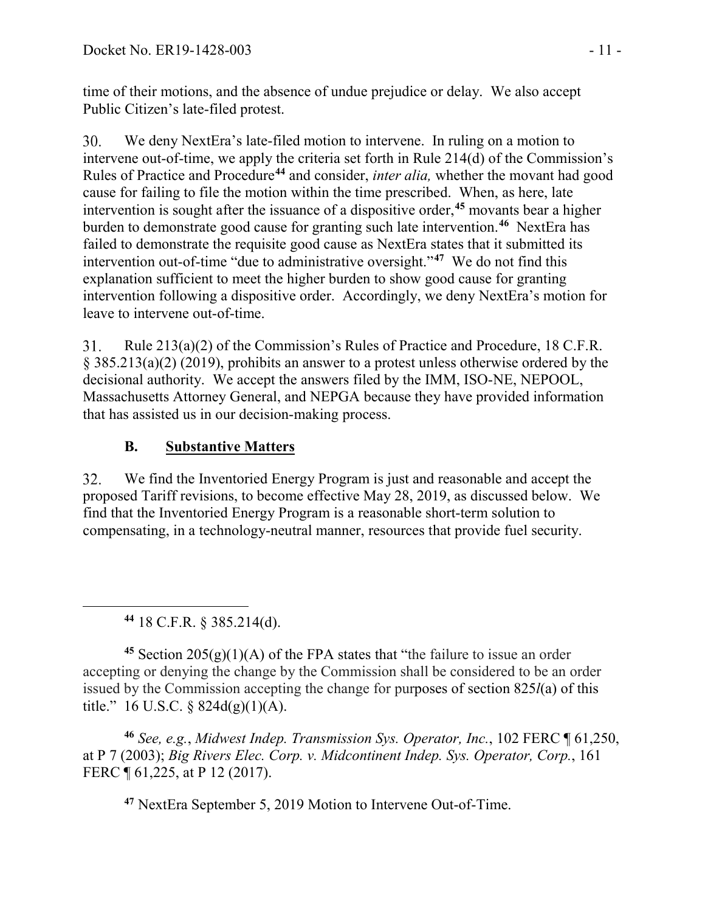time of their motions, and the absence of undue prejudice or delay. We also accept Public Citizen's late-filed protest.

30. We deny NextEra's late-filed motion to intervene. In ruling on a motion to intervene out-of-time, we apply the criteria set forth in Rule 214(d) of the Commission's Rules of Practice and Procedure[44] and consider, *inter alia,* whether the movant had good cause for failing to file the motion within the time prescribed. When, as here, late intervention is sought after the issuance of a dispositive order,[45] movants bear a higher burden to demonstrate good cause for granting such late intervention.[46] NextEra has failed to demonstrate the requisite good cause as NextEra states that it submitted its intervention out-of-time "due to administrative oversight."[47] We do not find this explanation sufficient to meet the higher burden to show good cause for granting intervention following a dispositive order. Accordingly, we deny NextEra's motion for leave to intervene out-of-time.

31. Rule 213(a)(2) of the Commission's Rules of Practice and Procedure, 18 C.F.R. § 385.213(a)(2) (2019), prohibits an answer to a protest unless otherwise ordered by the decisional authority. We accept the answers filed by the IMM, ISO-NE, NEPOOL, Massachusetts Attorney General, and NEPGA because they have provided information that has assisted us in our decision-making process.

## B. Substantive Matters

32. We find the Inventoried Energy Program is just and reasonable and accept the proposed Tariff revisions, to become effective May 28, 2019, as discussed below. We find that the Inventoried Energy Program is a reasonable short-term solution to compensating, in a technology-neutral manner, resources that provide fuel security.

---

[44] 18 C.F.R. § 385.214(d).

[45] Section 205(g)(1)(A) of the FPA states that "the failure to issue an order accepting or denying the change by the Commission shall be considered to be an order issued by the Commission accepting the change for purposes of section 825*l*(a) of this title." 16 U.S.C. § 824d(g)(1)(A).

[46] *See, e.g.*, *Midwest Indep. Transmission Sys. Operator, Inc.*, 102 FERC ¶ 61,250, at P 7 (2003); *Big Rivers Elec. Corp. v. Midcontinent Indep. Sys. Operator, Corp.*, 161 FERC ¶ 61,225, at P 12 (2017).

[47] NextEra September 5, 2019 Motion to Intervene Out-of-Time.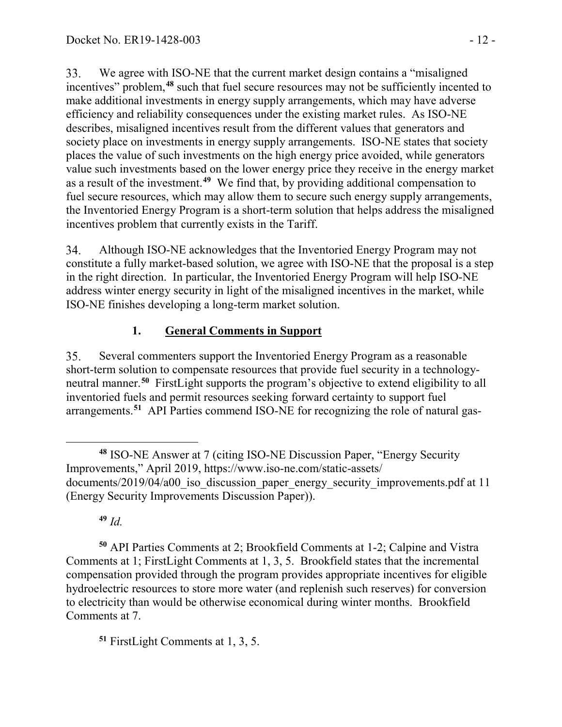33. We agree with ISO-NE that the current market design contains a "misaligned incentives" problem,[48] such that fuel secure resources may not be sufficiently incented to make additional investments in energy supply arrangements, which may have adverse efficiency and reliability consequences under the existing market rules. As ISO-NE describes, misaligned incentives result from the different values that generators and society place on investments in energy supply arrangements. ISO-NE states that society places the value of such investments on the high energy price avoided, while generators value such investments based on the lower energy price they receive in the energy market as a result of the investment.[49] We find that, by providing additional compensation to fuel secure resources, which may allow them to secure such energy supply arrangements, the Inventoried Energy Program is a short-term solution that helps address the misaligned incentives problem that currently exists in the Tariff.

34. Although ISO-NE acknowledges that the Inventoried Energy Program may not constitute a fully market-based solution, we agree with ISO-NE that the proposal is a step in the right direction. In particular, the Inventoried Energy Program will help ISO-NE address winter energy security in light of the misaligned incentives in the market, while ISO-NE finishes developing a long-term market solution.

### 1. General Comments in Support

35. Several commenters support the Inventoried Energy Program as a reasonable short-term solution to compensate resources that provide fuel security in a technology-neutral manner.[50] FirstLight supports the program's objective to extend eligibility to all inventoried fuels and permit resources seeking forward certainty to support fuel arrangements.[51] API Parties commend ISO-NE for recognizing the role of natural gas-

---

[48] ISO-NE Answer at 7 (citing ISO-NE Discussion Paper, "Energy Security Improvements," April 2019, https://www.iso-ne.com/static-assets/documents/2019/04/a00_iso_discussion_paper_energy_security_improvements.pdf at 11 (Energy Security Improvements Discussion Paper)).

[49] *Id.*

[50] API Parties Comments at 2; Brookfield Comments at 1-2; Calpine and Vistra Comments at 1; FirstLight Comments at 1, 3, 5. Brookfield states that the incremental compensation provided through the program provides appropriate incentives for eligible hydroelectric resources to store more water (and replenish such reserves) for conversion to electricity than would be otherwise economical during winter months. Brookfield Comments at 7.

[51] FirstLight Comments at 1, 3, 5.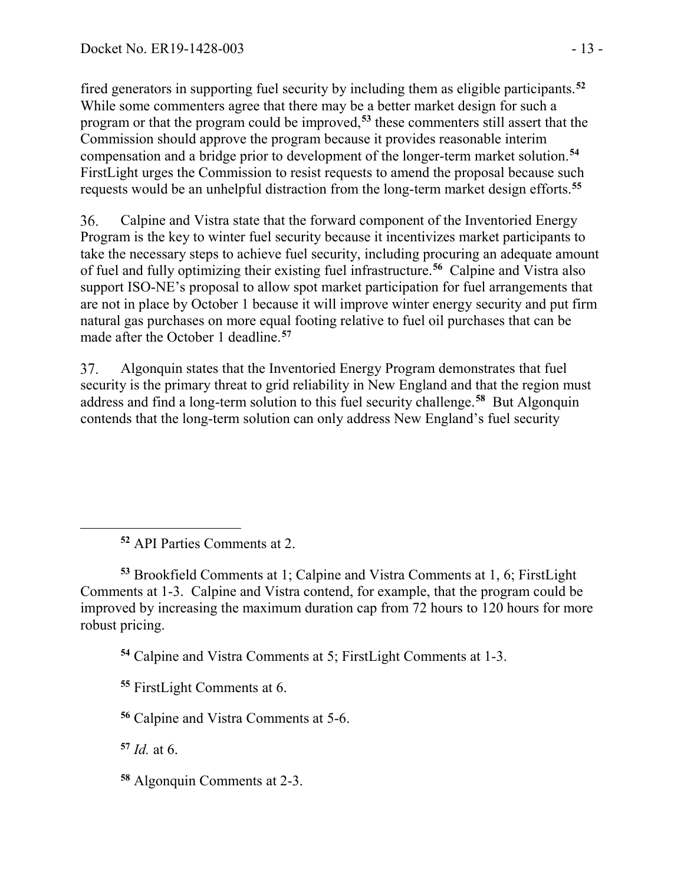fired generators in supporting fuel security by including them as eligible participants.[52] While some commenters agree that there may be a better market design for such a program or that the program could be improved,[53] these commenters still assert that the Commission should approve the program because it provides reasonable interim compensation and a bridge prior to development of the longer-term market solution.[54] FirstLight urges the Commission to resist requests to amend the proposal because such requests would be an unhelpful distraction from the long-term market design efforts.[55]

36. Calpine and Vistra state that the forward component of the Inventoried Energy Program is the key to winter fuel security because it incentivizes market participants to take the necessary steps to achieve fuel security, including procuring an adequate amount of fuel and fully optimizing their existing fuel infrastructure.[56] Calpine and Vistra also support ISO-NE's proposal to allow spot market participation for fuel arrangements that are not in place by October 1 because it will improve winter energy security and put firm natural gas purchases on more equal footing relative to fuel oil purchases that can be made after the October 1 deadline.[57]

37. Algonquin states that the Inventoried Energy Program demonstrates that fuel security is the primary threat to grid reliability in New England and that the region must address and find a long-term solution to this fuel security challenge.[58] But Algonquin contends that the long-term solution can only address New England's fuel security

---

[52] API Parties Comments at 2.

[53] Brookfield Comments at 1; Calpine and Vistra Comments at 1, 6; FirstLight Comments at 1-3. Calpine and Vistra contend, for example, that the program could be improved by increasing the maximum duration cap from 72 hours to 120 hours for more robust pricing.

[54] Calpine and Vistra Comments at 5; FirstLight Comments at 1-3.

[55] FirstLight Comments at 6.

[56] Calpine and Vistra Comments at 5-6.

[57] *Id.* at 6.

[58] Algonquin Comments at 2-3.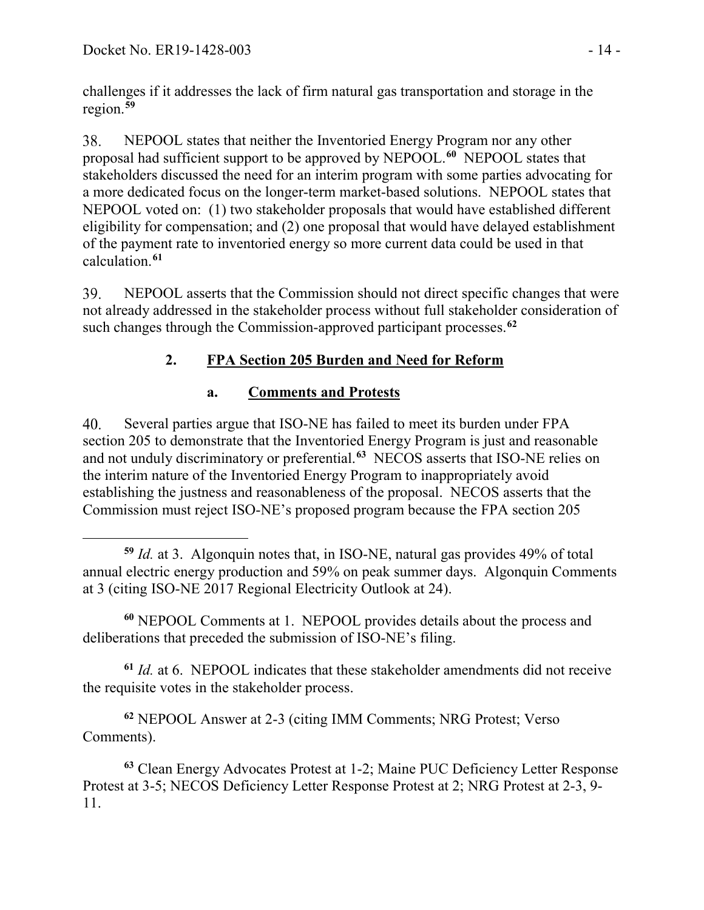challenges if it addresses the lack of firm natural gas transportation and storage in the region.[59]

38. NEPOOL states that neither the Inventoried Energy Program nor any other proposal had sufficient support to be approved by NEPOOL.[60] NEPOOL states that stakeholders discussed the need for an interim program with some parties advocating for a more dedicated focus on the longer-term market-based solutions. NEPOOL states that NEPOOL voted on: (1) two stakeholder proposals that would have established different eligibility for compensation; and (2) one proposal that would have delayed establishment of the payment rate to inventoried energy so more current data could be used in that calculation.[61]

39. NEPOOL asserts that the Commission should not direct specific changes that were not already addressed in the stakeholder process without full stakeholder consideration of such changes through the Commission-approved participant processes.[62]

### 2. FPA Section 205 Burden and Need for Reform

#### a. Comments and Protests

40. Several parties argue that ISO-NE has failed to meet its burden under FPA section 205 to demonstrate that the Inventoried Energy Program is just and reasonable and not unduly discriminatory or preferential.[63] NECOS asserts that ISO-NE relies on the interim nature of the Inventoried Energy Program to inappropriately avoid establishing the justness and reasonableness of the proposal. NECOS asserts that the Commission must reject ISO-NE's proposed program because the FPA section 205

---

[59] *Id.* at 3. Algonquin notes that, in ISO-NE, natural gas provides 49% of total annual electric energy production and 59% on peak summer days. Algonquin Comments at 3 (citing ISO-NE 2017 Regional Electricity Outlook at 24).

[60] NEPOOL Comments at 1. NEPOOL provides details about the process and deliberations that preceded the submission of ISO-NE's filing.

[61] *Id.* at 6. NEPOOL indicates that these stakeholder amendments did not receive the requisite votes in the stakeholder process.

[62] NEPOOL Answer at 2-3 (citing IMM Comments; NRG Protest; Verso Comments).

[63] Clean Energy Advocates Protest at 1-2; Maine PUC Deficiency Letter Response Protest at 3-5; NECOS Deficiency Letter Response Protest at 2; NRG Protest at 2-3, 9-11.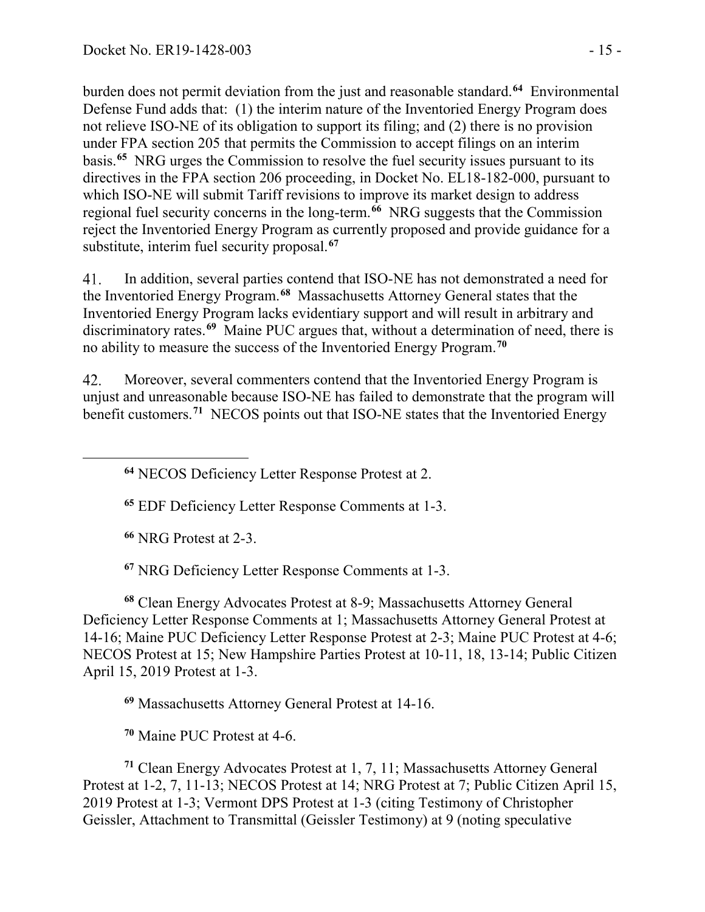burden does not permit deviation from the just and reasonable standard.[64] Environmental Defense Fund adds that: (1) the interim nature of the Inventoried Energy Program does not relieve ISO-NE of its obligation to support its filing; and (2) there is no provision under FPA section 205 that permits the Commission to accept filings on an interim basis.[65] NRG urges the Commission to resolve the fuel security issues pursuant to its directives in the FPA section 206 proceeding, in Docket No. EL18-182-000, pursuant to which ISO-NE will submit Tariff revisions to improve its market design to address regional fuel security concerns in the long-term.[66] NRG suggests that the Commission reject the Inventoried Energy Program as currently proposed and provide guidance for a substitute, interim fuel security proposal.[67]

41. In addition, several parties contend that ISO-NE has not demonstrated a need for the Inventoried Energy Program.[68] Massachusetts Attorney General states that the Inventoried Energy Program lacks evidentiary support and will result in arbitrary and discriminatory rates.[69] Maine PUC argues that, without a determination of need, there is no ability to measure the success of the Inventoried Energy Program.[70]

42. Moreover, several commenters contend that the Inventoried Energy Program is unjust and unreasonable because ISO-NE has failed to demonstrate that the program will benefit customers.[71] NECOS points out that ISO-NE states that the Inventoried Energy

---

[64] NECOS Deficiency Letter Response Protest at 2.

[65] EDF Deficiency Letter Response Comments at 1-3.

[66] NRG Protest at 2-3.

[67] NRG Deficiency Letter Response Comments at 1-3.

[68] Clean Energy Advocates Protest at 8-9; Massachusetts Attorney General Deficiency Letter Response Comments at 1; Massachusetts Attorney General Protest at 14-16; Maine PUC Deficiency Letter Response Protest at 2-3; Maine PUC Protest at 4-6; NECOS Protest at 15; New Hampshire Parties Protest at 10-11, 18, 13-14; Public Citizen April 15, 2019 Protest at 1-3.

[69] Massachusetts Attorney General Protest at 14-16.

[70] Maine PUC Protest at 4-6.

[71] Clean Energy Advocates Protest at 1, 7, 11; Massachusetts Attorney General Protest at 1-2, 7, 11-13; NECOS Protest at 14; NRG Protest at 7; Public Citizen April 15, 2019 Protest at 1-3; Vermont DPS Protest at 1-3 (citing Testimony of Christopher Geissler, Attachment to Transmittal (Geissler Testimony) at 9 (noting speculative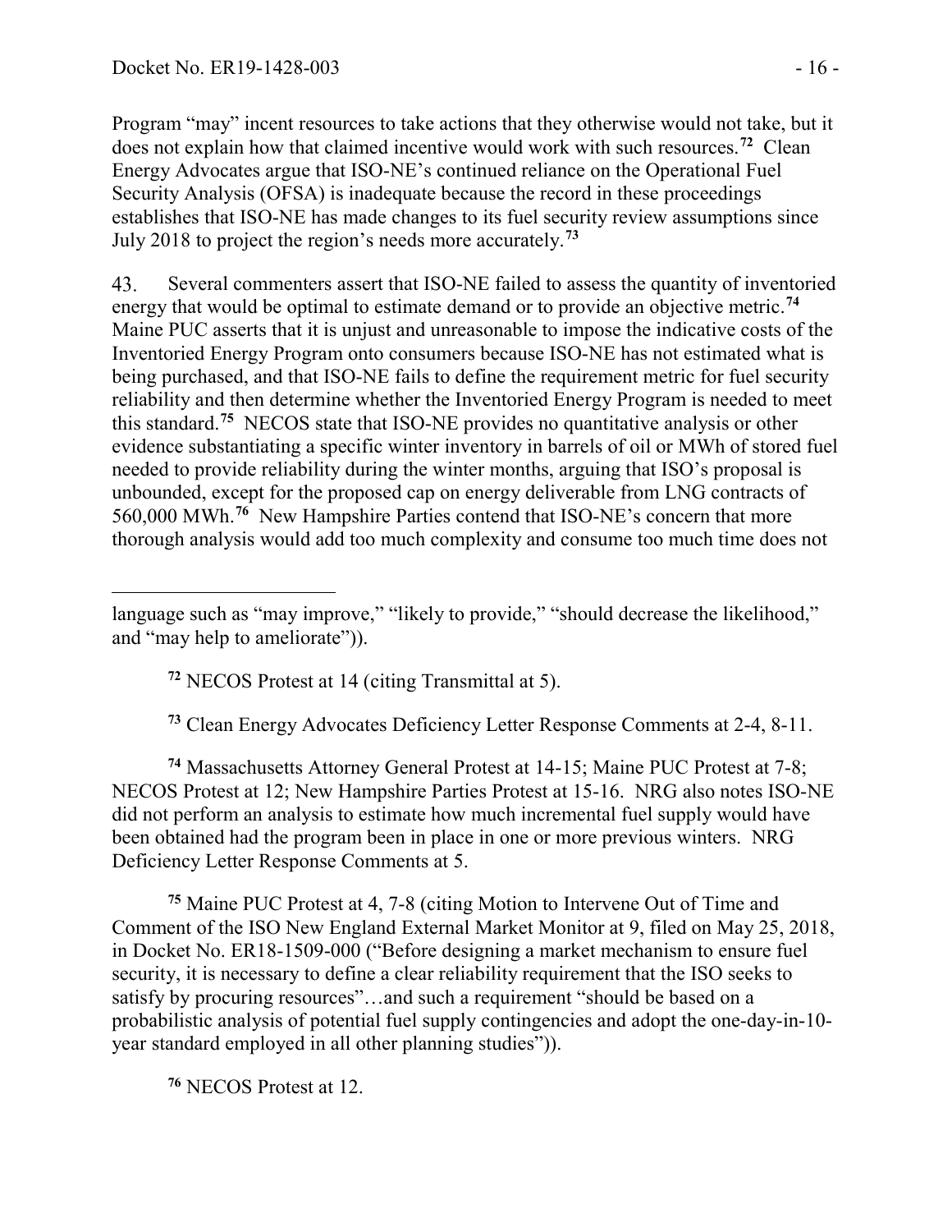Program "may" incent resources to take actions that they otherwise would not take, but it does not explain how that claimed incentive would work with such resources.[72] Clean Energy Advocates argue that ISO-NE's continued reliance on the Operational Fuel Security Analysis (OFSA) is inadequate because the record in these proceedings establishes that ISO-NE has made changes to its fuel security review assumptions since July 2018 to project the region's needs more accurately.[73]

43. Several commenters assert that ISO-NE failed to assess the quantity of inventoried energy that would be optimal to estimate demand or to provide an objective metric.[74] Maine PUC asserts that it is unjust and unreasonable to impose the indicative costs of the Inventoried Energy Program onto consumers because ISO-NE has not estimated what is being purchased, and that ISO-NE fails to define the requirement metric for fuel security reliability and then determine whether the Inventoried Energy Program is needed to meet this standard.[75] NECOS state that ISO-NE provides no quantitative analysis or other evidence substantiating a specific winter inventory in barrels of oil or MWh of stored fuel needed to provide reliability during the winter months, arguing that ISO's proposal is unbounded, except for the proposed cap on energy deliverable from LNG contracts of 560,000 MWh.[76] New Hampshire Parties contend that ISO-NE's concern that more thorough analysis would add too much complexity and consume too much time does not

---

language such as "may improve," "likely to provide," "should decrease the likelihood," and "may help to ameliorate")).

[72] NECOS Protest at 14 (citing Transmittal at 5).

[73] Clean Energy Advocates Deficiency Letter Response Comments at 2-4, 8-11.

[74] Massachusetts Attorney General Protest at 14-15; Maine PUC Protest at 7-8; NECOS Protest at 12; New Hampshire Parties Protest at 15-16. NRG also notes ISO-NE did not perform an analysis to estimate how much incremental fuel supply would have been obtained had the program been in place in one or more previous winters. NRG Deficiency Letter Response Comments at 5.

[75] Maine PUC Protest at 4, 7-8 (citing Motion to Intervene Out of Time and Comment of the ISO New England External Market Monitor at 9, filed on May 25, 2018, in Docket No. ER18-1509-000 ("Before designing a market mechanism to ensure fuel security, it is necessary to define a clear reliability requirement that the ISO seeks to satisfy by procuring resources"…and such a requirement "should be based on a probabilistic analysis of potential fuel supply contingencies and adopt the one-day-in-10-year standard employed in all other planning studies")).

[76] NECOS Protest at 12.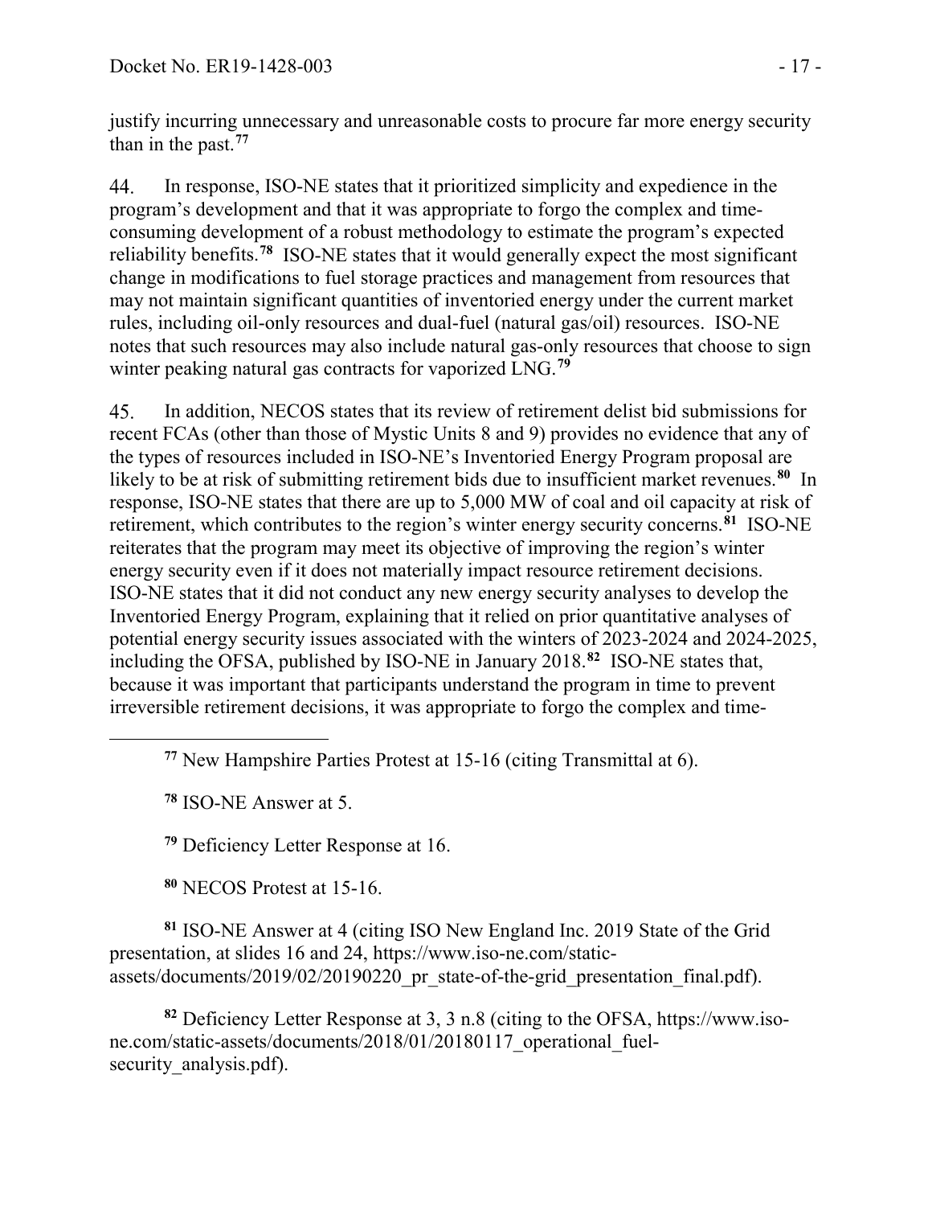justify incurring unnecessary and unreasonable costs to procure far more energy security than in the past.[77]

44. In response, ISO-NE states that it prioritized simplicity and expedience in the program's development and that it was appropriate to forgo the complex and time-consuming development of a robust methodology to estimate the program's expected reliability benefits.[78] ISO-NE states that it would generally expect the most significant change in modifications to fuel storage practices and management from resources that may not maintain significant quantities of inventoried energy under the current market rules, including oil-only resources and dual-fuel (natural gas/oil) resources. ISO-NE notes that such resources may also include natural gas-only resources that choose to sign winter peaking natural gas contracts for vaporized LNG.[79]

45. In addition, NECOS states that its review of retirement delist bid submissions for recent FCAs (other than those of Mystic Units 8 and 9) provides no evidence that any of the types of resources included in ISO-NE's Inventoried Energy Program proposal are likely to be at risk of submitting retirement bids due to insufficient market revenues.[80] In response, ISO-NE states that there are up to 5,000 MW of coal and oil capacity at risk of retirement, which contributes to the region's winter energy security concerns.[81] ISO-NE reiterates that the program may meet its objective of improving the region's winter energy security even if it does not materially impact resource retirement decisions. ISO-NE states that it did not conduct any new energy security analyses to develop the Inventoried Energy Program, explaining that it relied on prior quantitative analyses of potential energy security issues associated with the winters of 2023-2024 and 2024-2025, including the OFSA, published by ISO-NE in January 2018.[82] ISO-NE states that, because it was important that participants understand the program in time to prevent irreversible retirement decisions, it was appropriate to forgo the complex and time-

[77] New Hampshire Parties Protest at 15-16 (citing Transmittal at 6).

[78] ISO-NE Answer at 5.

[79] Deficiency Letter Response at 16.

[80] NECOS Protest at 15-16.

[81] ISO-NE Answer at 4 (citing ISO New England Inc. 2019 State of the Grid presentation, at slides 16 and 24, https://www.iso-ne.com/static-assets/documents/2019/02/20190220_pr_state-of-the-grid_presentation_final.pdf).

[82] Deficiency Letter Response at 3, 3 n.8 (citing to the OFSA, https://www.iso-ne.com/static-assets/documents/2018/01/20180117_operational_fuel-security_analysis.pdf).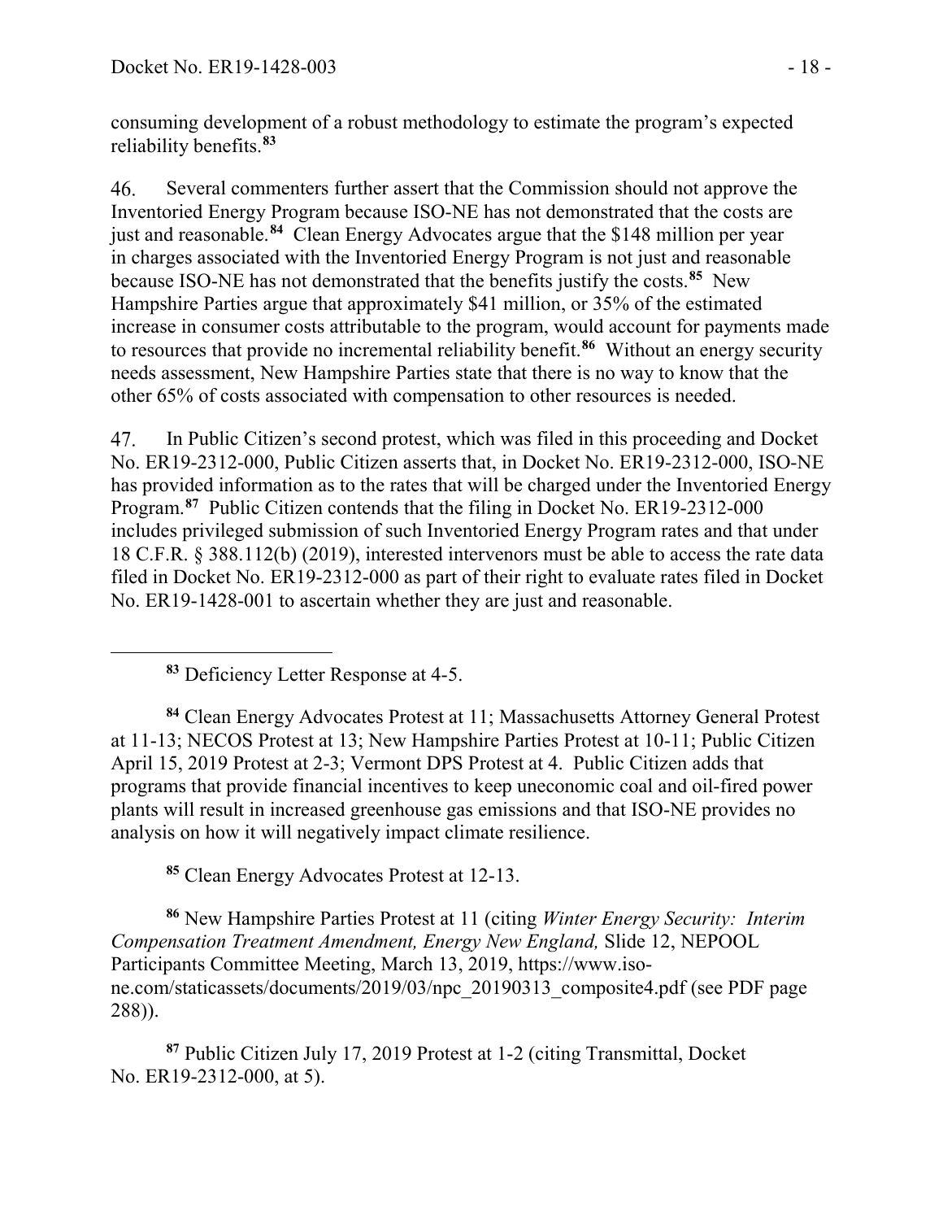consuming development of a robust methodology to estimate the program's expected reliability benefits.[83]

46. Several commenters further assert that the Commission should not approve the Inventoried Energy Program because ISO-NE has not demonstrated that the costs are just and reasonable.[84] Clean Energy Advocates argue that the $148 million per year in charges associated with the Inventoried Energy Program is not just and reasonable because ISO-NE has not demonstrated that the benefits justify the costs.[85] New Hampshire Parties argue that approximately $41 million, or 35% of the estimated increase in consumer costs attributable to the program, would account for payments made to resources that provide no incremental reliability benefit.[86] Without an energy security needs assessment, New Hampshire Parties state that there is no way to know that the other 65% of costs associated with compensation to other resources is needed.

47. In Public Citizen's second protest, which was filed in this proceeding and Docket No. ER19-2312-000, Public Citizen asserts that, in Docket No. ER19-2312-000, ISO-NE has provided information as to the rates that will be charged under the Inventoried Energy Program.[87] Public Citizen contends that the filing in Docket No. ER19-2312-000 includes privileged submission of such Inventoried Energy Program rates and that under 18 C.F.R. § 388.112(b) (2019), interested intervenors must be able to access the rate data filed in Docket No. ER19-2312-000 as part of their right to evaluate rates filed in Docket No. ER19-1428-001 to ascertain whether they are just and reasonable.

---

[83] Deficiency Letter Response at 4-5.

[84] Clean Energy Advocates Protest at 11; Massachusetts Attorney General Protest at 11-13; NECOS Protest at 13; New Hampshire Parties Protest at 10-11; Public Citizen April 15, 2019 Protest at 2-3; Vermont DPS Protest at 4. Public Citizen adds that programs that provide financial incentives to keep uneconomic coal and oil-fired power plants will result in increased greenhouse gas emissions and that ISO-NE provides no analysis on how it will negatively impact climate resilience.

[85] Clean Energy Advocates Protest at 12-13.

[86] New Hampshire Parties Protest at 11 (citing *Winter Energy Security: Interim Compensation Treatment Amendment, Energy New England,* Slide 12, NEPOOL Participants Committee Meeting, March 13, 2019, https://www.iso-ne.com/staticassets/documents/2019/03/npc_20190313_composite4.pdf (see PDF page 288)).

[87] Public Citizen July 17, 2019 Protest at 1-2 (citing Transmittal, Docket No. ER19-2312-000, at 5).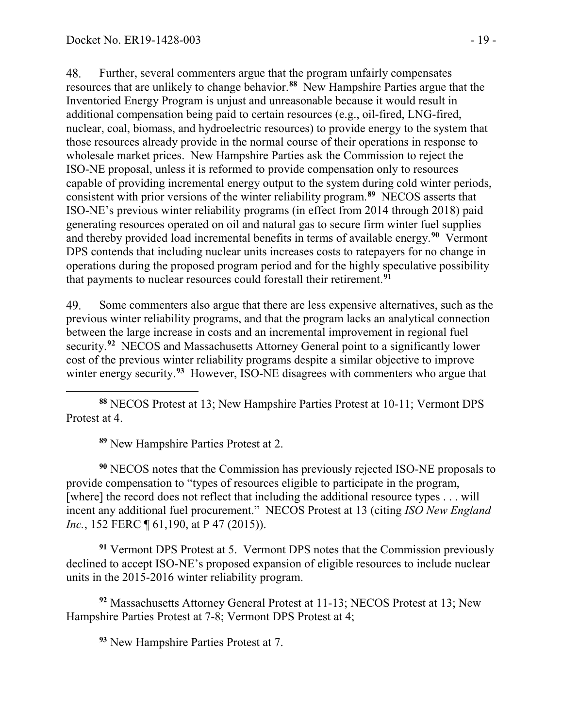48. Further, several commenters argue that the program unfairly compensates resources that are unlikely to change behavior.[88] New Hampshire Parties argue that the Inventoried Energy Program is unjust and unreasonable because it would result in additional compensation being paid to certain resources (e.g., oil-fired, LNG-fired, nuclear, coal, biomass, and hydroelectric resources) to provide energy to the system that those resources already provide in the normal course of their operations in response to wholesale market prices. New Hampshire Parties ask the Commission to reject the ISO-NE proposal, unless it is reformed to provide compensation only to resources capable of providing incremental energy output to the system during cold winter periods, consistent with prior versions of the winter reliability program.[89] NECOS asserts that ISO-NE's previous winter reliability programs (in effect from 2014 through 2018) paid generating resources operated on oil and natural gas to secure firm winter fuel supplies and thereby provided load incremental benefits in terms of available energy.[90] Vermont DPS contends that including nuclear units increases costs to ratepayers for no change in operations during the proposed program period and for the highly speculative possibility that payments to nuclear resources could forestall their retirement.[91]

49. Some commenters also argue that there are less expensive alternatives, such as the previous winter reliability programs, and that the program lacks an analytical connection between the large increase in costs and an incremental improvement in regional fuel security.[92] NECOS and Massachusetts Attorney General point to a significantly lower cost of the previous winter reliability programs despite a similar objective to improve winter energy security.[93] However, ISO-NE disagrees with commenters who argue that

---

[88] NECOS Protest at 13; New Hampshire Parties Protest at 10-11; Vermont DPS Protest at 4.

[89] New Hampshire Parties Protest at 2.

[90] NECOS notes that the Commission has previously rejected ISO-NE proposals to provide compensation to "types of resources eligible to participate in the program, [where] the record does not reflect that including the additional resource types . . . will incent any additional fuel procurement." NECOS Protest at 13 (citing *ISO New England Inc.*, 152 FERC ¶ 61,190, at P 47 (2015)).

[91] Vermont DPS Protest at 5. Vermont DPS notes that the Commission previously declined to accept ISO-NE's proposed expansion of eligible resources to include nuclear units in the 2015-2016 winter reliability program.

[92] Massachusetts Attorney General Protest at 11-13; NECOS Protest at 13; New Hampshire Parties Protest at 7-8; Vermont DPS Protest at 4;

[93] New Hampshire Parties Protest at 7.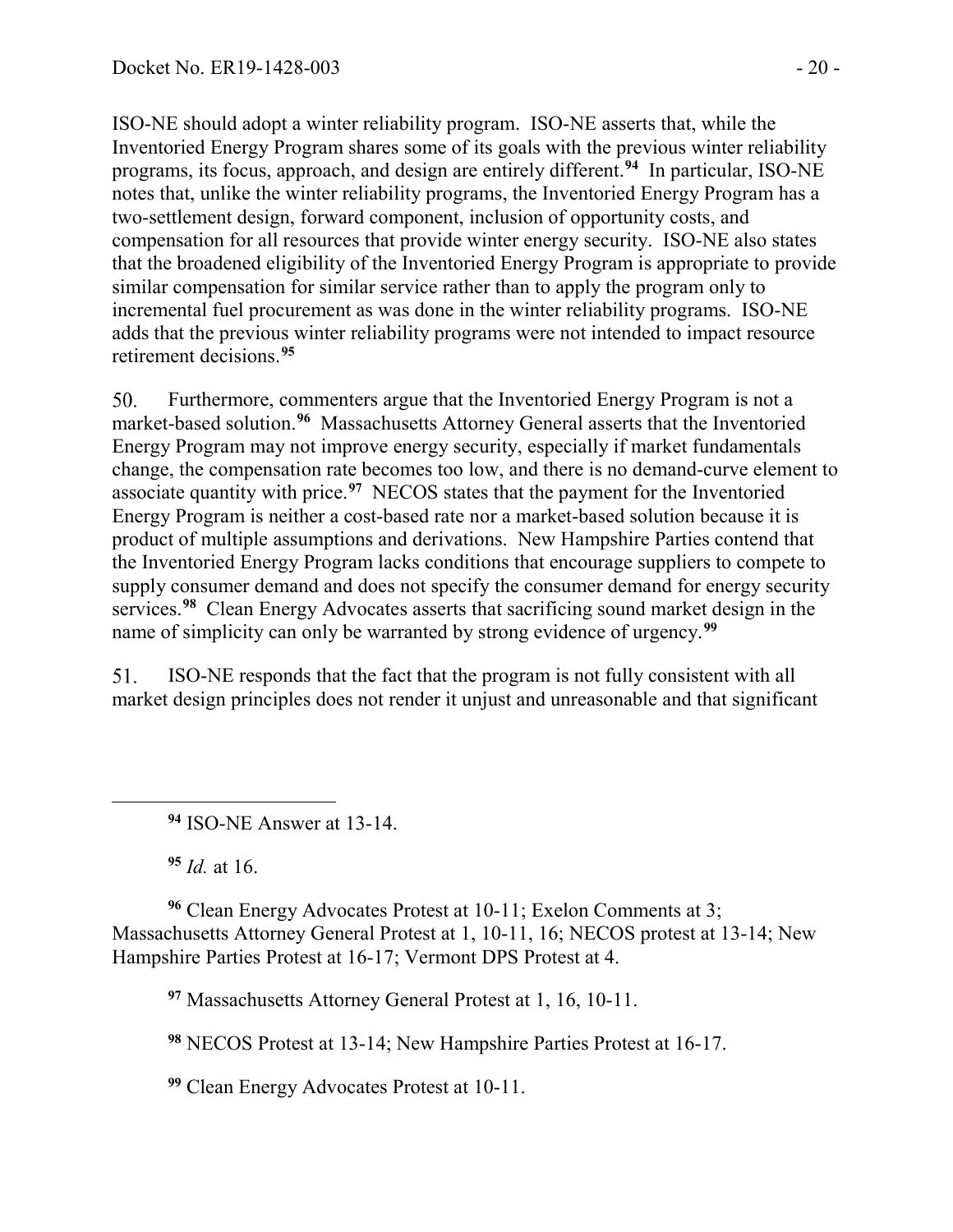ISO-NE should adopt a winter reliability program. ISO-NE asserts that, while the Inventoried Energy Program shares some of its goals with the previous winter reliability programs, its focus, approach, and design are entirely different.[94] In particular, ISO-NE notes that, unlike the winter reliability programs, the Inventoried Energy Program has a two-settlement design, forward component, inclusion of opportunity costs, and compensation for all resources that provide winter energy security. ISO-NE also states that the broadened eligibility of the Inventoried Energy Program is appropriate to provide similar compensation for similar service rather than to apply the program only to incremental fuel procurement as was done in the winter reliability programs. ISO-NE adds that the previous winter reliability programs were not intended to impact resource retirement decisions.[95]

50. Furthermore, commenters argue that the Inventoried Energy Program is not a market-based solution.[96] Massachusetts Attorney General asserts that the Inventoried Energy Program may not improve energy security, especially if market fundamentals change, the compensation rate becomes too low, and there is no demand-curve element to associate quantity with price.[97] NECOS states that the payment for the Inventoried Energy Program is neither a cost-based rate nor a market-based solution because it is product of multiple assumptions and derivations. New Hampshire Parties contend that the Inventoried Energy Program lacks conditions that encourage suppliers to compete to supply consumer demand and does not specify the consumer demand for energy security services.[98] Clean Energy Advocates asserts that sacrificing sound market design in the name of simplicity can only be warranted by strong evidence of urgency.[99]

51. ISO-NE responds that the fact that the program is not fully consistent with all market design principles does not render it unjust and unreasonable and that significant

---

[94] ISO-NE Answer at 13-14.

[95] *Id.* at 16.

[96] Clean Energy Advocates Protest at 10-11; Exelon Comments at 3; Massachusetts Attorney General Protest at 1, 10-11, 16; NECOS protest at 13-14; New Hampshire Parties Protest at 16-17; Vermont DPS Protest at 4.

[97] Massachusetts Attorney General Protest at 1, 16, 10-11.

[98] NECOS Protest at 13-14; New Hampshire Parties Protest at 16-17.

[99] Clean Energy Advocates Protest at 10-11.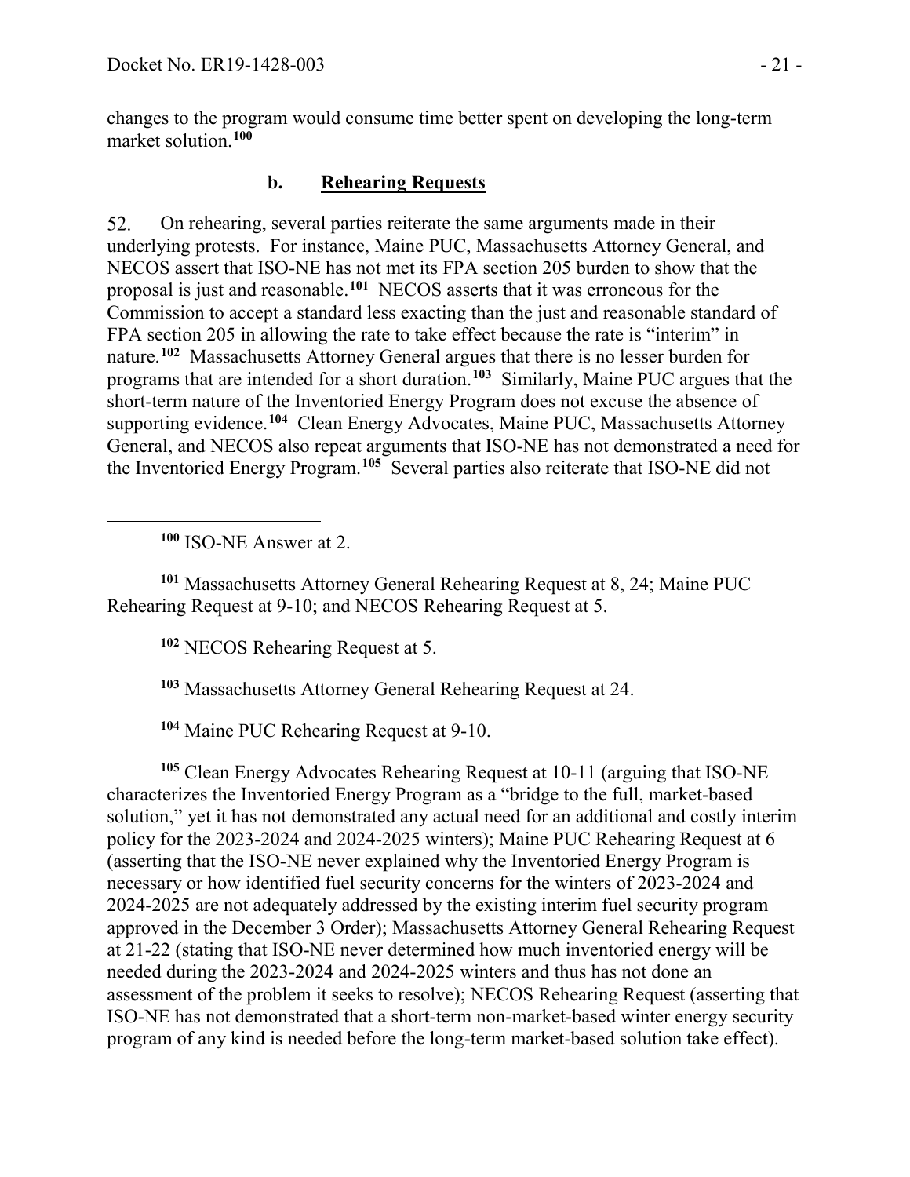changes to the program would consume time better spent on developing the long-term market solution.[100]

### b. Rehearing Requests

52. On rehearing, several parties reiterate the same arguments made in their underlying protests. For instance, Maine PUC, Massachusetts Attorney General, and NECOS assert that ISO-NE has not met its FPA section 205 burden to show that the proposal is just and reasonable.[101] NECOS asserts that it was erroneous for the Commission to accept a standard less exacting than the just and reasonable standard of FPA section 205 in allowing the rate to take effect because the rate is "interim" in nature.[102] Massachusetts Attorney General argues that there is no lesser burden for programs that are intended for a short duration.[103] Similarly, Maine PUC argues that the short-term nature of the Inventoried Energy Program does not excuse the absence of supporting evidence.[104] Clean Energy Advocates, Maine PUC, Massachusetts Attorney General, and NECOS also repeat arguments that ISO-NE has not demonstrated a need for the Inventoried Energy Program.[105] Several parties also reiterate that ISO-NE did not

---

[100] ISO-NE Answer at 2.

[101] Massachusetts Attorney General Rehearing Request at 8, 24; Maine PUC Rehearing Request at 9-10; and NECOS Rehearing Request at 5.

[102] NECOS Rehearing Request at 5.

[103] Massachusetts Attorney General Rehearing Request at 24.

[104] Maine PUC Rehearing Request at 9-10.

[105] Clean Energy Advocates Rehearing Request at 10-11 (arguing that ISO-NE characterizes the Inventoried Energy Program as a "bridge to the full, market-based solution," yet it has not demonstrated any actual need for an additional and costly interim policy for the 2023-2024 and 2024-2025 winters); Maine PUC Rehearing Request at 6 (asserting that the ISO-NE never explained why the Inventoried Energy Program is necessary or how identified fuel security concerns for the winters of 2023-2024 and 2024-2025 are not adequately addressed by the existing interim fuel security program approved in the December 3 Order); Massachusetts Attorney General Rehearing Request at 21-22 (stating that ISO-NE never determined how much inventoried energy will be needed during the 2023-2024 and 2024-2025 winters and thus has not done an assessment of the problem it seeks to resolve); NECOS Rehearing Request (asserting that ISO-NE has not demonstrated that a short-term non-market-based winter energy security program of any kind is needed before the long-term market-based solution take effect).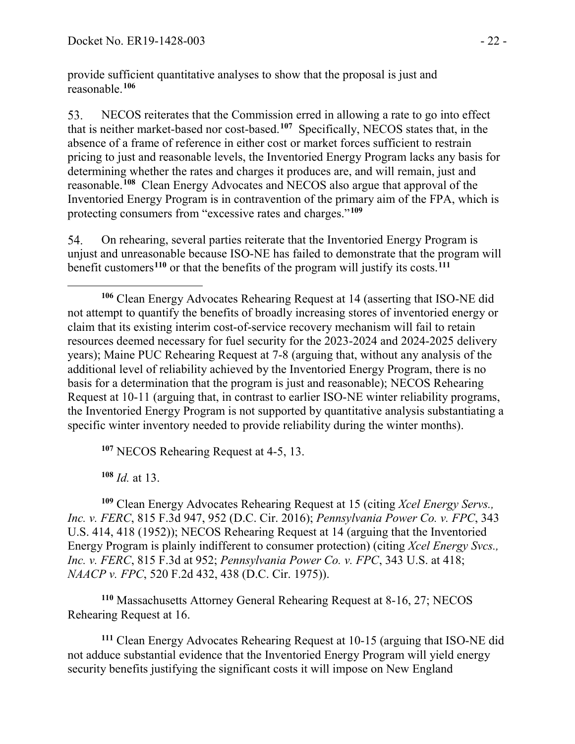provide sufficient quantitative analyses to show that the proposal is just and reasonable.[106]

53. NECOS reiterates that the Commission erred in allowing a rate to go into effect that is neither market-based nor cost-based.[107] Specifically, NECOS states that, in the absence of a frame of reference in either cost or market forces sufficient to restrain pricing to just and reasonable levels, the Inventoried Energy Program lacks any basis for determining whether the rates and charges it produces are, and will remain, just and reasonable.[108] Clean Energy Advocates and NECOS also argue that approval of the Inventoried Energy Program is in contravention of the primary aim of the FPA, which is protecting consumers from "excessive rates and charges."[109]

54. On rehearing, several parties reiterate that the Inventoried Energy Program is unjust and unreasonable because ISO-NE has failed to demonstrate that the program will benefit customers[110] or that the benefits of the program will justify its costs.[111]

---

[106] Clean Energy Advocates Rehearing Request at 14 (asserting that ISO-NE did not attempt to quantify the benefits of broadly increasing stores of inventoried energy or claim that its existing interim cost-of-service recovery mechanism will fail to retain resources deemed necessary for fuel security for the 2023-2024 and 2024-2025 delivery years); Maine PUC Rehearing Request at 7-8 (arguing that, without any analysis of the additional level of reliability achieved by the Inventoried Energy Program, there is no basis for a determination that the program is just and reasonable); NECOS Rehearing Request at 10-11 (arguing that, in contrast to earlier ISO-NE winter reliability programs, the Inventoried Energy Program is not supported by quantitative analysis substantiating a specific winter inventory needed to provide reliability during the winter months).

[107] NECOS Rehearing Request at 4-5, 13.

[108] *Id.* at 13.

[109] Clean Energy Advocates Rehearing Request at 15 (citing *Xcel Energy Servs., Inc. v. FERC*, 815 F.3d 947, 952 (D.C. Cir. 2016); *Pennsylvania Power Co. v. FPC*, 343 U.S. 414, 418 (1952)); NECOS Rehearing Request at 14 (arguing that the Inventoried Energy Program is plainly indifferent to consumer protection) (citing *Xcel Energy Svcs., Inc. v. FERC*, 815 F.3d at 952; *Pennsylvania Power Co. v. FPC*, 343 U.S. at 418; *NAACP v. FPC*, 520 F.2d 432, 438 (D.C. Cir. 1975)).

[110] Massachusetts Attorney General Rehearing Request at 8-16, 27; NECOS Rehearing Request at 16.

[111] Clean Energy Advocates Rehearing Request at 10-15 (arguing that ISO-NE did not adduce substantial evidence that the Inventoried Energy Program will yield energy security benefits justifying the significant costs it will impose on New England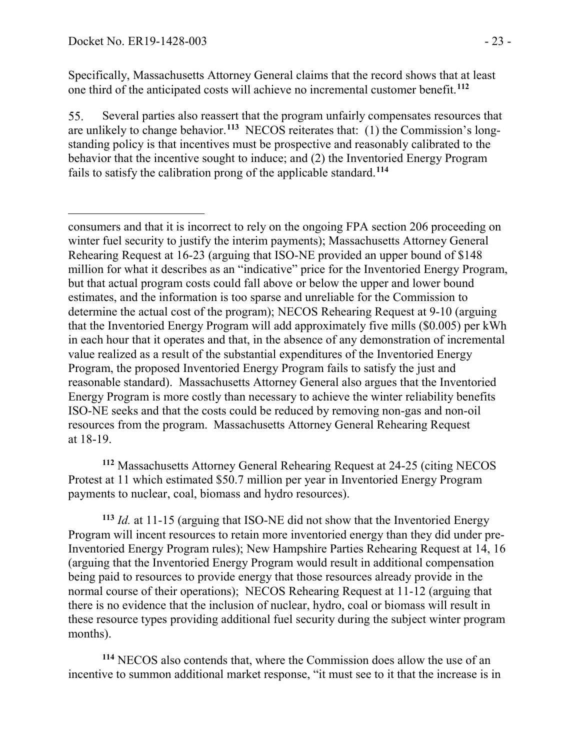Specifically, Massachusetts Attorney General claims that the record shows that at least one third of the anticipated costs will achieve no incremental customer benefit.[112]

55. Several parties also reassert that the program unfairly compensates resources that are unlikely to change behavior.[113] NECOS reiterates that: (1) the Commission's long-standing policy is that incentives must be prospective and reasonably calibrated to the behavior that the incentive sought to induce; and (2) the Inventoried Energy Program fails to satisfy the calibration prong of the applicable standard.[114]

---

consumers and that it is incorrect to rely on the ongoing FPA section 206 proceeding on winter fuel security to justify the interim payments); Massachusetts Attorney General Rehearing Request at 16-23 (arguing that ISO-NE provided an upper bound of $148 million for what it describes as an "indicative" price for the Inventoried Energy Program, but that actual program costs could fall above or below the upper and lower bound estimates, and the information is too sparse and unreliable for the Commission to determine the actual cost of the program); NECOS Rehearing Request at 9-10 (arguing that the Inventoried Energy Program will add approximately five mills ($0.005) per kWh in each hour that it operates and that, in the absence of any demonstration of incremental value realized as a result of the substantial expenditures of the Inventoried Energy Program, the proposed Inventoried Energy Program fails to satisfy the just and reasonable standard). Massachusetts Attorney General also argues that the Inventoried Energy Program is more costly than necessary to achieve the winter reliability benefits ISO-NE seeks and that the costs could be reduced by removing non-gas and non-oil resources from the program. Massachusetts Attorney General Rehearing Request at 18-19.

[112] Massachusetts Attorney General Rehearing Request at 24-25 (citing NECOS Protest at 11 which estimated $50.7 million per year in Inventoried Energy Program payments to nuclear, coal, biomass and hydro resources).

[113] *Id.* at 11-15 (arguing that ISO-NE did not show that the Inventoried Energy Program will incent resources to retain more inventoried energy than they did under pre-Inventoried Energy Program rules); New Hampshire Parties Rehearing Request at 14, 16 (arguing that the Inventoried Energy Program would result in additional compensation being paid to resources to provide energy that those resources already provide in the normal course of their operations); NECOS Rehearing Request at 11-12 (arguing that there is no evidence that the inclusion of nuclear, hydro, coal or biomass will result in these resource types providing additional fuel security during the subject winter program months).

[114] NECOS also contends that, where the Commission does allow the use of an incentive to summon additional market response, "it must see to it that the increase is in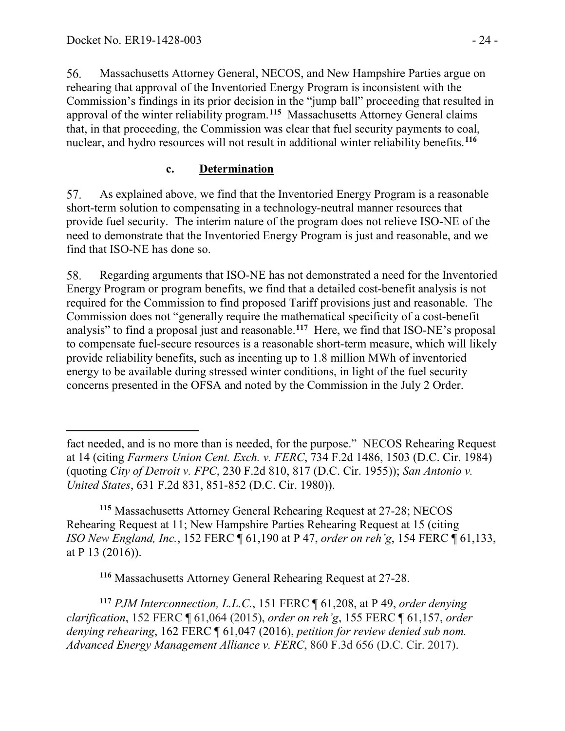56. Massachusetts Attorney General, NECOS, and New Hampshire Parties argue on rehearing that approval of the Inventoried Energy Program is inconsistent with the Commission's findings in its prior decision in the "jump ball" proceeding that resulted in approval of the winter reliability program.[115] Massachusetts Attorney General claims that, in that proceeding, the Commission was clear that fuel security payments to coal, nuclear, and hydro resources will not result in additional winter reliability benefits.[116]

### c. Determination

57. As explained above, we find that the Inventoried Energy Program is a reasonable short-term solution to compensating in a technology-neutral manner resources that provide fuel security. The interim nature of the program does not relieve ISO-NE of the need to demonstrate that the Inventoried Energy Program is just and reasonable, and we find that ISO-NE has done so.

58. Regarding arguments that ISO-NE has not demonstrated a need for the Inventoried Energy Program or program benefits, we find that a detailed cost-benefit analysis is not required for the Commission to find proposed Tariff provisions just and reasonable. The Commission does not "generally require the mathematical specificity of a cost-benefit analysis" to find a proposal just and reasonable.[117] Here, we find that ISO-NE's proposal to compensate fuel-secure resources is a reasonable short-term measure, which will likely provide reliability benefits, such as incenting up to 1.8 million MWh of inventoried energy to be available during stressed winter conditions, in light of the fuel security concerns presented in the OFSA and noted by the Commission in the July 2 Order.

---

fact needed, and is no more than is needed, for the purpose." NECOS Rehearing Request at 14 (citing *Farmers Union Cent. Exch. v. FERC*, 734 F.2d 1486, 1503 (D.C. Cir. 1984) (quoting *City of Detroit v. FPC*, 230 F.2d 810, 817 (D.C. Cir. 1955)); *San Antonio v. United States*, 631 F.2d 831, 851-852 (D.C. Cir. 1980)).

[115] Massachusetts Attorney General Rehearing Request at 27-28; NECOS Rehearing Request at 11; New Hampshire Parties Rehearing Request at 15 (citing *ISO New England, Inc.*, 152 FERC ¶ 61,190 at P 47, *order on reh'g*, 154 FERC ¶ 61,133, at P 13 (2016)).

[116] Massachusetts Attorney General Rehearing Request at 27-28.

[117] *PJM Interconnection, L.L.C.*, 151 FERC ¶ 61,208, at P 49, *order denying clarification*, 152 FERC ¶ 61,064 (2015), *order on reh'g*, 155 FERC ¶ 61,157, *order denying rehearing*, 162 FERC ¶ 61,047 (2016), *petition for review denied sub nom. Advanced Energy Management Alliance v. FERC*, 860 F.3d 656 (D.C. Cir. 2017).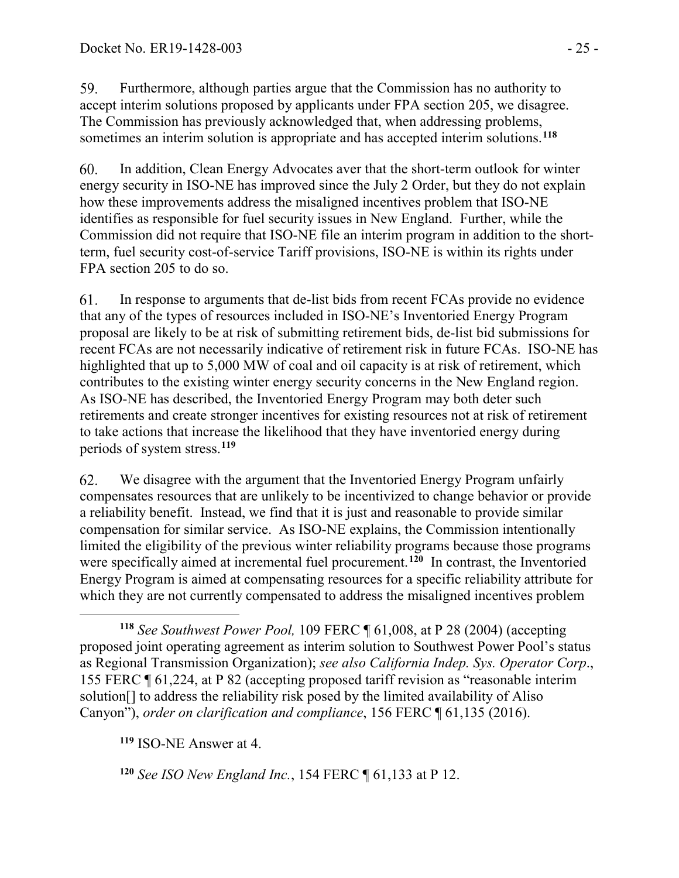59. Furthermore, although parties argue that the Commission has no authority to accept interim solutions proposed by applicants under FPA section 205, we disagree. The Commission has previously acknowledged that, when addressing problems, sometimes an interim solution is appropriate and has accepted interim solutions.[118]

60. In addition, Clean Energy Advocates aver that the short-term outlook for winter energy security in ISO-NE has improved since the July 2 Order, but they do not explain how these improvements address the misaligned incentives problem that ISO-NE identifies as responsible for fuel security issues in New England. Further, while the Commission did not require that ISO-NE file an interim program in addition to the short-term, fuel security cost-of-service Tariff provisions, ISO-NE is within its rights under FPA section 205 to do so.

61. In response to arguments that de-list bids from recent FCAs provide no evidence that any of the types of resources included in ISO-NE's Inventoried Energy Program proposal are likely to be at risk of submitting retirement bids, de-list bid submissions for recent FCAs are not necessarily indicative of retirement risk in future FCAs. ISO-NE has highlighted that up to 5,000 MW of coal and oil capacity is at risk of retirement, which contributes to the existing winter energy security concerns in the New England region. As ISO-NE has described, the Inventoried Energy Program may both deter such retirements and create stronger incentives for existing resources not at risk of retirement to take actions that increase the likelihood that they have inventoried energy during periods of system stress.[119]

62. We disagree with the argument that the Inventoried Energy Program unfairly compensates resources that are unlikely to be incentivized to change behavior or provide a reliability benefit. Instead, we find that it is just and reasonable to provide similar compensation for similar service. As ISO-NE explains, the Commission intentionally limited the eligibility of the previous winter reliability programs because those programs were specifically aimed at incremental fuel procurement.[120] In contrast, the Inventoried Energy Program is aimed at compensating resources for a specific reliability attribute for which they are not currently compensated to address the misaligned incentives problem

---

[118] *See Southwest Power Pool,* 109 FERC ¶ 61,008, at P 28 (2004) (accepting proposed joint operating agreement as interim solution to Southwest Power Pool's status as Regional Transmission Organization); *see also California Indep. Sys. Operator Corp*., 155 FERC ¶ 61,224, at P 82 (accepting proposed tariff revision as "reasonable interim solution[] to address the reliability risk posed by the limited availability of Aliso Canyon"), *order on clarification and compliance*, 156 FERC ¶ 61,135 (2016).

[119] ISO-NE Answer at 4.

[120] *See ISO New England Inc.*, 154 FERC ¶ 61,133 at P 12.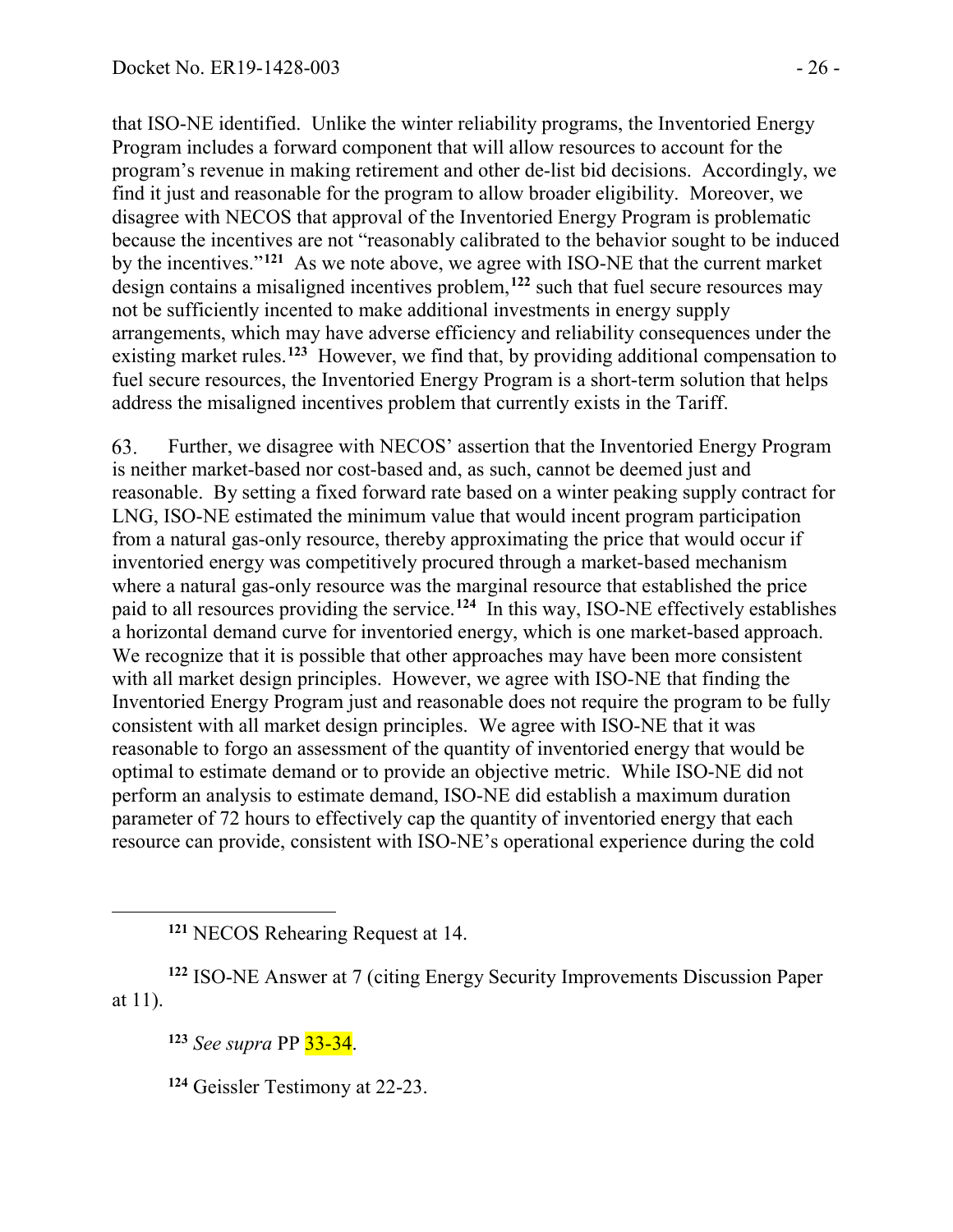that ISO-NE identified. Unlike the winter reliability programs, the Inventoried Energy Program includes a forward component that will allow resources to account for the program's revenue in making retirement and other de-list bid decisions. Accordingly, we find it just and reasonable for the program to allow broader eligibility. Moreover, we disagree with NECOS that approval of the Inventoried Energy Program is problematic because the incentives are not "reasonably calibrated to the behavior sought to be induced by the incentives."[121] As we note above, we agree with ISO-NE that the current market design contains a misaligned incentives problem,[122] such that fuel secure resources may not be sufficiently incented to make additional investments in energy supply arrangements, which may have adverse efficiency and reliability consequences under the existing market rules.[123] However, we find that, by providing additional compensation to fuel secure resources, the Inventoried Energy Program is a short-term solution that helps address the misaligned incentives problem that currently exists in the Tariff.

63. Further, we disagree with NECOS' assertion that the Inventoried Energy Program is neither market-based nor cost-based and, as such, cannot be deemed just and reasonable. By setting a fixed forward rate based on a winter peaking supply contract for LNG, ISO-NE estimated the minimum value that would incent program participation from a natural gas-only resource, thereby approximating the price that would occur if inventoried energy was competitively procured through a market-based mechanism where a natural gas-only resource was the marginal resource that established the price paid to all resources providing the service.[124] In this way, ISO-NE effectively establishes a horizontal demand curve for inventoried energy, which is one market-based approach. We recognize that it is possible that other approaches may have been more consistent with all market design principles. However, we agree with ISO-NE that finding the Inventoried Energy Program just and reasonable does not require the program to be fully consistent with all market design principles. We agree with ISO-NE that it was reasonable to forgo an assessment of the quantity of inventoried energy that would be optimal to estimate demand or to provide an objective metric. While ISO-NE did not perform an analysis to estimate demand, ISO-NE did establish a maximum duration parameter of 72 hours to effectively cap the quantity of inventoried energy that each resource can provide, consistent with ISO-NE's operational experience during the cold

[121] NECOS Rehearing Request at 14.

[122] ISO-NE Answer at 7 (citing Energy Security Improvements Discussion Paper at 11).

[123] *See supra* PP 33-34.

[124] Geissler Testimony at 22-23.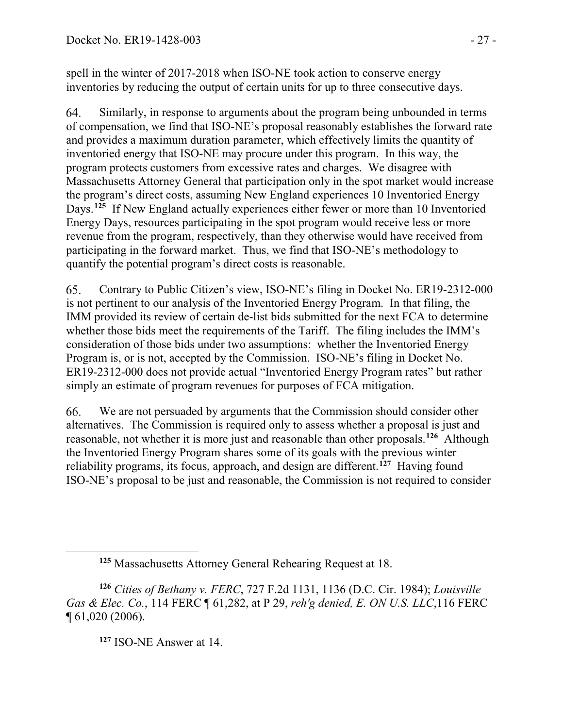spell in the winter of 2017-2018 when ISO-NE took action to conserve energy inventories by reducing the output of certain units for up to three consecutive days.

64. Similarly, in response to arguments about the program being unbounded in terms of compensation, we find that ISO-NE's proposal reasonably establishes the forward rate and provides a maximum duration parameter, which effectively limits the quantity of inventoried energy that ISO-NE may procure under this program. In this way, the program protects customers from excessive rates and charges. We disagree with Massachusetts Attorney General that participation only in the spot market would increase the program's direct costs, assuming New England experiences 10 Inventoried Energy Days.[125] If New England actually experiences either fewer or more than 10 Inventoried Energy Days, resources participating in the spot program would receive less or more revenue from the program, respectively, than they otherwise would have received from participating in the forward market. Thus, we find that ISO-NE's methodology to quantify the potential program's direct costs is reasonable.

65. Contrary to Public Citizen's view, ISO-NE's filing in Docket No. ER19-2312-000 is not pertinent to our analysis of the Inventoried Energy Program. In that filing, the IMM provided its review of certain de-list bids submitted for the next FCA to determine whether those bids meet the requirements of the Tariff. The filing includes the IMM's consideration of those bids under two assumptions: whether the Inventoried Energy Program is, or is not, accepted by the Commission. ISO-NE's filing in Docket No. ER19-2312-000 does not provide actual "Inventoried Energy Program rates" but rather simply an estimate of program revenues for purposes of FCA mitigation.

66. We are not persuaded by arguments that the Commission should consider other alternatives. The Commission is required only to assess whether a proposal is just and reasonable, not whether it is more just and reasonable than other proposals.[126] Although the Inventoried Energy Program shares some of its goals with the previous winter reliability programs, its focus, approach, and design are different.[127] Having found ISO-NE's proposal to be just and reasonable, the Commission is not required to consider

---

[125] Massachusetts Attorney General Rehearing Request at 18.

[126] *Cities of Bethany v. FERC*, 727 F.2d 1131, 1136 (D.C. Cir. 1984); *Louisville Gas & Elec. Co.*, 114 FERC ¶ 61,282, at P 29, *reh'g denied, E. ON U.S. LLC*,116 FERC ¶ 61,020 (2006).

[127] ISO-NE Answer at 14.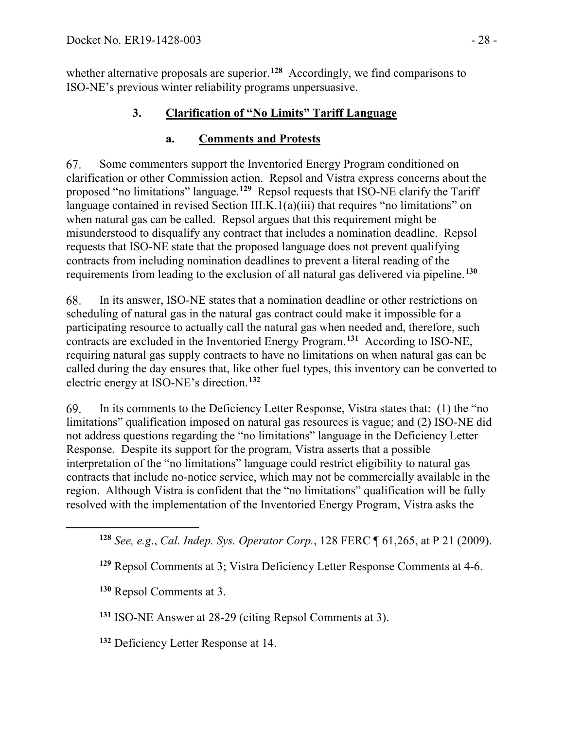whether alternative proposals are superior.[128] Accordingly, we find comparisons to ISO-NE's previous winter reliability programs unpersuasive.

### 3. Clarification of "No Limits" Tariff Language

#### a. Comments and Protests

67. Some commenters support the Inventoried Energy Program conditioned on clarification or other Commission action. Repsol and Vistra express concerns about the proposed "no limitations" language.[129] Repsol requests that ISO-NE clarify the Tariff language contained in revised Section III.K.1(a)(iii) that requires "no limitations" on when natural gas can be called. Repsol argues that this requirement might be misunderstood to disqualify any contract that includes a nomination deadline. Repsol requests that ISO-NE state that the proposed language does not prevent qualifying contracts from including nomination deadlines to prevent a literal reading of the requirements from leading to the exclusion of all natural gas delivered via pipeline.[130]

68. In its answer, ISO-NE states that a nomination deadline or other restrictions on scheduling of natural gas in the natural gas contract could make it impossible for a participating resource to actually call the natural gas when needed and, therefore, such contracts are excluded in the Inventoried Energy Program.[131] According to ISO-NE, requiring natural gas supply contracts to have no limitations on when natural gas can be called during the day ensures that, like other fuel types, this inventory can be converted to electric energy at ISO-NE's direction.[132]

69. In its comments to the Deficiency Letter Response, Vistra states that: (1) the "no limitations" qualification imposed on natural gas resources is vague; and (2) ISO-NE did not address questions regarding the "no limitations" language in the Deficiency Letter Response. Despite its support for the program, Vistra asserts that a possible interpretation of the "no limitations" language could restrict eligibility to natural gas contracts that include no-notice service, which may not be commercially available in the region. Although Vistra is confident that the "no limitations" qualification will be fully resolved with the implementation of the Inventoried Energy Program, Vistra asks the

---

[128] *See, e.g.*, *Cal. Indep. Sys. Operator Corp.*, 128 FERC ¶ 61,265, at P 21 (2009).

[129] Repsol Comments at 3; Vistra Deficiency Letter Response Comments at 4-6.

[130] Repsol Comments at 3.

[131] ISO-NE Answer at 28-29 (citing Repsol Comments at 3).

[132] Deficiency Letter Response at 14.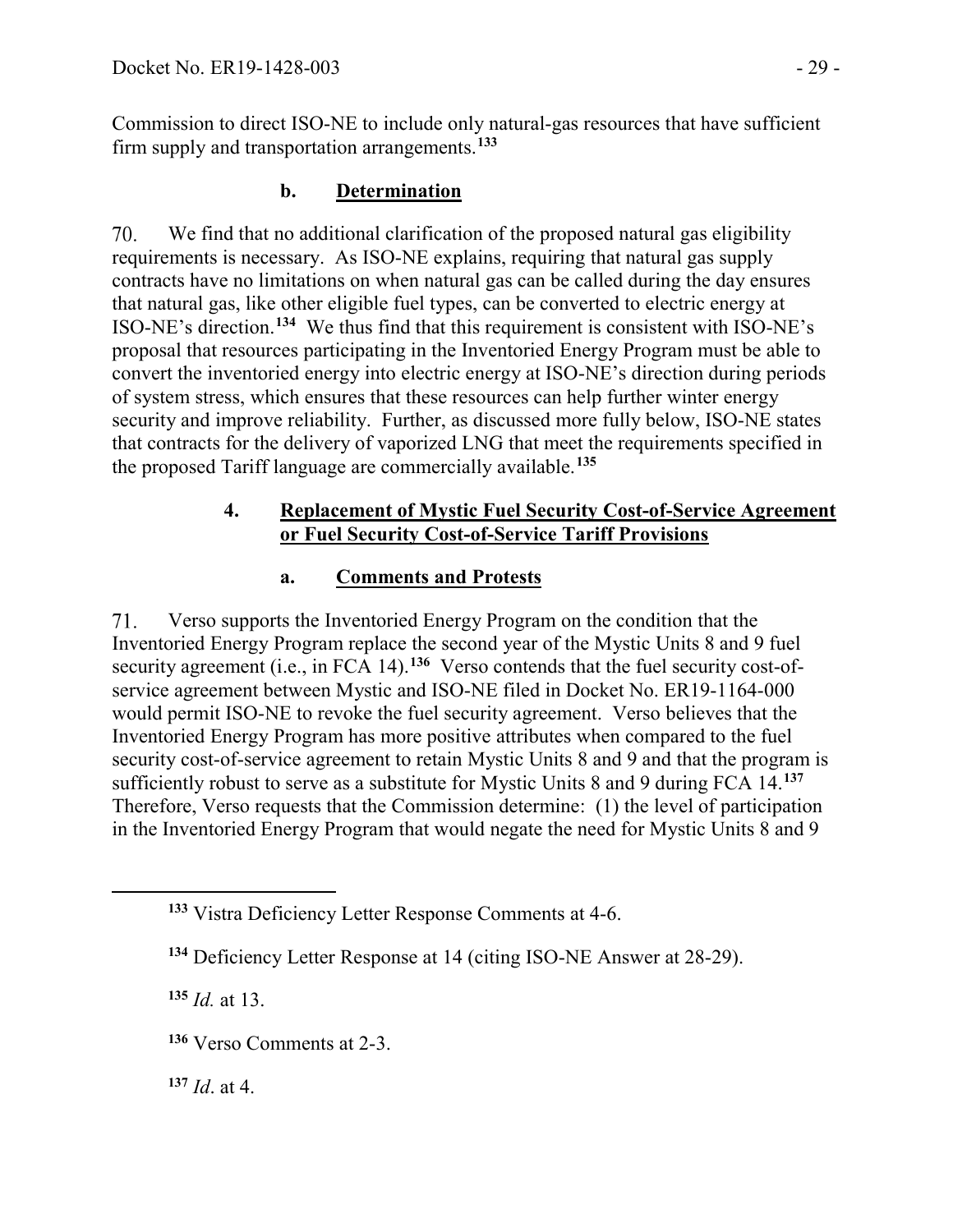Commission to direct ISO-NE to include only natural-gas resources that have sufficient firm supply and transportation arrangements.[133]

### b. Determination

70. We find that no additional clarification of the proposed natural gas eligibility requirements is necessary. As ISO-NE explains, requiring that natural gas supply contracts have no limitations on when natural gas can be called during the day ensures that natural gas, like other eligible fuel types, can be converted to electric energy at ISO-NE's direction.[134] We thus find that this requirement is consistent with ISO-NE's proposal that resources participating in the Inventoried Energy Program must be able to convert the inventoried energy into electric energy at ISO-NE's direction during periods of system stress, which ensures that these resources can help further winter energy security and improve reliability. Further, as discussed more fully below, ISO-NE states that contracts for the delivery of vaporized LNG that meet the requirements specified in the proposed Tariff language are commercially available.[135]

## 4. Replacement of Mystic Fuel Security Cost-of-Service Agreement or Fuel Security Cost-of-Service Tariff Provisions

### a. Comments and Protests

71. Verso supports the Inventoried Energy Program on the condition that the Inventoried Energy Program replace the second year of the Mystic Units 8 and 9 fuel security agreement (i.e., in FCA 14).[136] Verso contends that the fuel security cost-of-service agreement between Mystic and ISO-NE filed in Docket No. ER19-1164-000 would permit ISO-NE to revoke the fuel security agreement. Verso believes that the Inventoried Energy Program has more positive attributes when compared to the fuel security cost-of-service agreement to retain Mystic Units 8 and 9 and that the program is sufficiently robust to serve as a substitute for Mystic Units 8 and 9 during FCA 14.[137] Therefore, Verso requests that the Commission determine: (1) the level of participation in the Inventoried Energy Program that would negate the need for Mystic Units 8 and 9

---

[133] Vistra Deficiency Letter Response Comments at 4-6.

[134] Deficiency Letter Response at 14 (citing ISO-NE Answer at 28-29).

[135] *Id.* at 13.

[136] Verso Comments at 2-3.

[137] *Id*. at 4.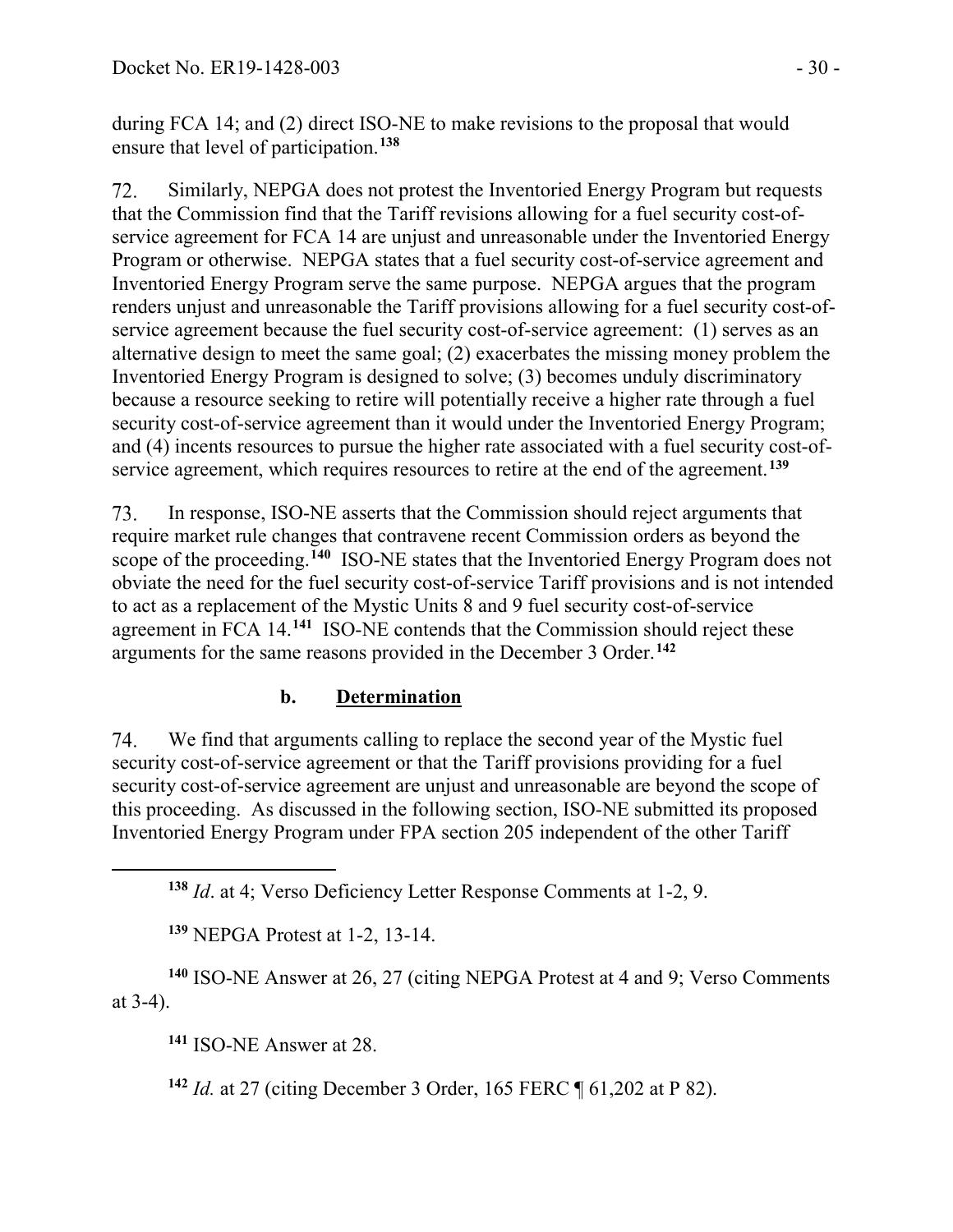during FCA 14; and (2) direct ISO-NE to make revisions to the proposal that would ensure that level of participation.[138]

72. Similarly, NEPGA does not protest the Inventoried Energy Program but requests that the Commission find that the Tariff revisions allowing for a fuel security cost-of-service agreement for FCA 14 are unjust and unreasonable under the Inventoried Energy Program or otherwise. NEPGA states that a fuel security cost-of-service agreement and Inventoried Energy Program serve the same purpose. NEPGA argues that the program renders unjust and unreasonable the Tariff provisions allowing for a fuel security cost-of-service agreement because the fuel security cost-of-service agreement: (1) serves as an alternative design to meet the same goal; (2) exacerbates the missing money problem the Inventoried Energy Program is designed to solve; (3) becomes unduly discriminatory because a resource seeking to retire will potentially receive a higher rate through a fuel security cost-of-service agreement than it would under the Inventoried Energy Program; and (4) incents resources to pursue the higher rate associated with a fuel security cost-of-service agreement, which requires resources to retire at the end of the agreement.[139]

73. In response, ISO-NE asserts that the Commission should reject arguments that require market rule changes that contravene recent Commission orders as beyond the scope of the proceeding.[140] ISO-NE states that the Inventoried Energy Program does not obviate the need for the fuel security cost-of-service Tariff provisions and is not intended to act as a replacement of the Mystic Units 8 and 9 fuel security cost-of-service agreement in FCA 14.[141] ISO-NE contends that the Commission should reject these arguments for the same reasons provided in the December 3 Order.[142]

### b. Determination

74. We find that arguments calling to replace the second year of the Mystic fuel security cost-of-service agreement or that the Tariff provisions providing for a fuel security cost-of-service agreement are unjust and unreasonable are beyond the scope of this proceeding. As discussed in the following section, ISO-NE submitted its proposed Inventoried Energy Program under FPA section 205 independent of the other Tariff

---

[138] *Id*. at 4; Verso Deficiency Letter Response Comments at 1-2, 9.

[139] NEPGA Protest at 1-2, 13-14.

[140] ISO-NE Answer at 26, 27 (citing NEPGA Protest at 4 and 9; Verso Comments at 3-4).

[141] ISO-NE Answer at 28.

[142] *Id.* at 27 (citing December 3 Order, 165 FERC ¶ 61,202 at P 82).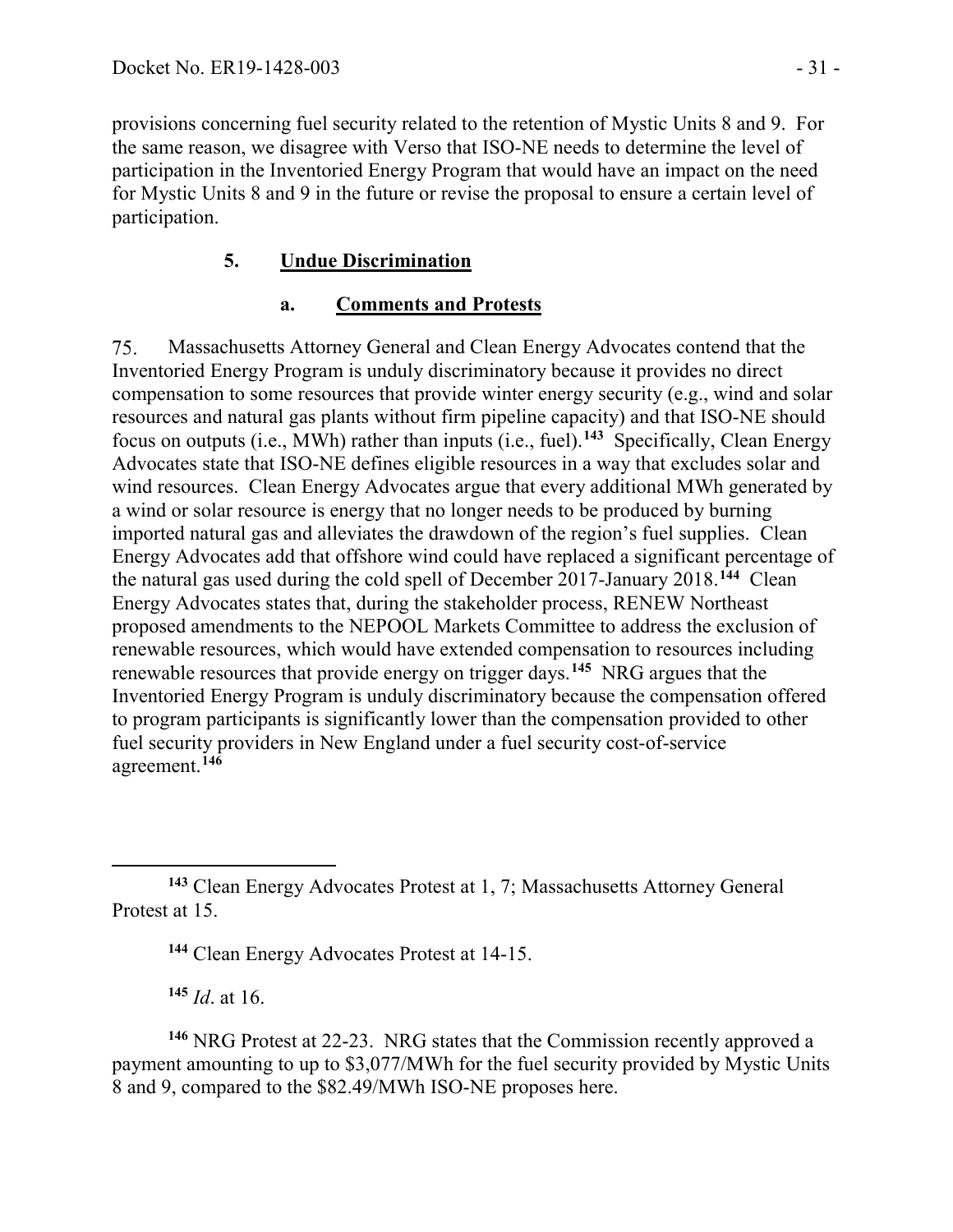provisions concerning fuel security related to the retention of Mystic Units 8 and 9. For the same reason, we disagree with Verso that ISO-NE needs to determine the level of participation in the Inventoried Energy Program that would have an impact on the need for Mystic Units 8 and 9 in the future or revise the proposal to ensure a certain level of participation.

### 5. Undue Discrimination

#### a. Comments and Protests

75. Massachusetts Attorney General and Clean Energy Advocates contend that the Inventoried Energy Program is unduly discriminatory because it provides no direct compensation to some resources that provide winter energy security (e.g., wind and solar resources and natural gas plants without firm pipeline capacity) and that ISO-NE should focus on outputs (i.e., MWh) rather than inputs (i.e., fuel).[143] Specifically, Clean Energy Advocates state that ISO-NE defines eligible resources in a way that excludes solar and wind resources. Clean Energy Advocates argue that every additional MWh generated by a wind or solar resource is energy that no longer needs to be produced by burning imported natural gas and alleviates the drawdown of the region's fuel supplies. Clean Energy Advocates add that offshore wind could have replaced a significant percentage of the natural gas used during the cold spell of December 2017-January 2018.[144] Clean Energy Advocates states that, during the stakeholder process, RENEW Northeast proposed amendments to the NEPOOL Markets Committee to address the exclusion of renewable resources, which would have extended compensation to resources including renewable resources that provide energy on trigger days.[145] NRG argues that the Inventoried Energy Program is unduly discriminatory because the compensation offered to program participants is significantly lower than the compensation provided to other fuel security providers in New England under a fuel security cost-of-service agreement.[146]

---

[143] Clean Energy Advocates Protest at 1, 7; Massachusetts Attorney General Protest at 15.

[144] Clean Energy Advocates Protest at 14-15.

[145] *Id*. at 16.

[146] NRG Protest at 22-23. NRG states that the Commission recently approved a payment amounting to up to \$3,077/MWh for the fuel security provided by Mystic Units 8 and 9, compared to the \$82.49/MWh ISO-NE proposes here.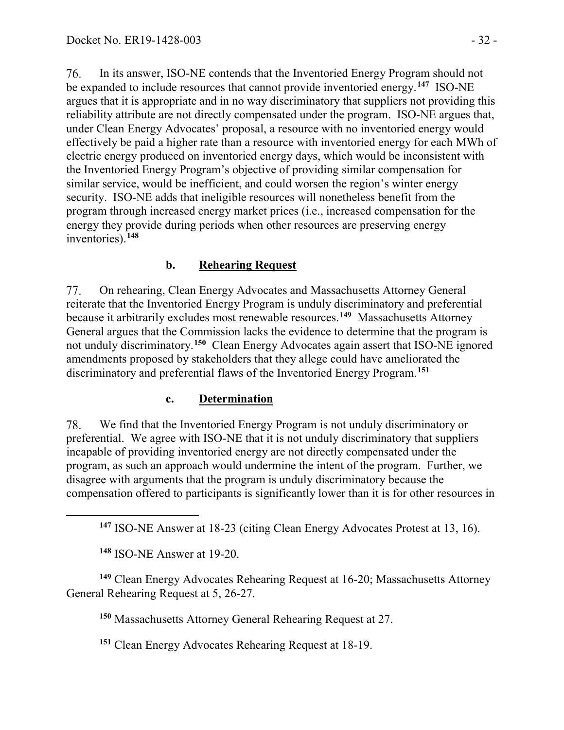76. In its answer, ISO-NE contends that the Inventoried Energy Program should not be expanded to include resources that cannot provide inventoried energy.[147] ISO-NE argues that it is appropriate and in no way discriminatory that suppliers not providing this reliability attribute are not directly compensated under the program. ISO-NE argues that, under Clean Energy Advocates' proposal, a resource with no inventoried energy would effectively be paid a higher rate than a resource with inventoried energy for each MWh of electric energy produced on inventoried energy days, which would be inconsistent with the Inventoried Energy Program's objective of providing similar compensation for similar service, would be inefficient, and could worsen the region's winter energy security. ISO-NE adds that ineligible resources will nonetheless benefit from the program through increased energy market prices (i.e., increased compensation for the energy they provide during periods when other resources are preserving energy inventories).[148]

### b. Rehearing Request

77. On rehearing, Clean Energy Advocates and Massachusetts Attorney General reiterate that the Inventoried Energy Program is unduly discriminatory and preferential because it arbitrarily excludes most renewable resources.[149] Massachusetts Attorney General argues that the Commission lacks the evidence to determine that the program is not unduly discriminatory.[150] Clean Energy Advocates again assert that ISO-NE ignored amendments proposed by stakeholders that they allege could have ameliorated the discriminatory and preferential flaws of the Inventoried Energy Program.[151]

### c. Determination

78. We find that the Inventoried Energy Program is not unduly discriminatory or preferential. We agree with ISO-NE that it is not unduly discriminatory that suppliers incapable of providing inventoried energy are not directly compensated under the program, as such an approach would undermine the intent of the program. Further, we disagree with arguments that the program is unduly discriminatory because the compensation offered to participants is significantly lower than it is for other resources in

---

[147] ISO-NE Answer at 18-23 (citing Clean Energy Advocates Protest at 13, 16).

[148] ISO-NE Answer at 19-20.

[149] Clean Energy Advocates Rehearing Request at 16-20; Massachusetts Attorney General Rehearing Request at 5, 26-27.

[150] Massachusetts Attorney General Rehearing Request at 27.

[151] Clean Energy Advocates Rehearing Request at 18-19.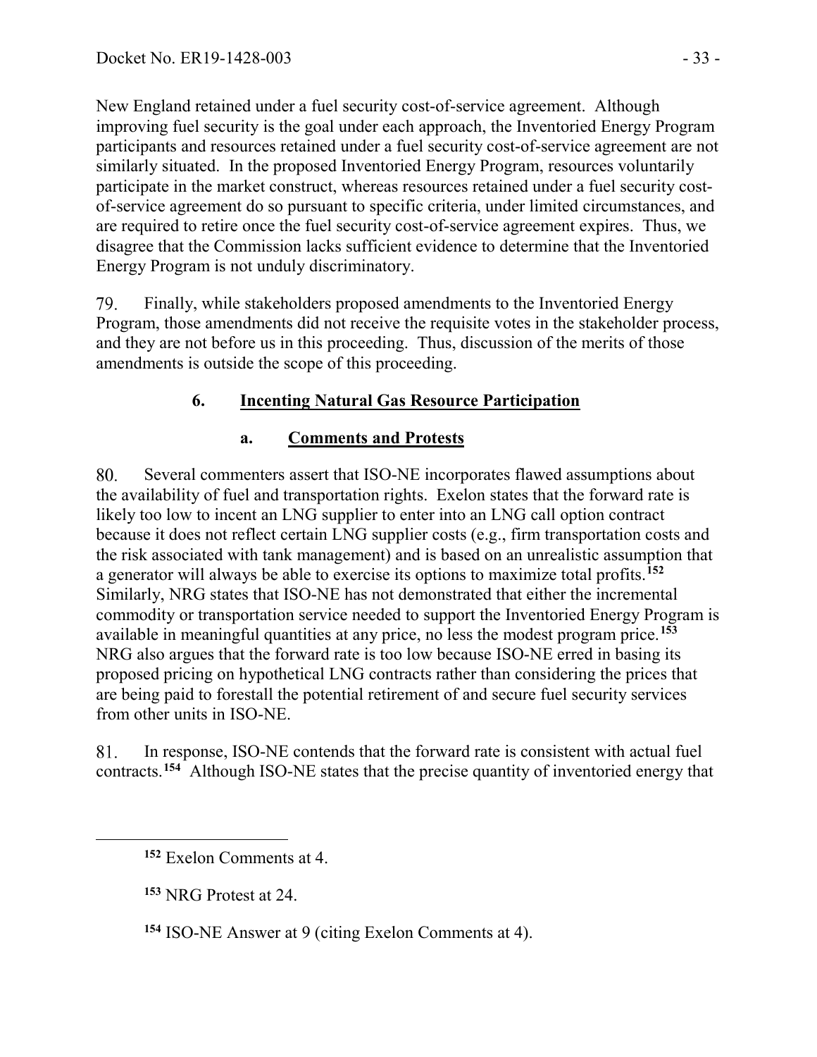New England retained under a fuel security cost-of-service agreement. Although improving fuel security is the goal under each approach, the Inventoried Energy Program participants and resources retained under a fuel security cost-of-service agreement are not similarly situated. In the proposed Inventoried Energy Program, resources voluntarily participate in the market construct, whereas resources retained under a fuel security cost-of-service agreement do so pursuant to specific criteria, under limited circumstances, and are required to retire once the fuel security cost-of-service agreement expires. Thus, we disagree that the Commission lacks sufficient evidence to determine that the Inventoried Energy Program is not unduly discriminatory.

79. Finally, while stakeholders proposed amendments to the Inventoried Energy Program, those amendments did not receive the requisite votes in the stakeholder process, and they are not before us in this proceeding. Thus, discussion of the merits of those amendments is outside the scope of this proceeding.

### 6. Incenting Natural Gas Resource Participation

#### a. Comments and Protests

80. Several commenters assert that ISO-NE incorporates flawed assumptions about the availability of fuel and transportation rights. Exelon states that the forward rate is likely too low to incent an LNG supplier to enter into an LNG call option contract because it does not reflect certain LNG supplier costs (e.g., firm transportation costs and the risk associated with tank management) and is based on an unrealistic assumption that a generator will always be able to exercise its options to maximize total profits.[152] Similarly, NRG states that ISO-NE has not demonstrated that either the incremental commodity or transportation service needed to support the Inventoried Energy Program is available in meaningful quantities at any price, no less the modest program price.[153] NRG also argues that the forward rate is too low because ISO-NE erred in basing its proposed pricing on hypothetical LNG contracts rather than considering the prices that are being paid to forestall the potential retirement of and secure fuel security services from other units in ISO-NE.

81. In response, ISO-NE contends that the forward rate is consistent with actual fuel contracts.[154] Although ISO-NE states that the precise quantity of inventoried energy that

---

[152] Exelon Comments at 4.

[153] NRG Protest at 24.

[154] ISO-NE Answer at 9 (citing Exelon Comments at 4).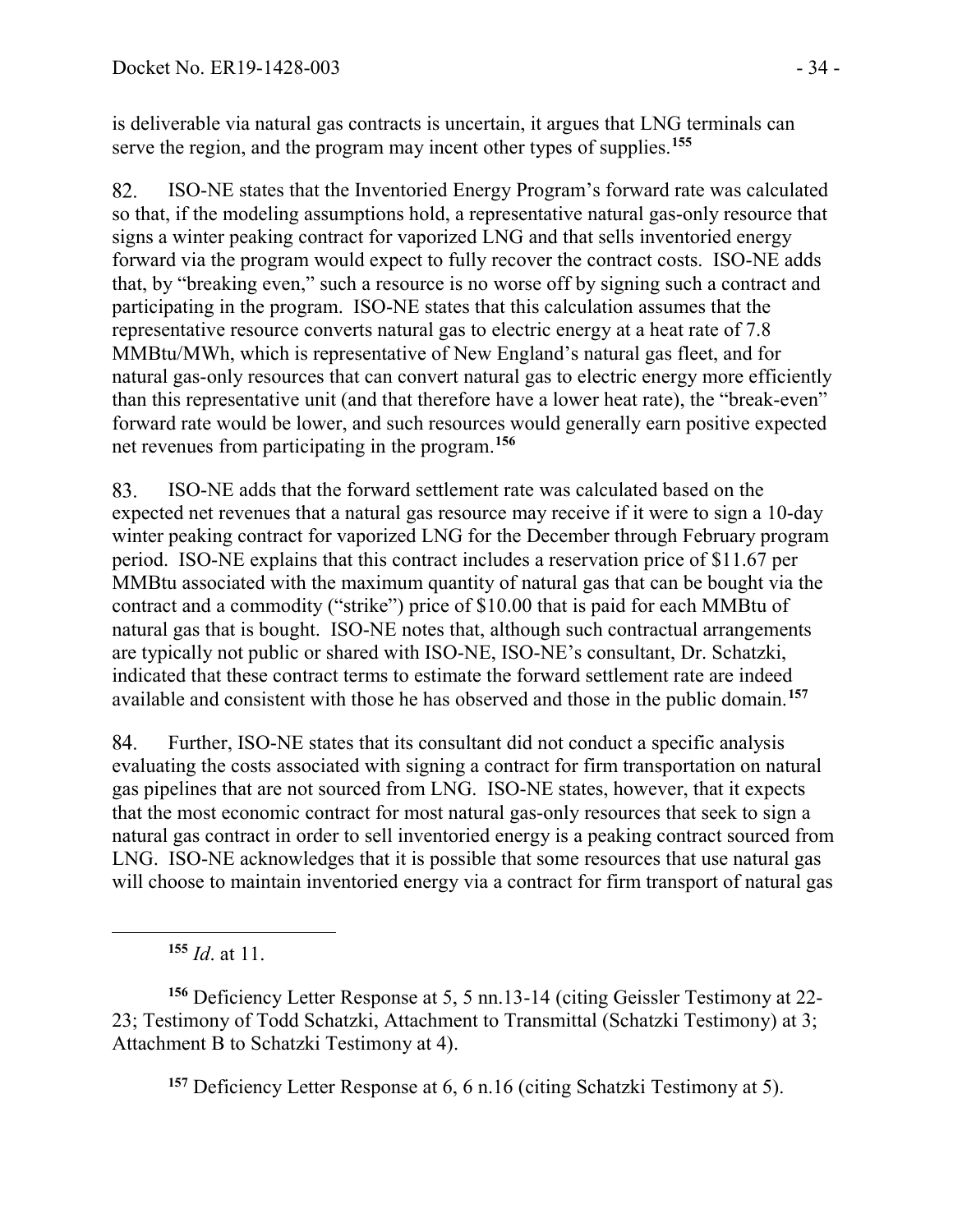is deliverable via natural gas contracts is uncertain, it argues that LNG terminals can serve the region, and the program may incent other types of supplies.[155]

82. ISO-NE states that the Inventoried Energy Program's forward rate was calculated so that, if the modeling assumptions hold, a representative natural gas-only resource that signs a winter peaking contract for vaporized LNG and that sells inventoried energy forward via the program would expect to fully recover the contract costs. ISO-NE adds that, by "breaking even," such a resource is no worse off by signing such a contract and participating in the program. ISO-NE states that this calculation assumes that the representative resource converts natural gas to electric energy at a heat rate of 7.8 MMBtu/MWh, which is representative of New England's natural gas fleet, and for natural gas-only resources that can convert natural gas to electric energy more efficiently than this representative unit (and that therefore have a lower heat rate), the "break-even" forward rate would be lower, and such resources would generally earn positive expected net revenues from participating in the program.[156]

83. ISO-NE adds that the forward settlement rate was calculated based on the expected net revenues that a natural gas resource may receive if it were to sign a 10-day winter peaking contract for vaporized LNG for the December through February program period. ISO-NE explains that this contract includes a reservation price of $11.67 per MMBtu associated with the maximum quantity of natural gas that can be bought via the contract and a commodity ("strike") price of $10.00 that is paid for each MMBtu of natural gas that is bought. ISO-NE notes that, although such contractual arrangements are typically not public or shared with ISO-NE, ISO-NE's consultant, Dr. Schatzki, indicated that these contract terms to estimate the forward settlement rate are indeed available and consistent with those he has observed and those in the public domain.[157]

84. Further, ISO-NE states that its consultant did not conduct a specific analysis evaluating the costs associated with signing a contract for firm transportation on natural gas pipelines that are not sourced from LNG. ISO-NE states, however, that it expects that the most economic contract for most natural gas-only resources that seek to sign a natural gas contract in order to sell inventoried energy is a peaking contract sourced from LNG. ISO-NE acknowledges that it is possible that some resources that use natural gas will choose to maintain inventoried energy via a contract for firm transport of natural gas

---

[155] *Id*. at 11.

[156] Deficiency Letter Response at 5, 5 nn.13-14 (citing Geissler Testimony at 22-23; Testimony of Todd Schatzki, Attachment to Transmittal (Schatzki Testimony) at 3; Attachment B to Schatzki Testimony at 4).

[157] Deficiency Letter Response at 6, 6 n.16 (citing Schatzki Testimony at 5).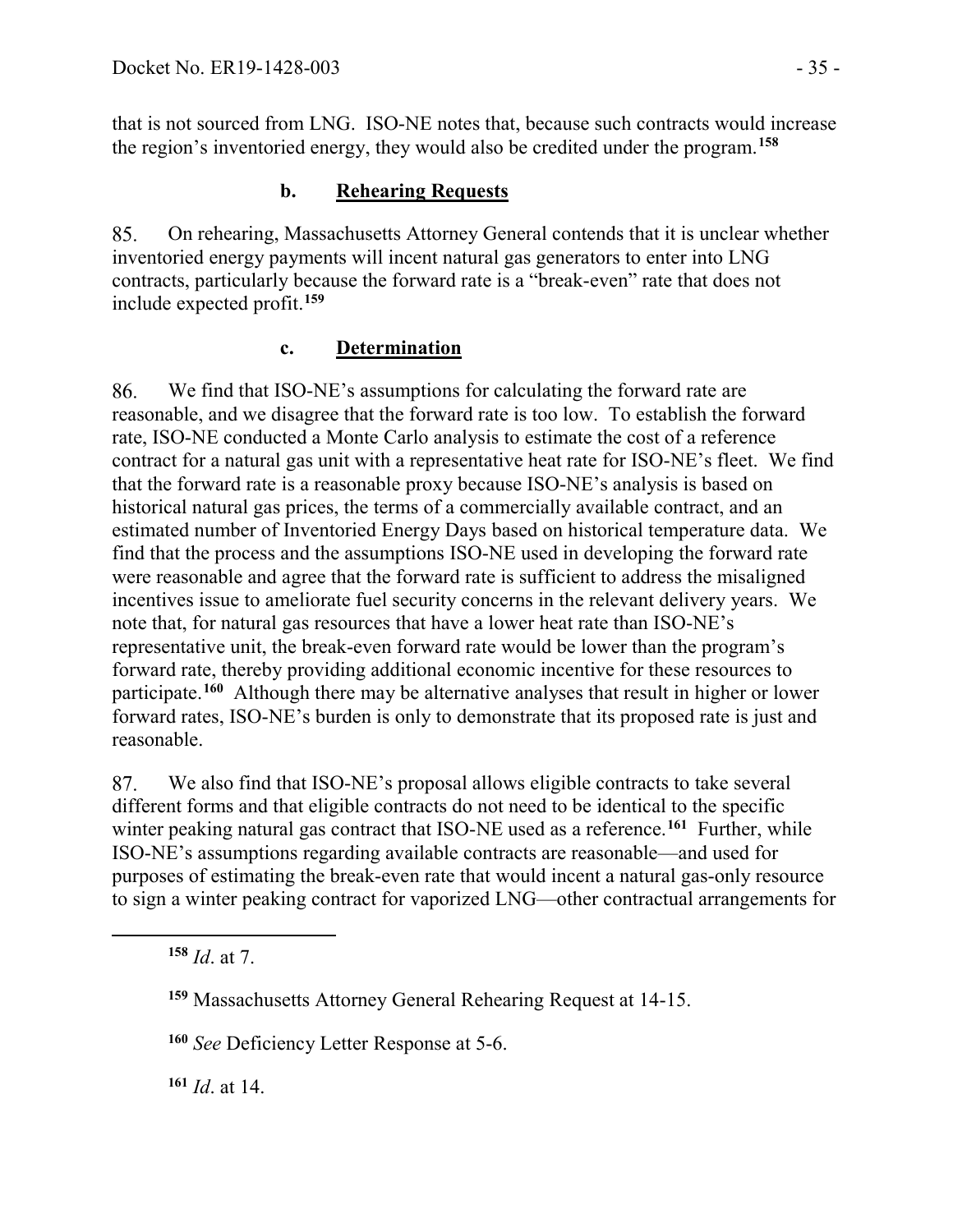that is not sourced from LNG. ISO-NE notes that, because such contracts would increase the region's inventoried energy, they would also be credited under the program.[158]

### b. Rehearing Requests

85. On rehearing, Massachusetts Attorney General contends that it is unclear whether inventoried energy payments will incent natural gas generators to enter into LNG contracts, particularly because the forward rate is a "break-even" rate that does not include expected profit.[159]

### c. Determination

86. We find that ISO-NE's assumptions for calculating the forward rate are reasonable, and we disagree that the forward rate is too low. To establish the forward rate, ISO-NE conducted a Monte Carlo analysis to estimate the cost of a reference contract for a natural gas unit with a representative heat rate for ISO-NE's fleet. We find that the forward rate is a reasonable proxy because ISO-NE's analysis is based on historical natural gas prices, the terms of a commercially available contract, and an estimated number of Inventoried Energy Days based on historical temperature data. We find that the process and the assumptions ISO-NE used in developing the forward rate were reasonable and agree that the forward rate is sufficient to address the misaligned incentives issue to ameliorate fuel security concerns in the relevant delivery years. We note that, for natural gas resources that have a lower heat rate than ISO-NE's representative unit, the break-even forward rate would be lower than the program's forward rate, thereby providing additional economic incentive for these resources to participate.[160] Although there may be alternative analyses that result in higher or lower forward rates, ISO-NE's burden is only to demonstrate that its proposed rate is just and reasonable.

87. We also find that ISO-NE's proposal allows eligible contracts to take several different forms and that eligible contracts do not need to be identical to the specific winter peaking natural gas contract that ISO-NE used as a reference.[161] Further, while ISO-NE's assumptions regarding available contracts are reasonable—and used for purposes of estimating the break-even rate that would incent a natural gas-only resource to sign a winter peaking contract for vaporized LNG—other contractual arrangements for

[158] *Id*. at 7.

[159] Massachusetts Attorney General Rehearing Request at 14-15.

[160] *See* Deficiency Letter Response at 5-6.

[161] *Id*. at 14.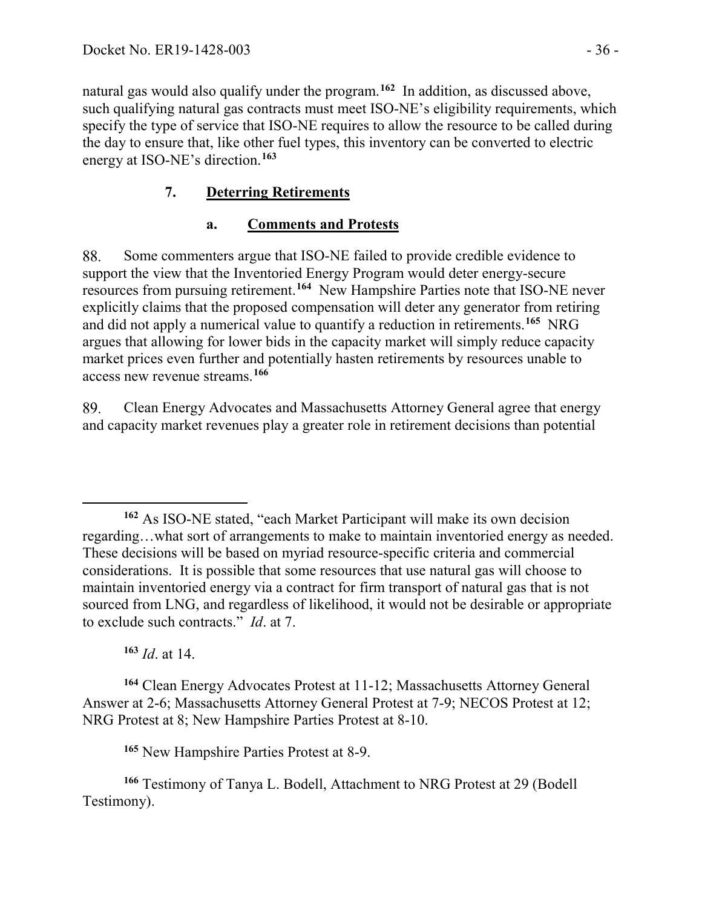natural gas would also qualify under the program.[162] In addition, as discussed above, such qualifying natural gas contracts must meet ISO-NE's eligibility requirements, which specify the type of service that ISO-NE requires to allow the resource to be called during the day to ensure that, like other fuel types, this inventory can be converted to electric energy at ISO-NE's direction.[163]

### 7. Deterring Retirements

#### a. Comments and Protests

88. Some commenters argue that ISO-NE failed to provide credible evidence to support the view that the Inventoried Energy Program would deter energy-secure resources from pursuing retirement.[164] New Hampshire Parties note that ISO-NE never explicitly claims that the proposed compensation will deter any generator from retiring and did not apply a numerical value to quantify a reduction in retirements.[165] NRG argues that allowing for lower bids in the capacity market will simply reduce capacity market prices even further and potentially hasten retirements by resources unable to access new revenue streams.[166]

89. Clean Energy Advocates and Massachusetts Attorney General agree that energy and capacity market revenues play a greater role in retirement decisions than potential

---

[162] As ISO-NE stated, "each Market Participant will make its own decision regarding…what sort of arrangements to make to maintain inventoried energy as needed. These decisions will be based on myriad resource-specific criteria and commercial considerations. It is possible that some resources that use natural gas will choose to maintain inventoried energy via a contract for firm transport of natural gas that is not sourced from LNG, and regardless of likelihood, it would not be desirable or appropriate to exclude such contracts." *Id*. at 7.

[163] *Id*. at 14.

[164] Clean Energy Advocates Protest at 11-12; Massachusetts Attorney General Answer at 2-6; Massachusetts Attorney General Protest at 7-9; NECOS Protest at 12; NRG Protest at 8; New Hampshire Parties Protest at 8-10.

[165] New Hampshire Parties Protest at 8-9.

[166] Testimony of Tanya L. Bodell, Attachment to NRG Protest at 29 (Bodell Testimony).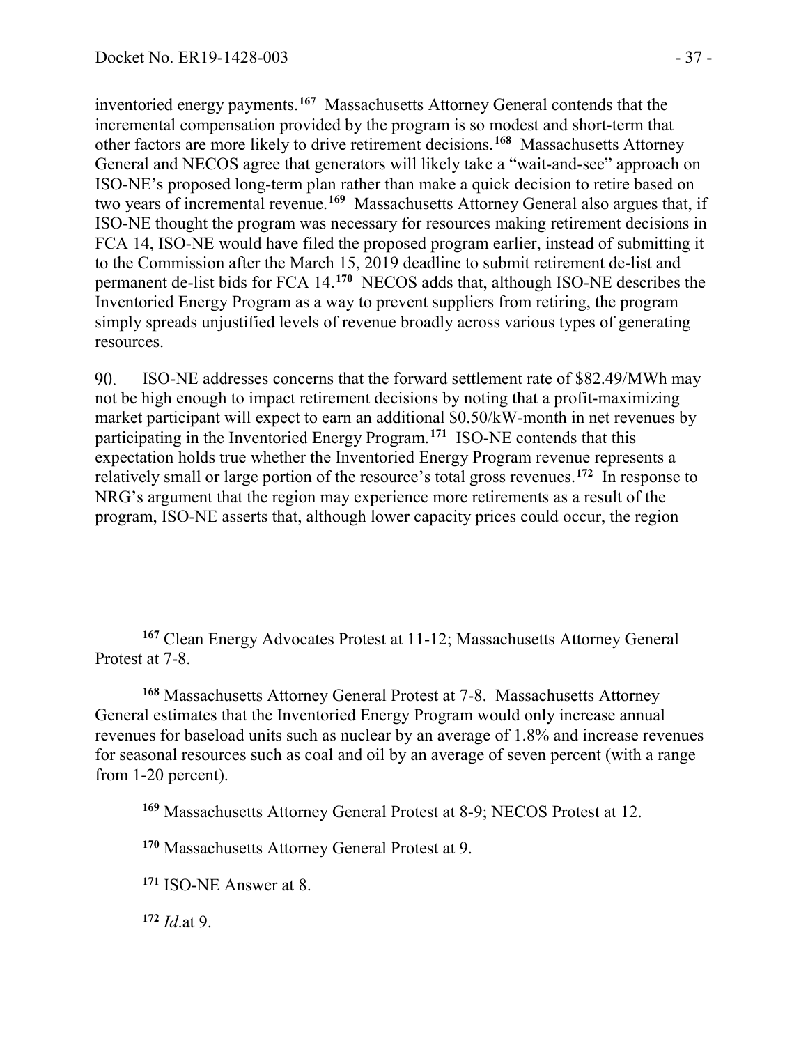inventoried energy payments.[167] Massachusetts Attorney General contends that the incremental compensation provided by the program is so modest and short-term that other factors are more likely to drive retirement decisions.[168] Massachusetts Attorney General and NECOS agree that generators will likely take a "wait-and-see" approach on ISO-NE's proposed long-term plan rather than make a quick decision to retire based on two years of incremental revenue.[169] Massachusetts Attorney General also argues that, if ISO-NE thought the program was necessary for resources making retirement decisions in FCA 14, ISO-NE would have filed the proposed program earlier, instead of submitting it to the Commission after the March 15, 2019 deadline to submit retirement de-list and permanent de-list bids for FCA 14.[170] NECOS adds that, although ISO-NE describes the Inventoried Energy Program as a way to prevent suppliers from retiring, the program simply spreads unjustified levels of revenue broadly across various types of generating resources.

90. ISO-NE addresses concerns that the forward settlement rate of $82.49/MWh may not be high enough to impact retirement decisions by noting that a profit-maximizing market participant will expect to earn an additional $0.50/kW-month in net revenues by participating in the Inventoried Energy Program.[171] ISO-NE contends that this expectation holds true whether the Inventoried Energy Program revenue represents a relatively small or large portion of the resource's total gross revenues.[172] In response to NRG's argument that the region may experience more retirements as a result of the program, ISO-NE asserts that, although lower capacity prices could occur, the region

---

[167] Clean Energy Advocates Protest at 11-12; Massachusetts Attorney General Protest at 7-8.

[168] Massachusetts Attorney General Protest at 7-8. Massachusetts Attorney General estimates that the Inventoried Energy Program would only increase annual revenues for baseload units such as nuclear by an average of 1.8% and increase revenues for seasonal resources such as coal and oil by an average of seven percent (with a range from 1-20 percent).

[169] Massachusetts Attorney General Protest at 8-9; NECOS Protest at 12.

[170] Massachusetts Attorney General Protest at 9.

[171] ISO-NE Answer at 8.

[172] *Id.*at 9.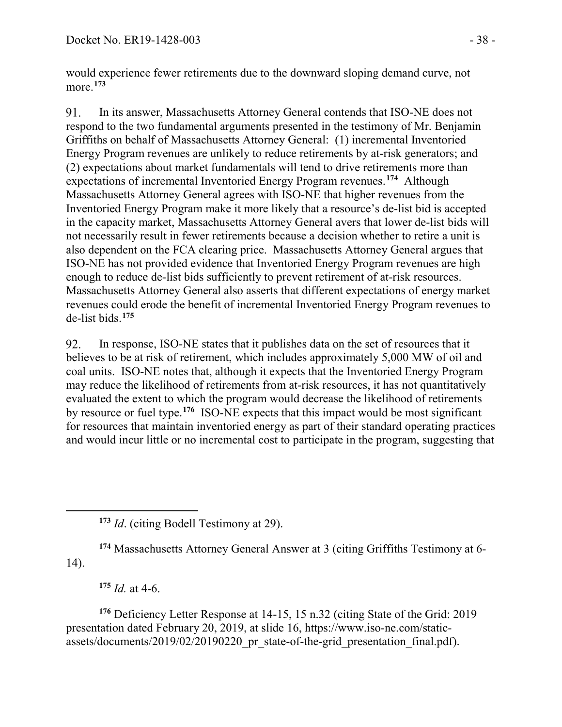would experience fewer retirements due to the downward sloping demand curve, not more.[173]

91. In its answer, Massachusetts Attorney General contends that ISO-NE does not respond to the two fundamental arguments presented in the testimony of Mr. Benjamin Griffiths on behalf of Massachusetts Attorney General: (1) incremental Inventoried Energy Program revenues are unlikely to reduce retirements by at-risk generators; and (2) expectations about market fundamentals will tend to drive retirements more than expectations of incremental Inventoried Energy Program revenues.[174] Although Massachusetts Attorney General agrees with ISO-NE that higher revenues from the Inventoried Energy Program make it more likely that a resource's de-list bid is accepted in the capacity market, Massachusetts Attorney General avers that lower de-list bids will not necessarily result in fewer retirements because a decision whether to retire a unit is also dependent on the FCA clearing price. Massachusetts Attorney General argues that ISO-NE has not provided evidence that Inventoried Energy Program revenues are high enough to reduce de-list bids sufficiently to prevent retirement of at-risk resources. Massachusetts Attorney General also asserts that different expectations of energy market revenues could erode the benefit of incremental Inventoried Energy Program revenues to de-list bids.[175]

92. In response, ISO-NE states that it publishes data on the set of resources that it believes to be at risk of retirement, which includes approximately 5,000 MW of oil and coal units. ISO-NE notes that, although it expects that the Inventoried Energy Program may reduce the likelihood of retirements from at-risk resources, it has not quantitatively evaluated the extent to which the program would decrease the likelihood of retirements by resource or fuel type.[176] ISO-NE expects that this impact would be most significant for resources that maintain inventoried energy as part of their standard operating practices and would incur little or no incremental cost to participate in the program, suggesting that

---

[173] *Id*. (citing Bodell Testimony at 29).

[174] Massachusetts Attorney General Answer at 3 (citing Griffiths Testimony at 6-14).

[175] *Id.* at 4-6.

[176] Deficiency Letter Response at 14-15, 15 n.32 (citing State of the Grid: 2019 presentation dated February 20, 2019, at slide 16, https://www.iso-ne.com/static-assets/documents/2019/02/20190220_pr_state-of-the-grid_presentation_final.pdf).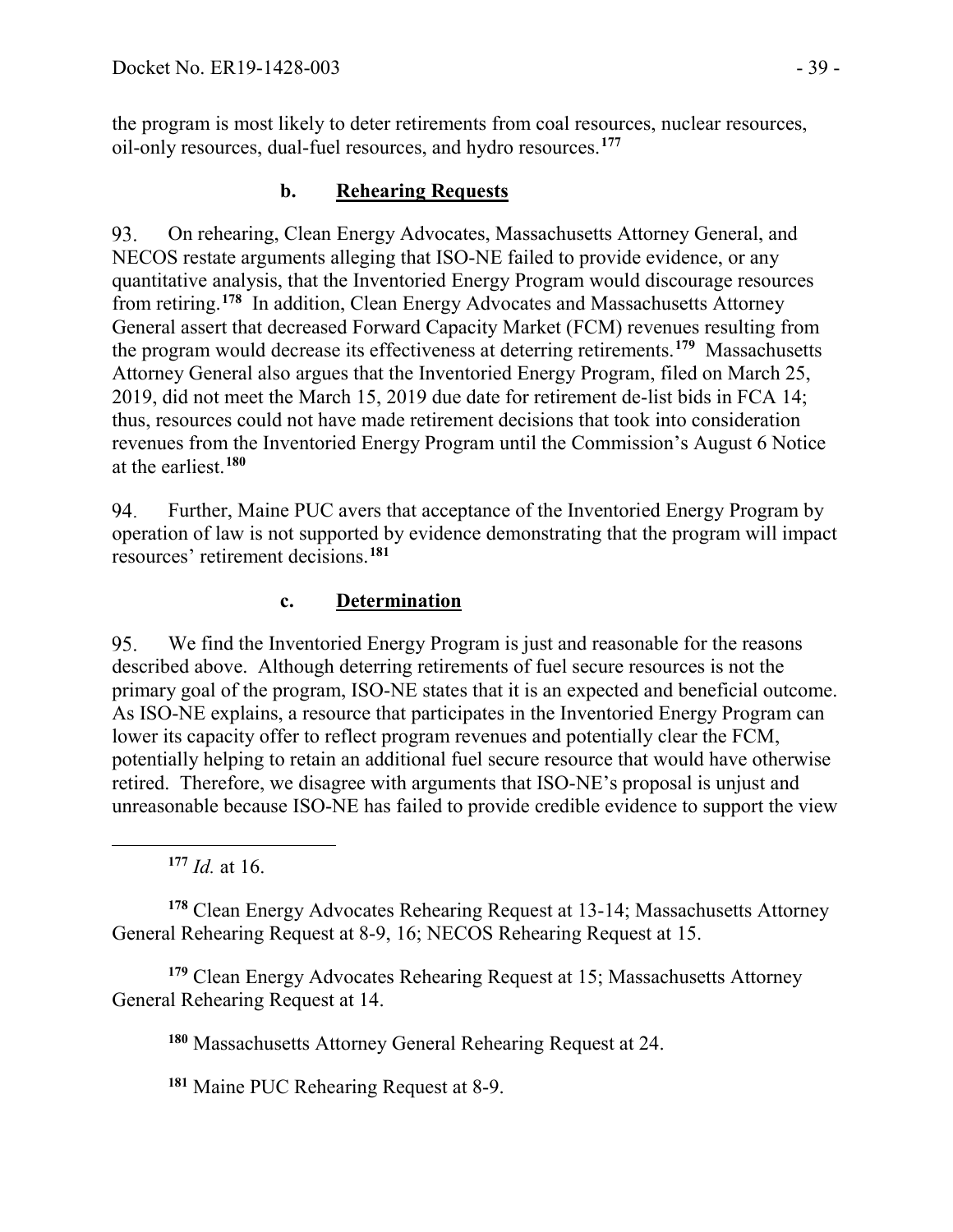the program is most likely to deter retirements from coal resources, nuclear resources, oil-only resources, dual-fuel resources, and hydro resources.[177]

#### b. Rehearing Requests

93. On rehearing, Clean Energy Advocates, Massachusetts Attorney General, and NECOS restate arguments alleging that ISO-NE failed to provide evidence, or any quantitative analysis, that the Inventoried Energy Program would discourage resources from retiring.[178] In addition, Clean Energy Advocates and Massachusetts Attorney General assert that decreased Forward Capacity Market (FCM) revenues resulting from the program would decrease its effectiveness at deterring retirements.[179] Massachusetts Attorney General also argues that the Inventoried Energy Program, filed on March 25, 2019, did not meet the March 15, 2019 due date for retirement de-list bids in FCA 14; thus, resources could not have made retirement decisions that took into consideration revenues from the Inventoried Energy Program until the Commission's August 6 Notice at the earliest.[180]

94. Further, Maine PUC avers that acceptance of the Inventoried Energy Program by operation of law is not supported by evidence demonstrating that the program will impact resources' retirement decisions.[181]

#### c. Determination

95. We find the Inventoried Energy Program is just and reasonable for the reasons described above. Although deterring retirements of fuel secure resources is not the primary goal of the program, ISO-NE states that it is an expected and beneficial outcome. As ISO-NE explains, a resource that participates in the Inventoried Energy Program can lower its capacity offer to reflect program revenues and potentially clear the FCM, potentially helping to retain an additional fuel secure resource that would have otherwise retired. Therefore, we disagree with arguments that ISO-NE's proposal is unjust and unreasonable because ISO-NE has failed to provide credible evidence to support the view

---

[177] *Id.* at 16.

[178] Clean Energy Advocates Rehearing Request at 13-14; Massachusetts Attorney General Rehearing Request at 8-9, 16; NECOS Rehearing Request at 15.

[179] Clean Energy Advocates Rehearing Request at 15; Massachusetts Attorney General Rehearing Request at 14.

[180] Massachusetts Attorney General Rehearing Request at 24.

[181] Maine PUC Rehearing Request at 8-9.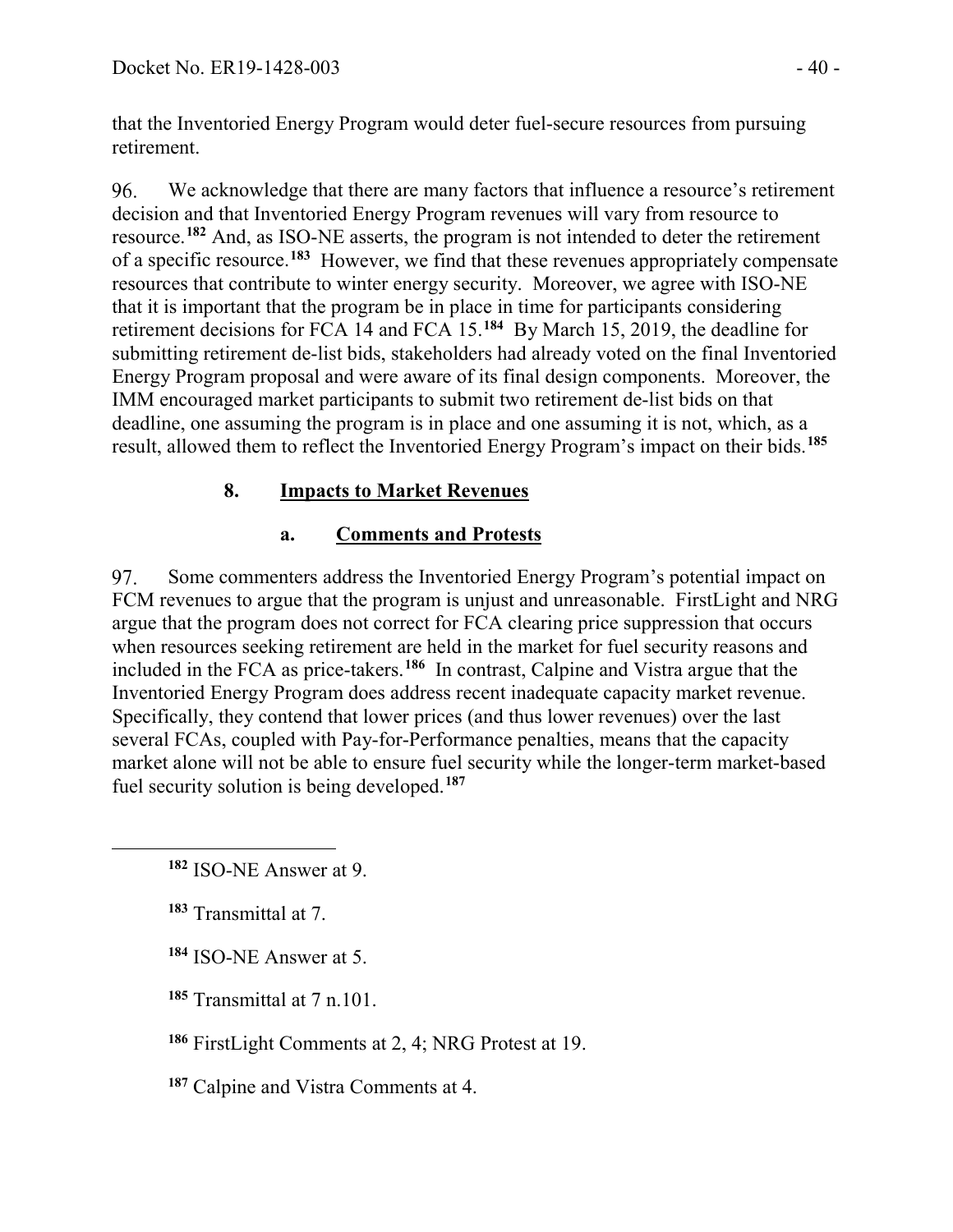that the Inventoried Energy Program would deter fuel-secure resources from pursuing retirement.

96. We acknowledge that there are many factors that influence a resource's retirement decision and that Inventoried Energy Program revenues will vary from resource to resource.[182] And, as ISO-NE asserts, the program is not intended to deter the retirement of a specific resource.[183] However, we find that these revenues appropriately compensate resources that contribute to winter energy security. Moreover, we agree with ISO-NE that it is important that the program be in place in time for participants considering retirement decisions for FCA 14 and FCA 15.[184] By March 15, 2019, the deadline for submitting retirement de-list bids, stakeholders had already voted on the final Inventoried Energy Program proposal and were aware of its final design components. Moreover, the IMM encouraged market participants to submit two retirement de-list bids on that deadline, one assuming the program is in place and one assuming it is not, which, as a result, allowed them to reflect the Inventoried Energy Program's impact on their bids.[185]

### 8. Impacts to Market Revenues

#### a. Comments and Protests

97. Some commenters address the Inventoried Energy Program's potential impact on FCM revenues to argue that the program is unjust and unreasonable. FirstLight and NRG argue that the program does not correct for FCA clearing price suppression that occurs when resources seeking retirement are held in the market for fuel security reasons and included in the FCA as price-takers.[186] In contrast, Calpine and Vistra argue that the Inventoried Energy Program does address recent inadequate capacity market revenue. Specifically, they contend that lower prices (and thus lower revenues) over the last several FCAs, coupled with Pay-for-Performance penalties, means that the capacity market alone will not be able to ensure fuel security while the longer-term market-based fuel security solution is being developed.[187]

---

[182] ISO-NE Answer at 9.

[183] Transmittal at 7.

[184] ISO-NE Answer at 5.

[185] Transmittal at 7 n.101.

[186] FirstLight Comments at 2, 4; NRG Protest at 19.

[187] Calpine and Vistra Comments at 4.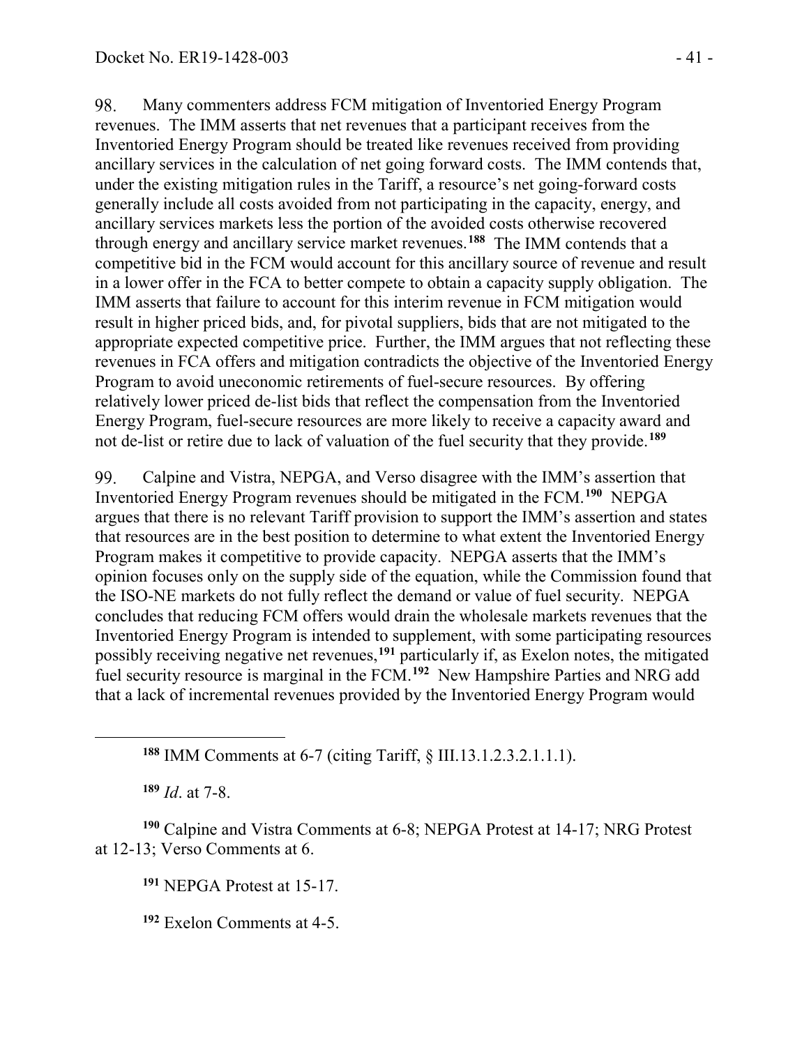98. Many commenters address FCM mitigation of Inventoried Energy Program revenues. The IMM asserts that net revenues that a participant receives from the Inventoried Energy Program should be treated like revenues received from providing ancillary services in the calculation of net going forward costs. The IMM contends that, under the existing mitigation rules in the Tariff, a resource's net going-forward costs generally include all costs avoided from not participating in the capacity, energy, and ancillary services markets less the portion of the avoided costs otherwise recovered through energy and ancillary service market revenues.[188] The IMM contends that a competitive bid in the FCM would account for this ancillary source of revenue and result in a lower offer in the FCA to better compete to obtain a capacity supply obligation. The IMM asserts that failure to account for this interim revenue in FCM mitigation would result in higher priced bids, and, for pivotal suppliers, bids that are not mitigated to the appropriate expected competitive price. Further, the IMM argues that not reflecting these revenues in FCA offers and mitigation contradicts the objective of the Inventoried Energy Program to avoid uneconomic retirements of fuel-secure resources. By offering relatively lower priced de-list bids that reflect the compensation from the Inventoried Energy Program, fuel-secure resources are more likely to receive a capacity award and not de-list or retire due to lack of valuation of the fuel security that they provide.[189]

99. Calpine and Vistra, NEPGA, and Verso disagree with the IMM's assertion that Inventoried Energy Program revenues should be mitigated in the FCM.[190] NEPGA argues that there is no relevant Tariff provision to support the IMM's assertion and states that resources are in the best position to determine to what extent the Inventoried Energy Program makes it competitive to provide capacity. NEPGA asserts that the IMM's opinion focuses only on the supply side of the equation, while the Commission found that the ISO-NE markets do not fully reflect the demand or value of fuel security. NEPGA concludes that reducing FCM offers would drain the wholesale markets revenues that the Inventoried Energy Program is intended to supplement, with some participating resources possibly receiving negative net revenues,[191] particularly if, as Exelon notes, the mitigated fuel security resource is marginal in the FCM.[192] New Hampshire Parties and NRG add that a lack of incremental revenues provided by the Inventoried Energy Program would

---

[188] IMM Comments at 6-7 (citing Tariff, § III.13.1.2.3.2.1.1.1).

[189] *Id*. at 7-8.

[190] Calpine and Vistra Comments at 6-8; NEPGA Protest at 14-17; NRG Protest at 12-13; Verso Comments at 6.

[191] NEPGA Protest at 15-17.

[192] Exelon Comments at 4-5.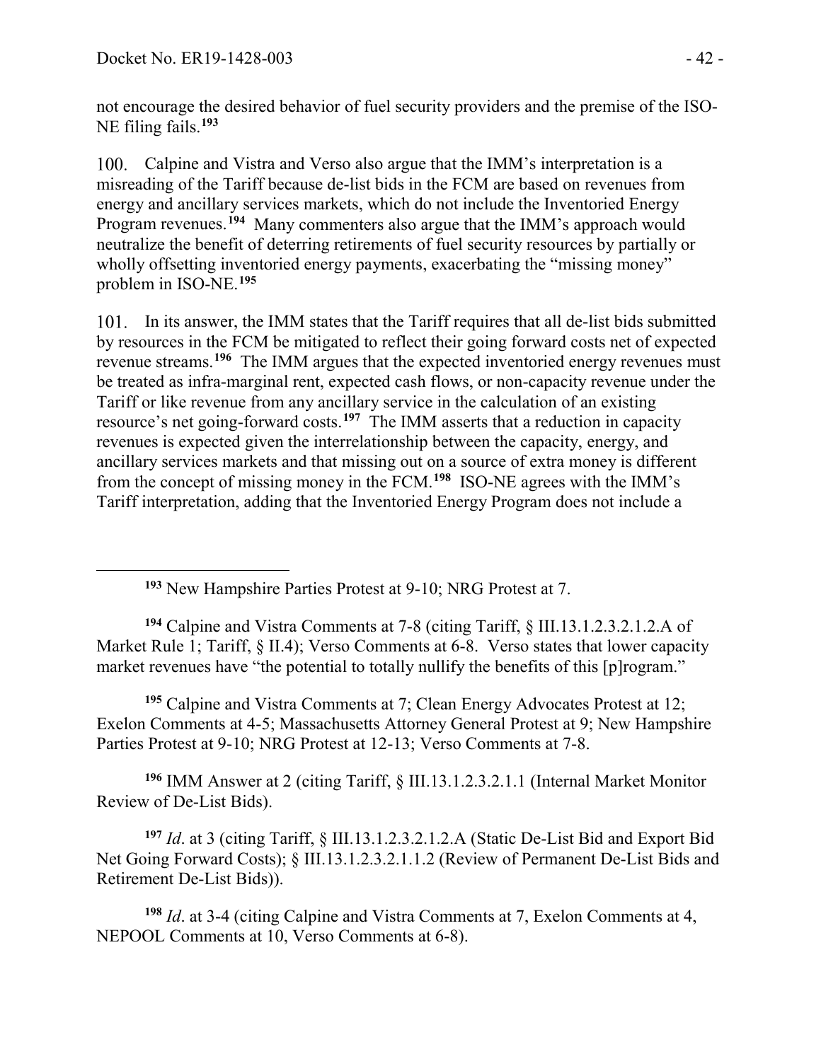not encourage the desired behavior of fuel security providers and the premise of the ISO-NE filing fails.[193]

100. Calpine and Vistra and Verso also argue that the IMM's interpretation is a misreading of the Tariff because de-list bids in the FCM are based on revenues from energy and ancillary services markets, which do not include the Inventoried Energy Program revenues.[194] Many commenters also argue that the IMM's approach would neutralize the benefit of deterring retirements of fuel security resources by partially or wholly offsetting inventoried energy payments, exacerbating the "missing money" problem in ISO-NE.[195]

101. In its answer, the IMM states that the Tariff requires that all de-list bids submitted by resources in the FCM be mitigated to reflect their going forward costs net of expected revenue streams.[196] The IMM argues that the expected inventoried energy revenues must be treated as infra-marginal rent, expected cash flows, or non-capacity revenue under the Tariff or like revenue from any ancillary service in the calculation of an existing resource's net going-forward costs.[197] The IMM asserts that a reduction in capacity revenues is expected given the interrelationship between the capacity, energy, and ancillary services markets and that missing out on a source of extra money is different from the concept of missing money in the FCM.[198] ISO-NE agrees with the IMM's Tariff interpretation, adding that the Inventoried Energy Program does not include a

---

[193] New Hampshire Parties Protest at 9-10; NRG Protest at 7.

[194] Calpine and Vistra Comments at 7-8 (citing Tariff, § III.13.1.2.3.2.1.2.A of Market Rule 1; Tariff, § II.4); Verso Comments at 6-8. Verso states that lower capacity market revenues have "the potential to totally nullify the benefits of this [p]rogram."

[195] Calpine and Vistra Comments at 7; Clean Energy Advocates Protest at 12; Exelon Comments at 4-5; Massachusetts Attorney General Protest at 9; New Hampshire Parties Protest at 9-10; NRG Protest at 12-13; Verso Comments at 7-8.

[196] IMM Answer at 2 (citing Tariff, § III.13.1.2.3.2.1.1 (Internal Market Monitor Review of De-List Bids).

[197] *Id*. at 3 (citing Tariff, § III.13.1.2.3.2.1.2.A (Static De-List Bid and Export Bid Net Going Forward Costs); § III.13.1.2.3.2.1.1.2 (Review of Permanent De-List Bids and Retirement De-List Bids)).

[198] *Id*. at 3-4 (citing Calpine and Vistra Comments at 7, Exelon Comments at 4, NEPOOL Comments at 10, Verso Comments at 6-8).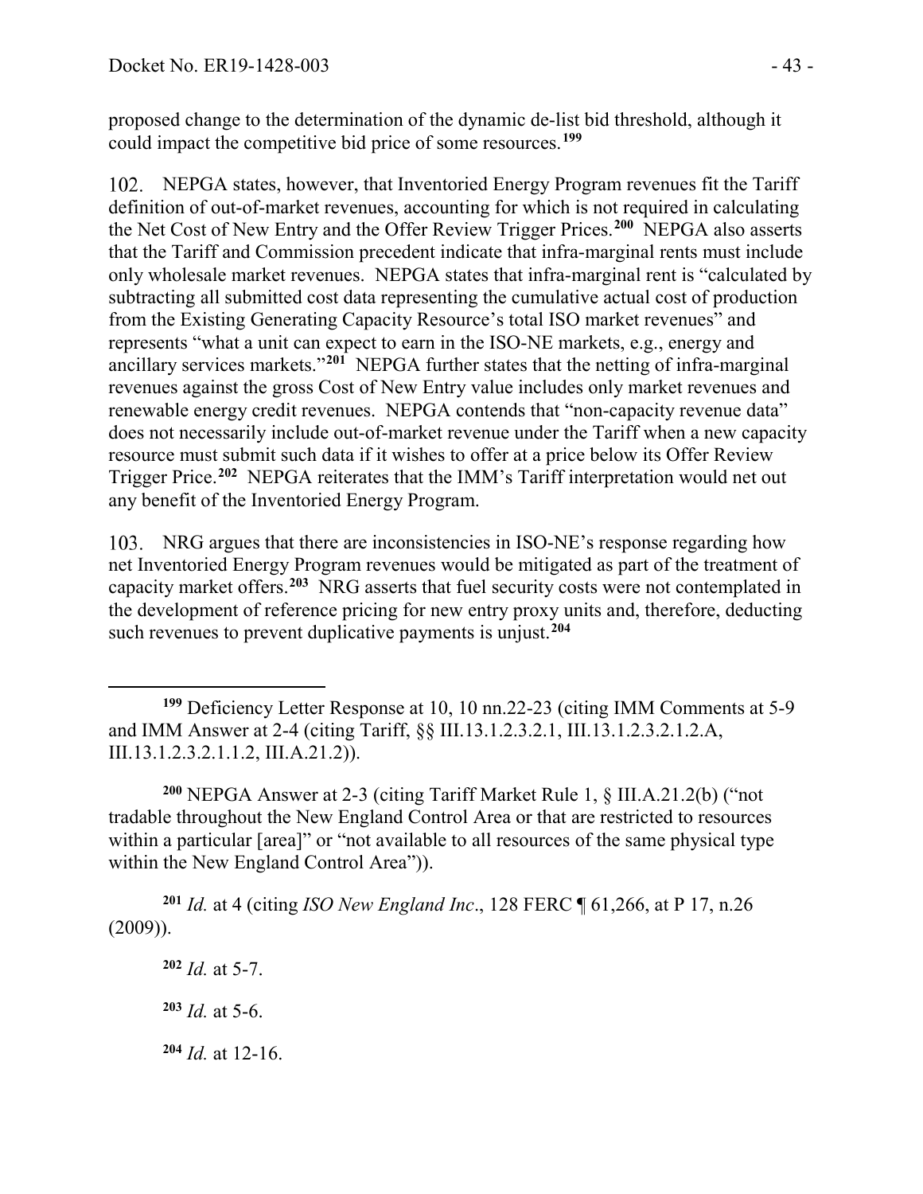proposed change to the determination of the dynamic de-list bid threshold, although it could impact the competitive bid price of some resources.[199]

102. NEPGA states, however, that Inventoried Energy Program revenues fit the Tariff definition of out-of-market revenues, accounting for which is not required in calculating the Net Cost of New Entry and the Offer Review Trigger Prices.[200] NEPGA also asserts that the Tariff and Commission precedent indicate that infra-marginal rents must include only wholesale market revenues. NEPGA states that infra-marginal rent is "calculated by subtracting all submitted cost data representing the cumulative actual cost of production from the Existing Generating Capacity Resource's total ISO market revenues" and represents "what a unit can expect to earn in the ISO-NE markets, e.g., energy and ancillary services markets."[201] NEPGA further states that the netting of infra-marginal revenues against the gross Cost of New Entry value includes only market revenues and renewable energy credit revenues. NEPGA contends that "non-capacity revenue data" does not necessarily include out-of-market revenue under the Tariff when a new capacity resource must submit such data if it wishes to offer at a price below its Offer Review Trigger Price.[202] NEPGA reiterates that the IMM's Tariff interpretation would net out any benefit of the Inventoried Energy Program.

103. NRG argues that there are inconsistencies in ISO-NE's response regarding how net Inventoried Energy Program revenues would be mitigated as part of the treatment of capacity market offers.[203] NRG asserts that fuel security costs were not contemplated in the development of reference pricing for new entry proxy units and, therefore, deducting such revenues to prevent duplicative payments is unjust.[204]

---

[199] Deficiency Letter Response at 10, 10 nn.22-23 (citing IMM Comments at 5-9 and IMM Answer at 2-4 (citing Tariff, §§ III.13.1.2.3.2.1, III.13.1.2.3.2.1.2.A, III.13.1.2.3.2.1.1.2, III.A.21.2)).

[200] NEPGA Answer at 2-3 (citing Tariff Market Rule 1, § III.A.21.2(b) ("not tradable throughout the New England Control Area or that are restricted to resources within a particular [area]" or "not available to all resources of the same physical type within the New England Control Area")).

[201] *Id.* at 4 (citing *ISO New England Inc*., 128 FERC ¶ 61,266, at P 17, n.26 (2009)).

[202] *Id.* at 5-7.

[203] *Id.* at 5-6.

[204] *Id.* at 12-16.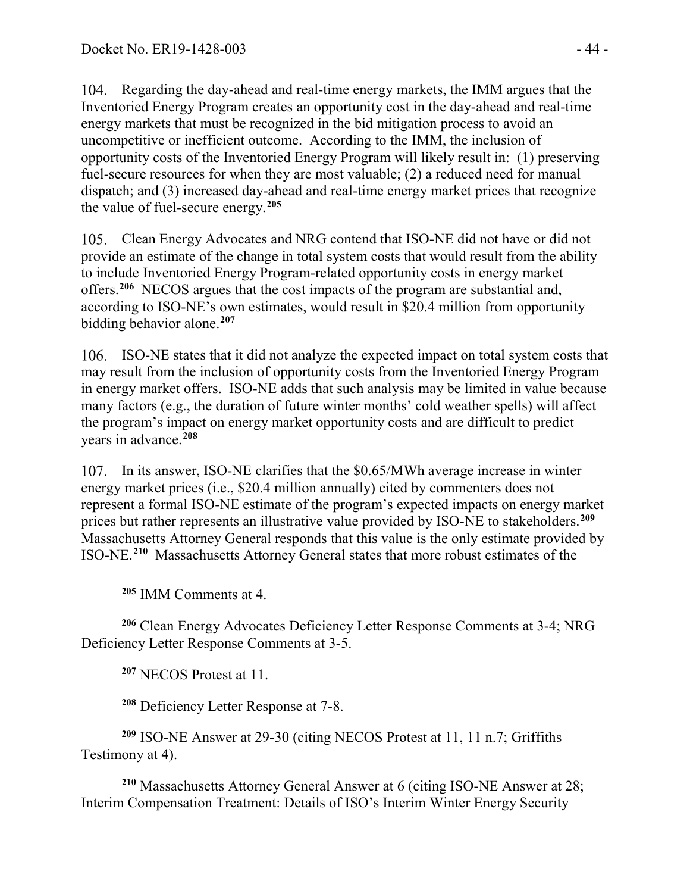104. Regarding the day-ahead and real-time energy markets, the IMM argues that the Inventoried Energy Program creates an opportunity cost in the day-ahead and real-time energy markets that must be recognized in the bid mitigation process to avoid an uncompetitive or inefficient outcome. According to the IMM, the inclusion of opportunity costs of the Inventoried Energy Program will likely result in: (1) preserving fuel-secure resources for when they are most valuable; (2) a reduced need for manual dispatch; and (3) increased day-ahead and real-time energy market prices that recognize the value of fuel-secure energy.[205]

105. Clean Energy Advocates and NRG contend that ISO-NE did not have or did not provide an estimate of the change in total system costs that would result from the ability to include Inventoried Energy Program-related opportunity costs in energy market offers.[206] NECOS argues that the cost impacts of the program are substantial and, according to ISO-NE's own estimates, would result in $20.4 million from opportunity bidding behavior alone.[207]

106. ISO-NE states that it did not analyze the expected impact on total system costs that may result from the inclusion of opportunity costs from the Inventoried Energy Program in energy market offers. ISO-NE adds that such analysis may be limited in value because many factors (e.g., the duration of future winter months' cold weather spells) will affect the program's impact on energy market opportunity costs and are difficult to predict years in advance.[208]

107. In its answer, ISO-NE clarifies that the $0.65/MWh average increase in winter energy market prices (i.e., $20.4 million annually) cited by commenters does not represent a formal ISO-NE estimate of the program's expected impacts on energy market prices but rather represents an illustrative value provided by ISO-NE to stakeholders.[209] Massachusetts Attorney General responds that this value is the only estimate provided by ISO-NE.[210] Massachusetts Attorney General states that more robust estimates of the

---

[205] IMM Comments at 4.

[206] Clean Energy Advocates Deficiency Letter Response Comments at 3-4; NRG Deficiency Letter Response Comments at 3-5.

[207] NECOS Protest at 11.

[208] Deficiency Letter Response at 7-8.

[209] ISO-NE Answer at 29-30 (citing NECOS Protest at 11, 11 n.7; Griffiths Testimony at 4).

[210] Massachusetts Attorney General Answer at 6 (citing ISO-NE Answer at 28; Interim Compensation Treatment: Details of ISO's Interim Winter Energy Security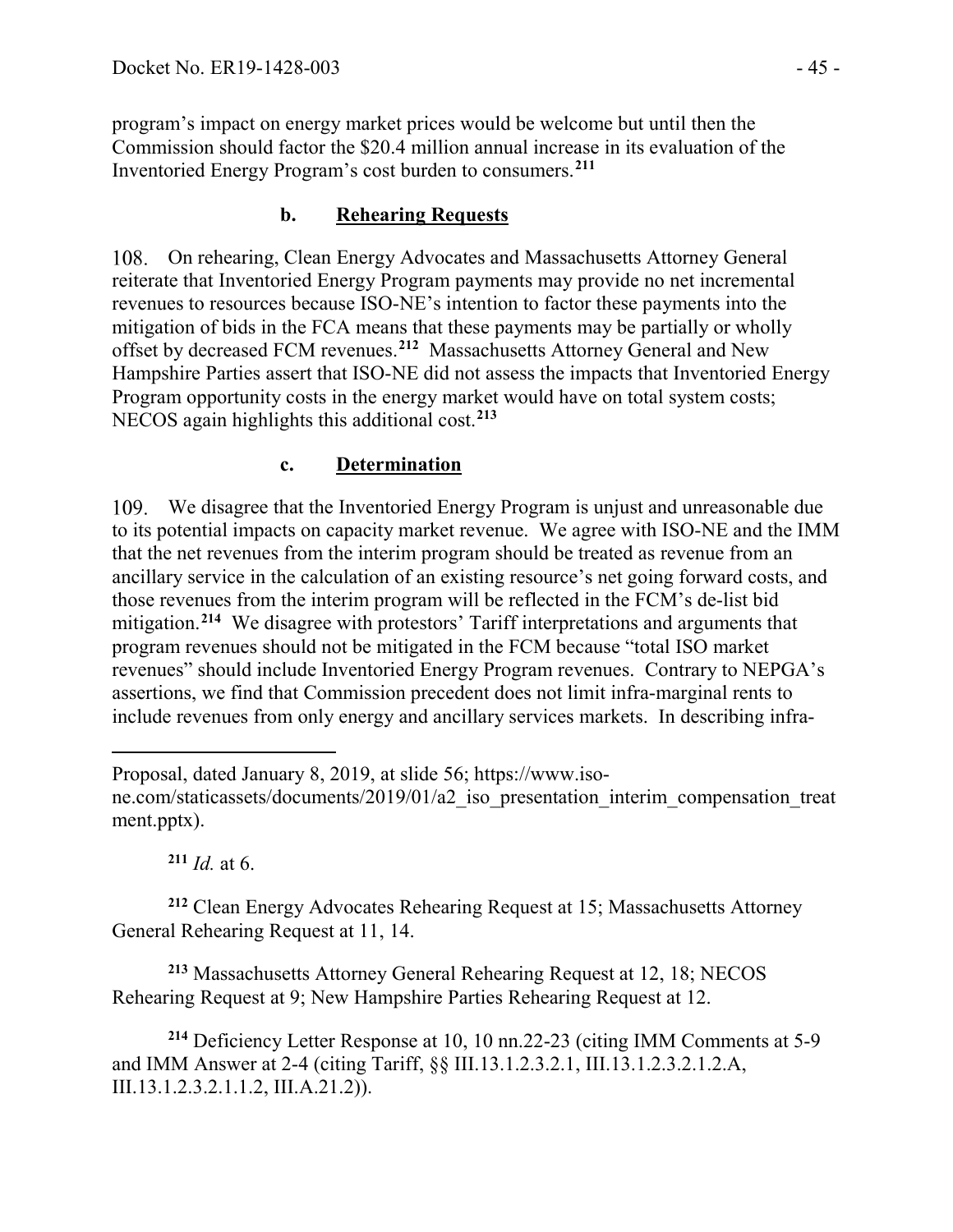program's impact on energy market prices would be welcome but until then the Commission should factor the $20.4 million annual increase in its evaluation of the Inventoried Energy Program's cost burden to consumers.[211]

### b. **Rehearing Requests**

108. On rehearing, Clean Energy Advocates and Massachusetts Attorney General reiterate that Inventoried Energy Program payments may provide no net incremental revenues to resources because ISO-NE's intention to factor these payments into the mitigation of bids in the FCA means that these payments may be partially or wholly offset by decreased FCM revenues.[212] Massachusetts Attorney General and New Hampshire Parties assert that ISO-NE did not assess the impacts that Inventoried Energy Program opportunity costs in the energy market would have on total system costs; NECOS again highlights this additional cost.[213]

### c. **Determination**

109. We disagree that the Inventoried Energy Program is unjust and unreasonable due to its potential impacts on capacity market revenue. We agree with ISO-NE and the IMM that the net revenues from the interim program should be treated as revenue from an ancillary service in the calculation of an existing resource's net going forward costs, and those revenues from the interim program will be reflected in the FCM's de-list bid mitigation.[214] We disagree with protestors' Tariff interpretations and arguments that program revenues should not be mitigated in the FCM because "total ISO market revenues" should include Inventoried Energy Program revenues. Contrary to NEPGA's assertions, we find that Commission precedent does not limit infra-marginal rents to include revenues from only energy and ancillary services markets. In describing infra-

---

Proposal, dated January 8, 2019, at slide 56; https://www.iso-ne.com/staticassets/documents/2019/01/a2_iso_presentation_interim_compensation_treatment.pptx).

[211] *Id.* at 6.

[212] Clean Energy Advocates Rehearing Request at 15; Massachusetts Attorney General Rehearing Request at 11, 14.

[213] Massachusetts Attorney General Rehearing Request at 12, 18; NECOS Rehearing Request at 9; New Hampshire Parties Rehearing Request at 12.

[214] Deficiency Letter Response at 10, 10 nn.22-23 (citing IMM Comments at 5-9 and IMM Answer at 2-4 (citing Tariff, §§ III.13.1.2.3.2.1, III.13.1.2.3.2.1.2.A, III.13.1.2.3.2.1.1.2, III.A.21.2)).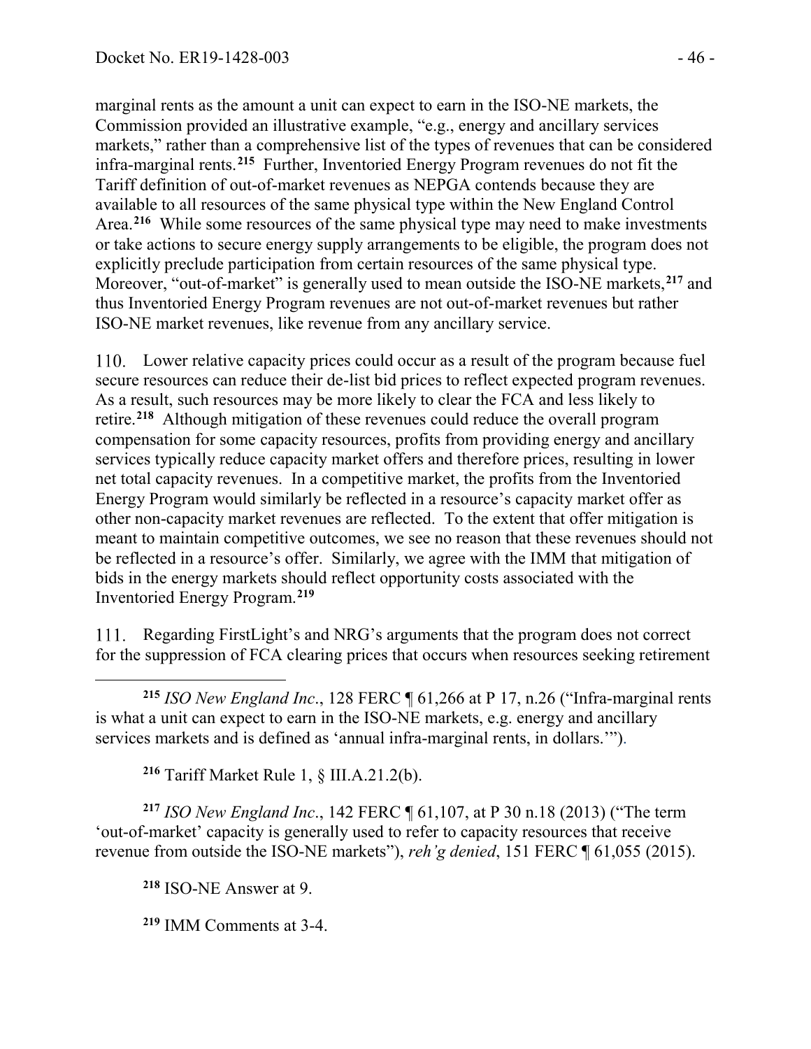marginal rents as the amount a unit can expect to earn in the ISO-NE markets, the Commission provided an illustrative example, "e.g., energy and ancillary services markets," rather than a comprehensive list of the types of revenues that can be considered infra-marginal rents.[215] Further, Inventoried Energy Program revenues do not fit the Tariff definition of out-of-market revenues as NEPGA contends because they are available to all resources of the same physical type within the New England Control Area.[216] While some resources of the same physical type may need to make investments or take actions to secure energy supply arrangements to be eligible, the program does not explicitly preclude participation from certain resources of the same physical type. Moreover, "out-of-market" is generally used to mean outside the ISO-NE markets,[217] and thus Inventoried Energy Program revenues are not out-of-market revenues but rather ISO-NE market revenues, like revenue from any ancillary service.

110. Lower relative capacity prices could occur as a result of the program because fuel secure resources can reduce their de-list bid prices to reflect expected program revenues. As a result, such resources may be more likely to clear the FCA and less likely to retire.[218] Although mitigation of these revenues could reduce the overall program compensation for some capacity resources, profits from providing energy and ancillary services typically reduce capacity market offers and therefore prices, resulting in lower net total capacity revenues. In a competitive market, the profits from the Inventoried Energy Program would similarly be reflected in a resource's capacity market offer as other non-capacity market revenues are reflected. To the extent that offer mitigation is meant to maintain competitive outcomes, we see no reason that these revenues should not be reflected in a resource's offer. Similarly, we agree with the IMM that mitigation of bids in the energy markets should reflect opportunity costs associated with the Inventoried Energy Program.[219]

111. Regarding FirstLight's and NRG's arguments that the program does not correct for the suppression of FCA clearing prices that occurs when resources seeking retirement

---

[215] *ISO New England Inc*., 128 FERC ¶ 61,266 at P 17, n.26 ("Infra-marginal rents is what a unit can expect to earn in the ISO-NE markets, e.g. energy and ancillary services markets and is defined as 'annual infra-marginal rents, in dollars.'").

[216] Tariff Market Rule 1, § III.A.21.2(b).

[217] *ISO New England Inc*., 142 FERC ¶ 61,107, at P 30 n.18 (2013) ("The term 'out-of-market' capacity is generally used to refer to capacity resources that receive revenue from outside the ISO-NE markets"), *reh'g denied*, 151 FERC ¶ 61,055 (2015).

[218] ISO-NE Answer at 9.

[219] IMM Comments at 3-4.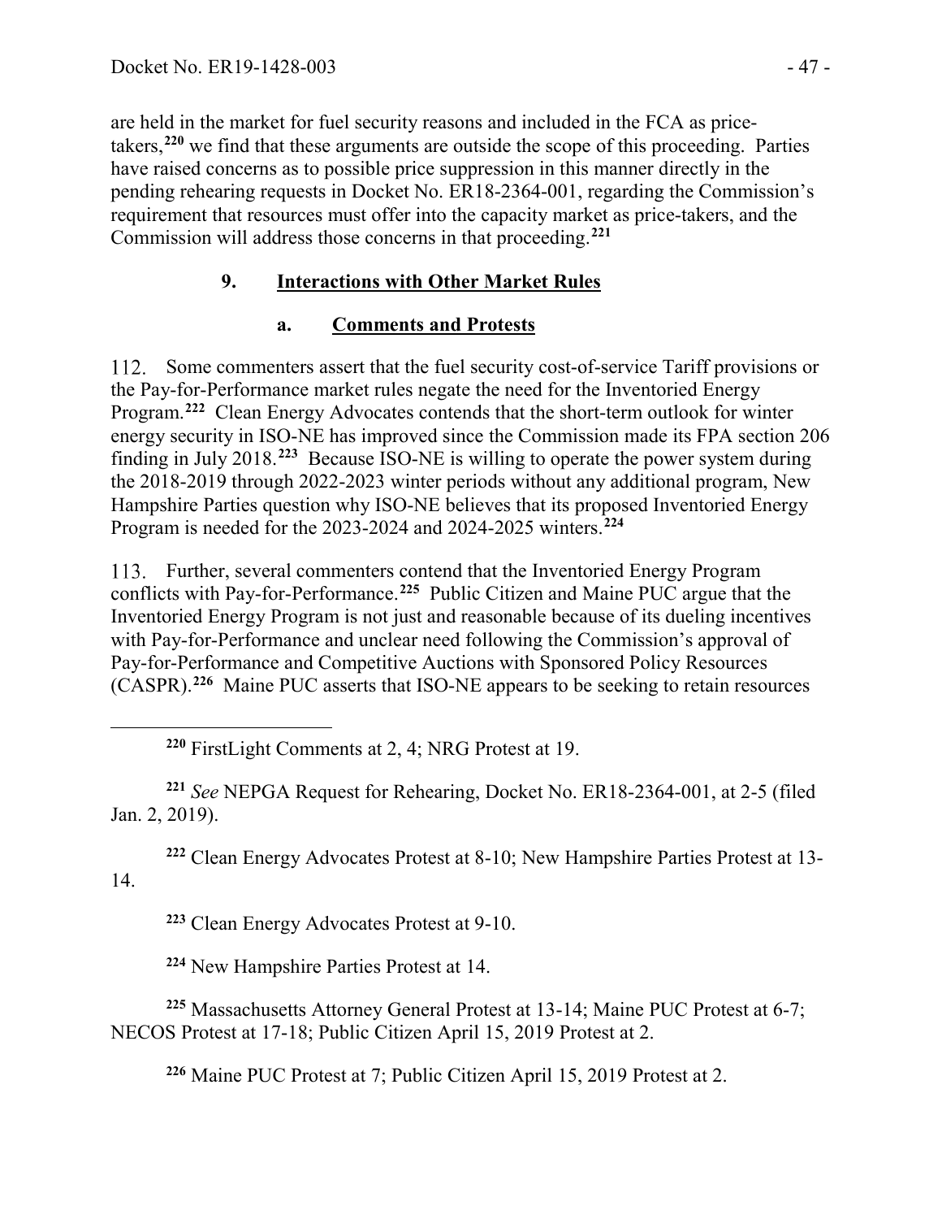are held in the market for fuel security reasons and included in the FCA as price-takers,[220] we find that these arguments are outside the scope of this proceeding. Parties have raised concerns as to possible price suppression in this manner directly in the pending rehearing requests in Docket No. ER18-2364-001, regarding the Commission's requirement that resources must offer into the capacity market as price-takers, and the Commission will address those concerns in that proceeding.[221]

### 9. Interactions with Other Market Rules

#### a. Comments and Protests

112. Some commenters assert that the fuel security cost-of-service Tariff provisions or the Pay-for-Performance market rules negate the need for the Inventoried Energy Program.[222] Clean Energy Advocates contends that the short-term outlook for winter energy security in ISO-NE has improved since the Commission made its FPA section 206 finding in July 2018.[223] Because ISO-NE is willing to operate the power system during the 2018-2019 through 2022-2023 winter periods without any additional program, New Hampshire Parties question why ISO-NE believes that its proposed Inventoried Energy Program is needed for the 2023-2024 and 2024-2025 winters.[224]

113. Further, several commenters contend that the Inventoried Energy Program conflicts with Pay-for-Performance.[225] Public Citizen and Maine PUC argue that the Inventoried Energy Program is not just and reasonable because of its dueling incentives with Pay-for-Performance and unclear need following the Commission's approval of Pay-for-Performance and Competitive Auctions with Sponsored Policy Resources (CASPR).[226] Maine PUC asserts that ISO-NE appears to be seeking to retain resources

---

[220] FirstLight Comments at 2, 4; NRG Protest at 19.

[221] *See* NEPGA Request for Rehearing, Docket No. ER18-2364-001, at 2-5 (filed Jan. 2, 2019).

[222] Clean Energy Advocates Protest at 8-10; New Hampshire Parties Protest at 13-14.

[223] Clean Energy Advocates Protest at 9-10.

[224] New Hampshire Parties Protest at 14.

[225] Massachusetts Attorney General Protest at 13-14; Maine PUC Protest at 6-7; NECOS Protest at 17-18; Public Citizen April 15, 2019 Protest at 2.

[226] Maine PUC Protest at 7; Public Citizen April 15, 2019 Protest at 2.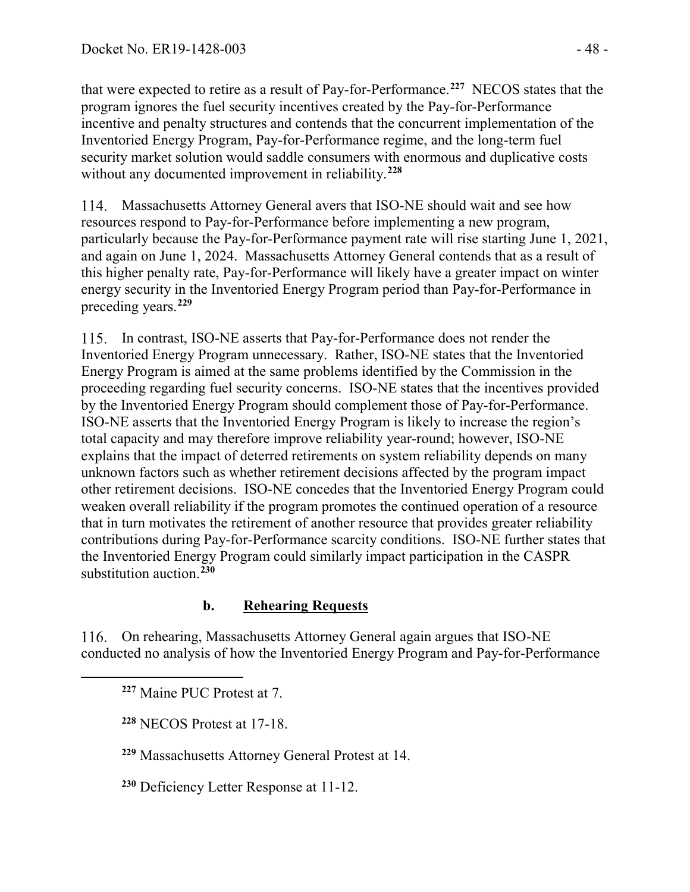that were expected to retire as a result of Pay-for-Performance.[227] NECOS states that the program ignores the fuel security incentives created by the Pay-for-Performance incentive and penalty structures and contends that the concurrent implementation of the Inventoried Energy Program, Pay-for-Performance regime, and the long-term fuel security market solution would saddle consumers with enormous and duplicative costs without any documented improvement in reliability.[228]

114. Massachusetts Attorney General avers that ISO-NE should wait and see how resources respond to Pay-for-Performance before implementing a new program, particularly because the Pay-for-Performance payment rate will rise starting June 1, 2021, and again on June 1, 2024. Massachusetts Attorney General contends that as a result of this higher penalty rate, Pay-for-Performance will likely have a greater impact on winter energy security in the Inventoried Energy Program period than Pay-for-Performance in preceding years.[229]

115. In contrast, ISO-NE asserts that Pay-for-Performance does not render the Inventoried Energy Program unnecessary. Rather, ISO-NE states that the Inventoried Energy Program is aimed at the same problems identified by the Commission in the proceeding regarding fuel security concerns. ISO-NE states that the incentives provided by the Inventoried Energy Program should complement those of Pay-for-Performance. ISO-NE asserts that the Inventoried Energy Program is likely to increase the region's total capacity and may therefore improve reliability year-round; however, ISO-NE explains that the impact of deterred retirements on system reliability depends on many unknown factors such as whether retirement decisions affected by the program impact other retirement decisions. ISO-NE concedes that the Inventoried Energy Program could weaken overall reliability if the program promotes the continued operation of a resource that in turn motivates the retirement of another resource that provides greater reliability contributions during Pay-for-Performance scarcity conditions. ISO-NE further states that the Inventoried Energy Program could similarly impact participation in the CASPR substitution auction.[230]

#### b. Rehearing Requests

116. On rehearing, Massachusetts Attorney General again argues that ISO-NE conducted no analysis of how the Inventoried Energy Program and Pay-for-Performance

---

[227] Maine PUC Protest at 7.

[228] NECOS Protest at 17-18.

[229] Massachusetts Attorney General Protest at 14.

[230] Deficiency Letter Response at 11-12.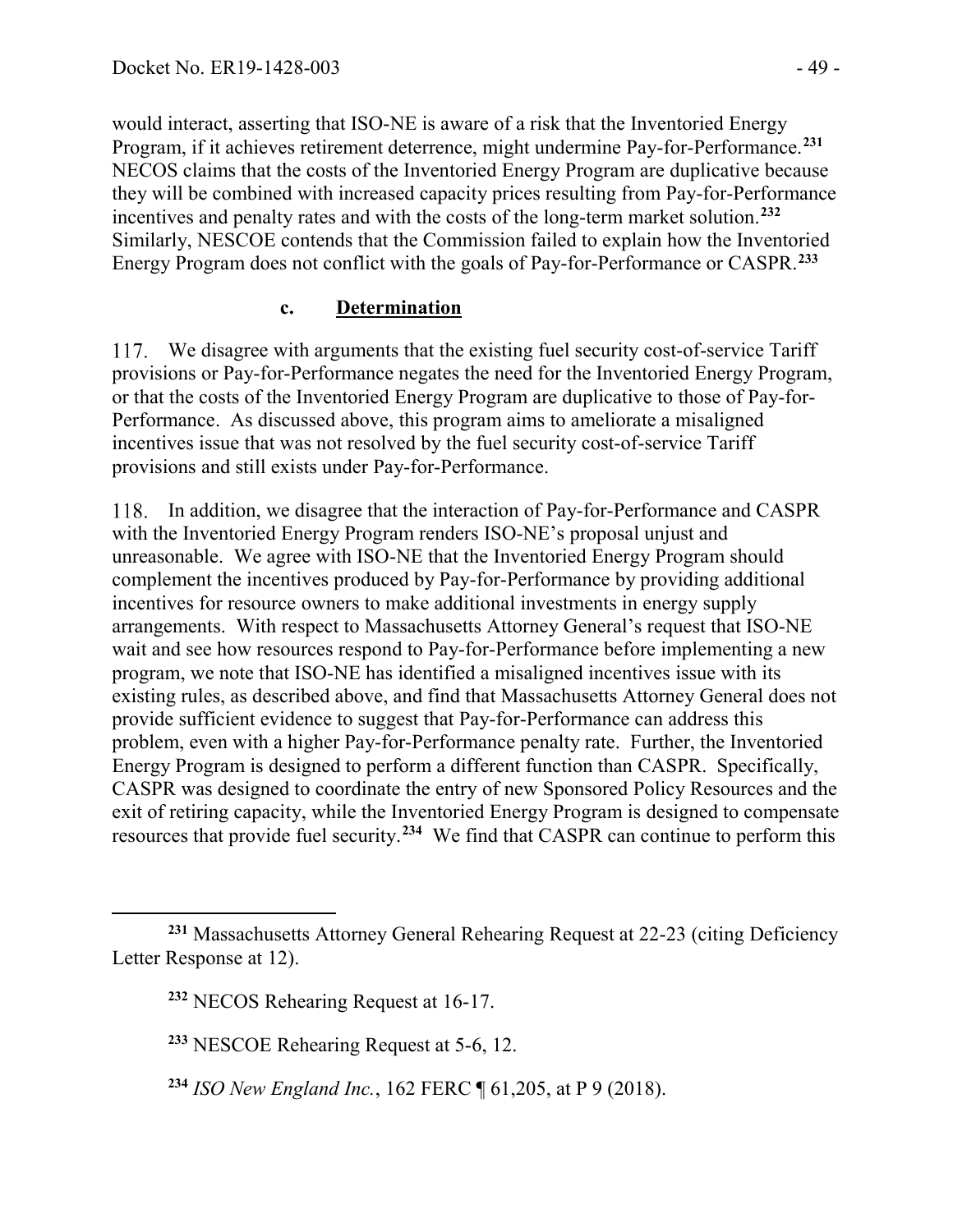would interact, asserting that ISO-NE is aware of a risk that the Inventoried Energy Program, if it achieves retirement deterrence, might undermine Pay-for-Performance.[231] NECOS claims that the costs of the Inventoried Energy Program are duplicative because they will be combined with increased capacity prices resulting from Pay-for-Performance incentives and penalty rates and with the costs of the long-term market solution.[232] Similarly, NESCOE contends that the Commission failed to explain how the Inventoried Energy Program does not conflict with the goals of Pay-for-Performance or CASPR.[233]

### c. Determination

117. We disagree with arguments that the existing fuel security cost-of-service Tariff provisions or Pay-for-Performance negates the need for the Inventoried Energy Program, or that the costs of the Inventoried Energy Program are duplicative to those of Pay-for-Performance. As discussed above, this program aims to ameliorate a misaligned incentives issue that was not resolved by the fuel security cost-of-service Tariff provisions and still exists under Pay-for-Performance.

118. In addition, we disagree that the interaction of Pay-for-Performance and CASPR with the Inventoried Energy Program renders ISO-NE's proposal unjust and unreasonable. We agree with ISO-NE that the Inventoried Energy Program should complement the incentives produced by Pay-for-Performance by providing additional incentives for resource owners to make additional investments in energy supply arrangements. With respect to Massachusetts Attorney General's request that ISO-NE wait and see how resources respond to Pay-for-Performance before implementing a new program, we note that ISO-NE has identified a misaligned incentives issue with its existing rules, as described above, and find that Massachusetts Attorney General does not provide sufficient evidence to suggest that Pay-for-Performance can address this problem, even with a higher Pay-for-Performance penalty rate. Further, the Inventoried Energy Program is designed to perform a different function than CASPR. Specifically, CASPR was designed to coordinate the entry of new Sponsored Policy Resources and the exit of retiring capacity, while the Inventoried Energy Program is designed to compensate resources that provide fuel security.[234] We find that CASPR can continue to perform this

---

[231] Massachusetts Attorney General Rehearing Request at 22-23 (citing Deficiency Letter Response at 12).

[232] NECOS Rehearing Request at 16-17.

[233] NESCOE Rehearing Request at 5-6, 12.

[234] *ISO New England Inc.*, 162 FERC ¶ 61,205, at P 9 (2018).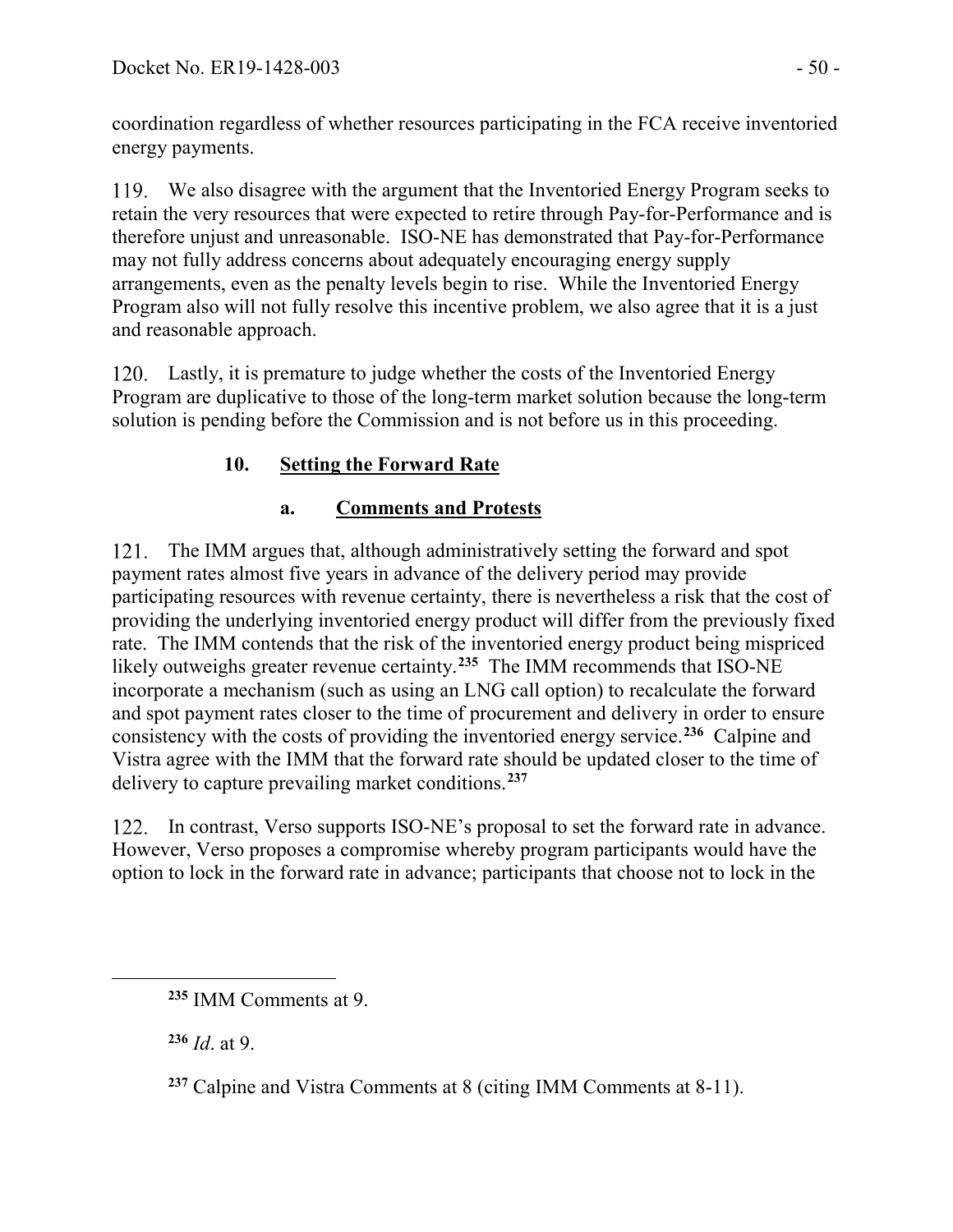coordination regardless of whether resources participating in the FCA receive inventoried energy payments.

119. We also disagree with the argument that the Inventoried Energy Program seeks to retain the very resources that were expected to retire through Pay-for-Performance and is therefore unjust and unreasonable. ISO-NE has demonstrated that Pay-for-Performance may not fully address concerns about adequately encouraging energy supply arrangements, even as the penalty levels begin to rise. While the Inventoried Energy Program also will not fully resolve this incentive problem, we also agree that it is a just and reasonable approach.

120. Lastly, it is premature to judge whether the costs of the Inventoried Energy Program are duplicative to those of the long-term market solution because the long-term solution is pending before the Commission and is not before us in this proceeding.

### 10. Setting the Forward Rate

#### a. Comments and Protests

121. The IMM argues that, although administratively setting the forward and spot payment rates almost five years in advance of the delivery period may provide participating resources with revenue certainty, there is nevertheless a risk that the cost of providing the underlying inventoried energy product will differ from the previously fixed rate. The IMM contends that the risk of the inventoried energy product being mispriced likely outweighs greater revenue certainty.[235] The IMM recommends that ISO-NE incorporate a mechanism (such as using an LNG call option) to recalculate the forward and spot payment rates closer to the time of procurement and delivery in order to ensure consistency with the costs of providing the inventoried energy service.[236] Calpine and Vistra agree with the IMM that the forward rate should be updated closer to the time of delivery to capture prevailing market conditions.[237]

122. In contrast, Verso supports ISO-NE's proposal to set the forward rate in advance. However, Verso proposes a compromise whereby program participants would have the option to lock in the forward rate in advance; participants that choose not to lock in the

---

[235] IMM Comments at 9.

[236] *Id*. at 9.

[237] Calpine and Vistra Comments at 8 (citing IMM Comments at 8-11).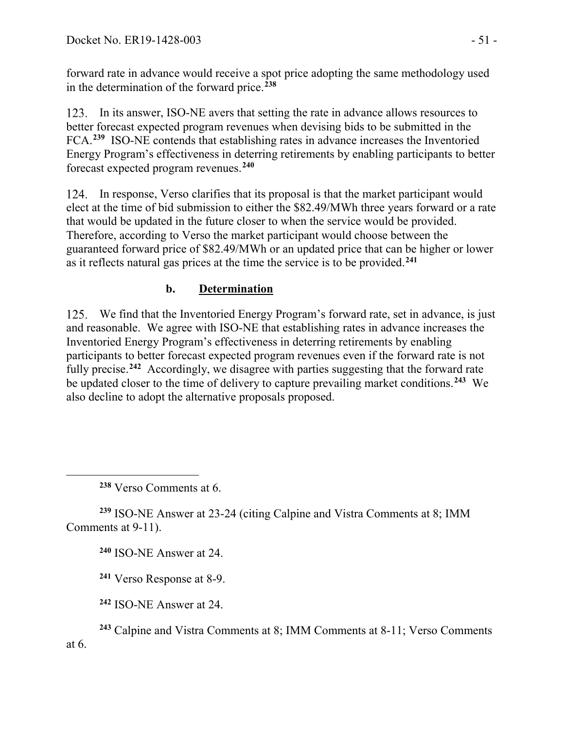forward rate in advance would receive a spot price adopting the same methodology used in the determination of the forward price.[238]

123. In its answer, ISO-NE avers that setting the rate in advance allows resources to better forecast expected program revenues when devising bids to be submitted in the FCA.[239] ISO-NE contends that establishing rates in advance increases the Inventoried Energy Program's effectiveness in deterring retirements by enabling participants to better forecast expected program revenues.[240]

124. In response, Verso clarifies that its proposal is that the market participant would elect at the time of bid submission to either the $82.49/MWh three years forward or a rate that would be updated in the future closer to when the service would be provided. Therefore, according to Verso the market participant would choose between the guaranteed forward price of $82.49/MWh or an updated price that can be higher or lower as it reflects natural gas prices at the time the service is to be provided.[241]

### b. **Determination**

125. We find that the Inventoried Energy Program's forward rate, set in advance, is just and reasonable. We agree with ISO-NE that establishing rates in advance increases the Inventoried Energy Program's effectiveness in deterring retirements by enabling participants to better forecast expected program revenues even if the forward rate is not fully precise.[242] Accordingly, we disagree with parties suggesting that the forward rate be updated closer to the time of delivery to capture prevailing market conditions.[243] We also decline to adopt the alternative proposals proposed.

---

[238] Verso Comments at 6.

[239] ISO-NE Answer at 23-24 (citing Calpine and Vistra Comments at 8; IMM Comments at 9-11).

[240] ISO-NE Answer at 24.

[241] Verso Response at 8-9.

[242] ISO-NE Answer at 24.

[243] Calpine and Vistra Comments at 8; IMM Comments at 8-11; Verso Comments at 6.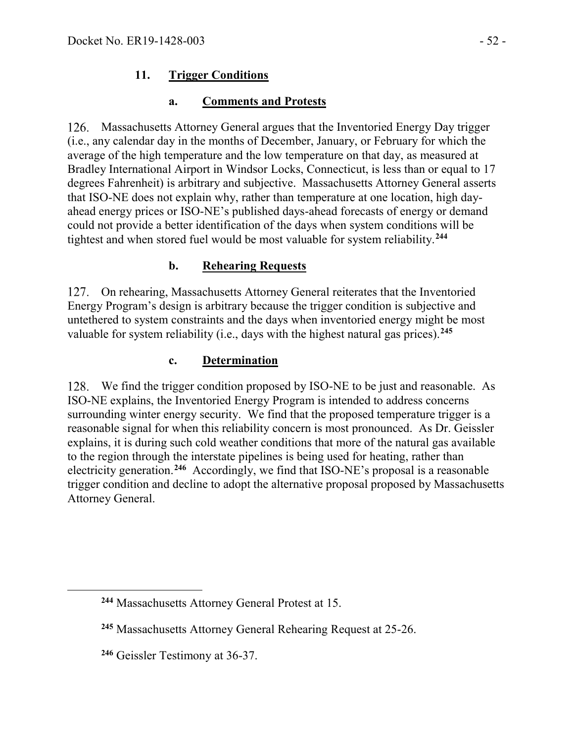### 11. Trigger Conditions

#### a. Comments and Protests

126. Massachusetts Attorney General argues that the Inventoried Energy Day trigger (i.e., any calendar day in the months of December, January, or February for which the average of the high temperature and the low temperature on that day, as measured at Bradley International Airport in Windsor Locks, Connecticut, is less than or equal to 17 degrees Fahrenheit) is arbitrary and subjective. Massachusetts Attorney General asserts that ISO-NE does not explain why, rather than temperature at one location, high day-ahead energy prices or ISO-NE's published days-ahead forecasts of energy or demand could not provide a better identification of the days when system conditions will be tightest and when stored fuel would be most valuable for system reliability.[244]

#### b. Rehearing Requests

127. On rehearing, Massachusetts Attorney General reiterates that the Inventoried Energy Program's design is arbitrary because the trigger condition is subjective and untethered to system constraints and the days when inventoried energy might be most valuable for system reliability (i.e., days with the highest natural gas prices).[245]

#### c. Determination

128. We find the trigger condition proposed by ISO-NE to be just and reasonable. As ISO-NE explains, the Inventoried Energy Program is intended to address concerns surrounding winter energy security. We find that the proposed temperature trigger is a reasonable signal for when this reliability concern is most pronounced. As Dr. Geissler explains, it is during such cold weather conditions that more of the natural gas available to the region through the interstate pipelines is being used for heating, rather than electricity generation.[246] Accordingly, we find that ISO-NE's proposal is a reasonable trigger condition and decline to adopt the alternative proposal proposed by Massachusetts Attorney General.

---

[244] Massachusetts Attorney General Protest at 15.

[245] Massachusetts Attorney General Rehearing Request at 25-26.

[246] Geissler Testimony at 36-37.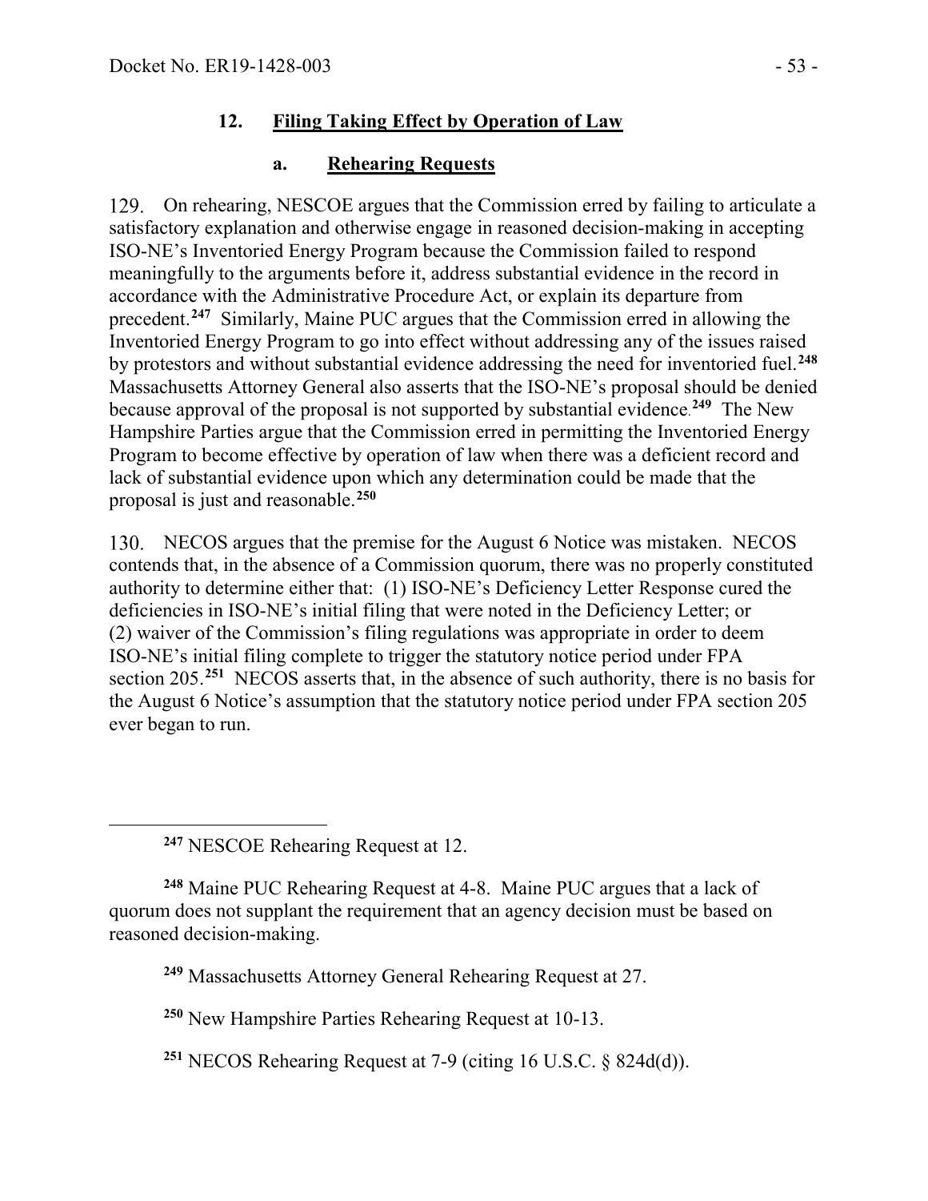### 12. Filing Taking Effect by Operation of Law

#### a. Rehearing Requests

129. On rehearing, NESCOE argues that the Commission erred by failing to articulate a satisfactory explanation and otherwise engage in reasoned decision-making in accepting ISO-NE's Inventoried Energy Program because the Commission failed to respond meaningfully to the arguments before it, address substantial evidence in the record in accordance with the Administrative Procedure Act, or explain its departure from precedent.[247] Similarly, Maine PUC argues that the Commission erred in allowing the Inventoried Energy Program to go into effect without addressing any of the issues raised by protestors and without substantial evidence addressing the need for inventoried fuel.[248] Massachusetts Attorney General also asserts that the ISO-NE's proposal should be denied because approval of the proposal is not supported by substantial evidence.[249] The New Hampshire Parties argue that the Commission erred in permitting the Inventoried Energy Program to become effective by operation of law when there was a deficient record and lack of substantial evidence upon which any determination could be made that the proposal is just and reasonable.[250]

130. NECOS argues that the premise for the August 6 Notice was mistaken. NECOS contends that, in the absence of a Commission quorum, there was no properly constituted authority to determine either that: (1) ISO-NE's Deficiency Letter Response cured the deficiencies in ISO-NE's initial filing that were noted in the Deficiency Letter; or (2) waiver of the Commission's filing regulations was appropriate in order to deem ISO-NE's initial filing complete to trigger the statutory notice period under FPA section 205.[251] NECOS asserts that, in the absence of such authority, there is no basis for the August 6 Notice's assumption that the statutory notice period under FPA section 205 ever began to run.

---

[247] NESCOE Rehearing Request at 12.

[248] Maine PUC Rehearing Request at 4-8. Maine PUC argues that a lack of quorum does not supplant the requirement that an agency decision must be based on reasoned decision-making.

[249] Massachusetts Attorney General Rehearing Request at 27.

[250] New Hampshire Parties Rehearing Request at 10-13.

[251] NECOS Rehearing Request at 7-9 (citing 16 U.S.C. § 824d(d)).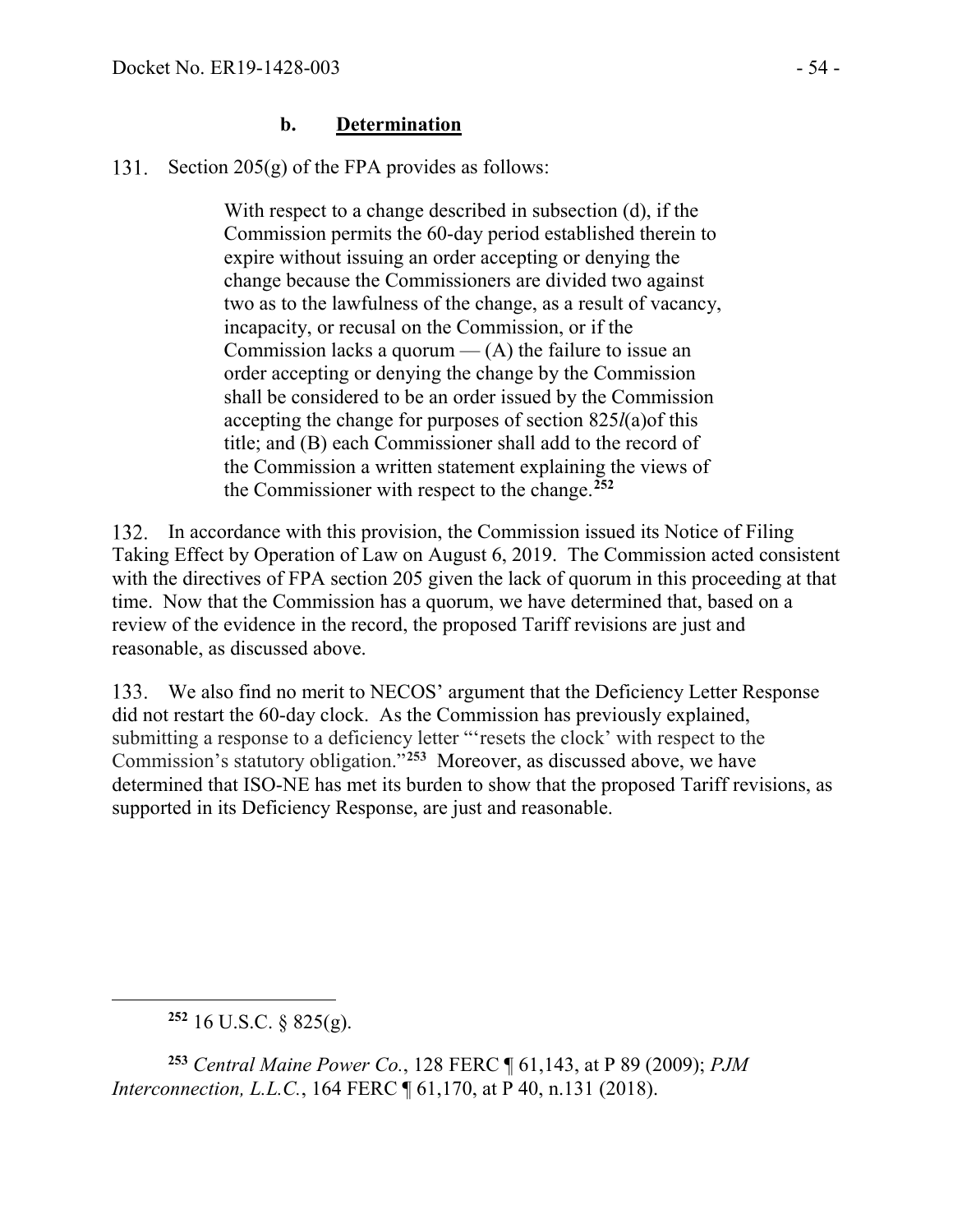### b. **Determination**

131. Section 205(g) of the FPA provides as follows:

> With respect to a change described in subsection (d), if the Commission permits the 60-day period established therein to expire without issuing an order accepting or denying the change because the Commissioners are divided two against two as to the lawfulness of the change, as a result of vacancy, incapacity, or recusal on the Commission, or if the Commission lacks a quorum — (A) the failure to issue an order accepting or denying the change by the Commission shall be considered to be an order issued by the Commission accepting the change for purposes of section 825*l*(a)of this title; and (B) each Commissioner shall add to the record of the Commission a written statement explaining the views of the Commissioner with respect to the change.[252]

132. In accordance with this provision, the Commission issued its Notice of Filing Taking Effect by Operation of Law on August 6, 2019. The Commission acted consistent with the directives of FPA section 205 given the lack of quorum in this proceeding at that time. Now that the Commission has a quorum, we have determined that, based on a review of the evidence in the record, the proposed Tariff revisions are just and reasonable, as discussed above.

133. We also find no merit to NECOS' argument that the Deficiency Letter Response did not restart the 60-day clock. As the Commission has previously explained, submitting a response to a deficiency letter "'resets the clock' with respect to the Commission's statutory obligation."[253] Moreover, as discussed above, we have determined that ISO-NE has met its burden to show that the proposed Tariff revisions, as supported in its Deficiency Response, are just and reasonable.

---

[252] 16 U.S.C. § 825(g).

[253] *Central Maine Power Co.*, 128 FERC ¶ 61,143, at P 89 (2009); *PJM Interconnection, L.L.C.*, 164 FERC ¶ 61,170, at P 40, n.131 (2018).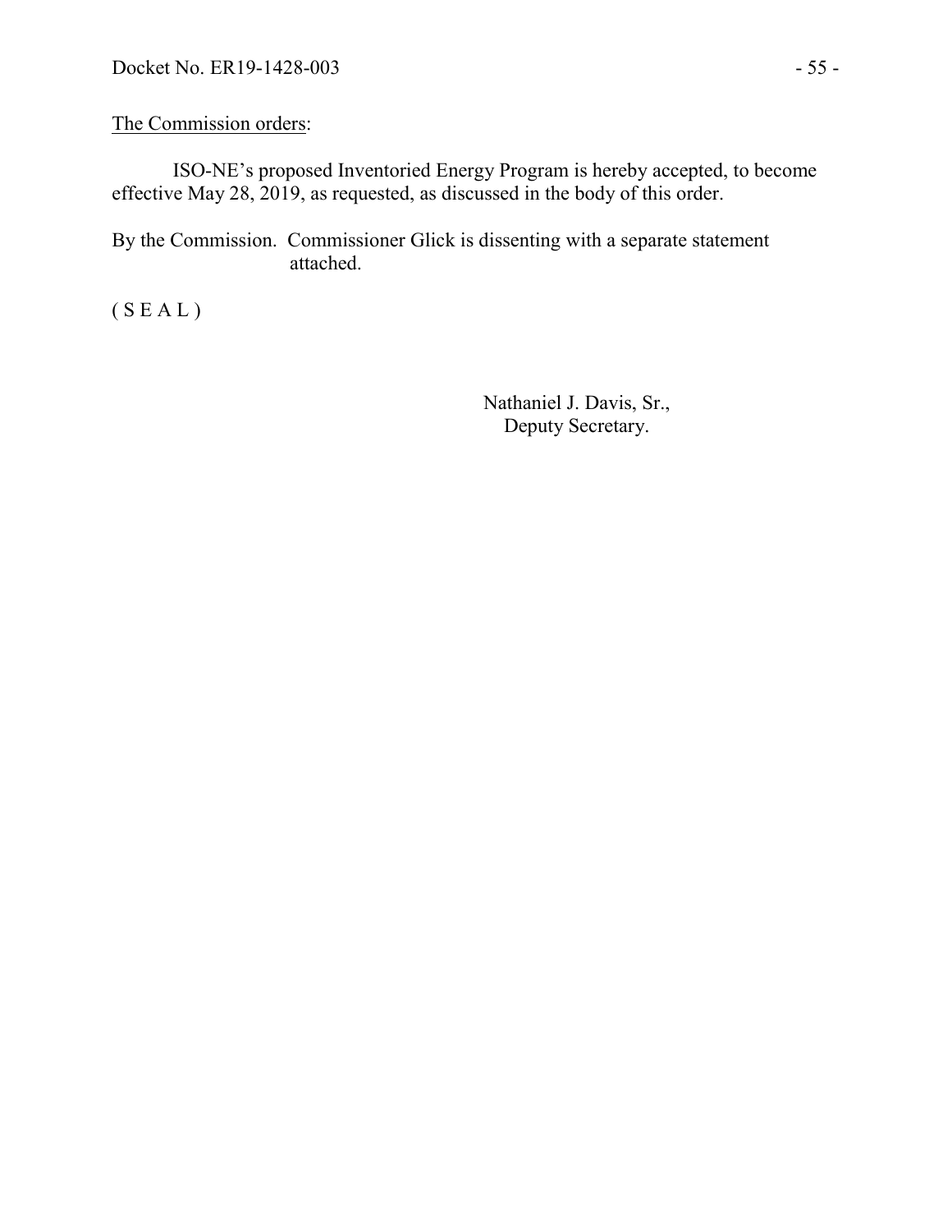The Commission orders:

ISO-NE's proposed Inventoried Energy Program is hereby accepted, to become effective May 28, 2019, as requested, as discussed in the body of this order.

By the Commission. Commissioner Glick is dissenting with a separate statement attached.

( S E A L )

Nathaniel J. Davis, Sr.,
Deputy Secretary.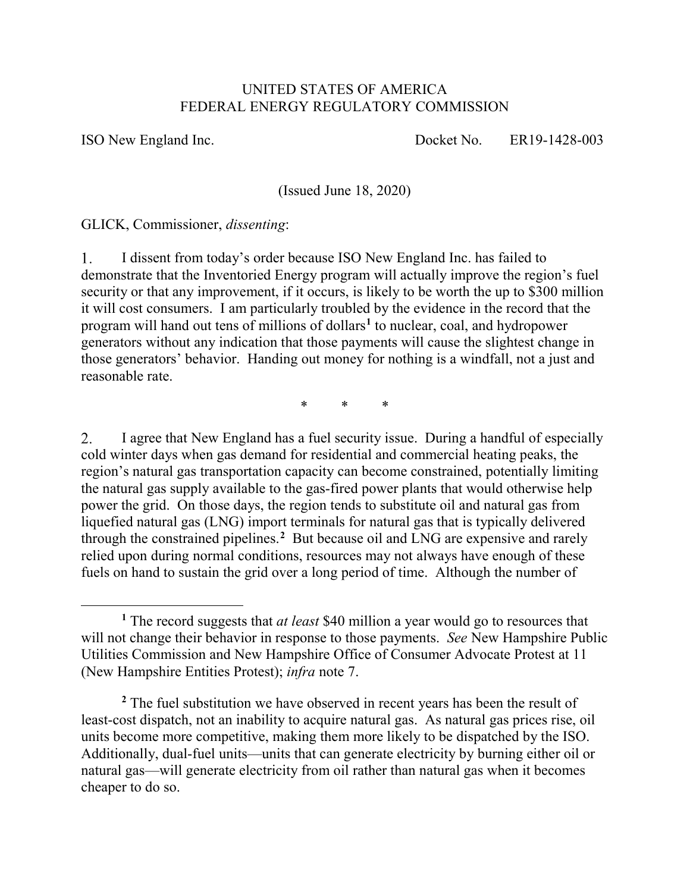UNITED STATES OF AMERICA
FEDERAL ENERGY REGULATORY COMMISSION

ISO New England Inc. Docket No. ER19-1428-003

(Issued June 18, 2020)

GLICK, Commissioner, *dissenting*:

1. I dissent from today's order because ISO New England Inc. has failed to demonstrate that the Inventoried Energy program will actually improve the region's fuel security or that any improvement, if it occurs, is likely to be worth the up to $300 million it will cost consumers. I am particularly troubled by the evidence in the record that the program will hand out tens of millions of dollars[1] to nuclear, coal, and hydropower generators without any indication that those payments will cause the slightest change in those generators' behavior. Handing out money for nothing is a windfall, not a just and reasonable rate.

\* \* \*

2. I agree that New England has a fuel security issue. During a handful of especially cold winter days when gas demand for residential and commercial heating peaks, the region's natural gas transportation capacity can become constrained, potentially limiting the natural gas supply available to the gas-fired power plants that would otherwise help power the grid. On those days, the region tends to substitute oil and natural gas from liquefied natural gas (LNG) import terminals for natural gas that is typically delivered through the constrained pipelines.[2] But because oil and LNG are expensive and rarely relied upon during normal conditions, resources may not always have enough of these fuels on hand to sustain the grid over a long period of time. Although the number of

[1] The record suggests that *at least* $40 million a year would go to resources that will not change their behavior in response to those payments. *See* New Hampshire Public Utilities Commission and New Hampshire Office of Consumer Advocate Protest at 11 (New Hampshire Entities Protest); *infra* note 7.

[2] The fuel substitution we have observed in recent years has been the result of least-cost dispatch, not an inability to acquire natural gas. As natural gas prices rise, oil units become more competitive, making them more likely to be dispatched by the ISO. Additionally, dual-fuel units—units that can generate electricity by burning either oil or natural gas—will generate electricity from oil rather than natural gas when it becomes cheaper to do so.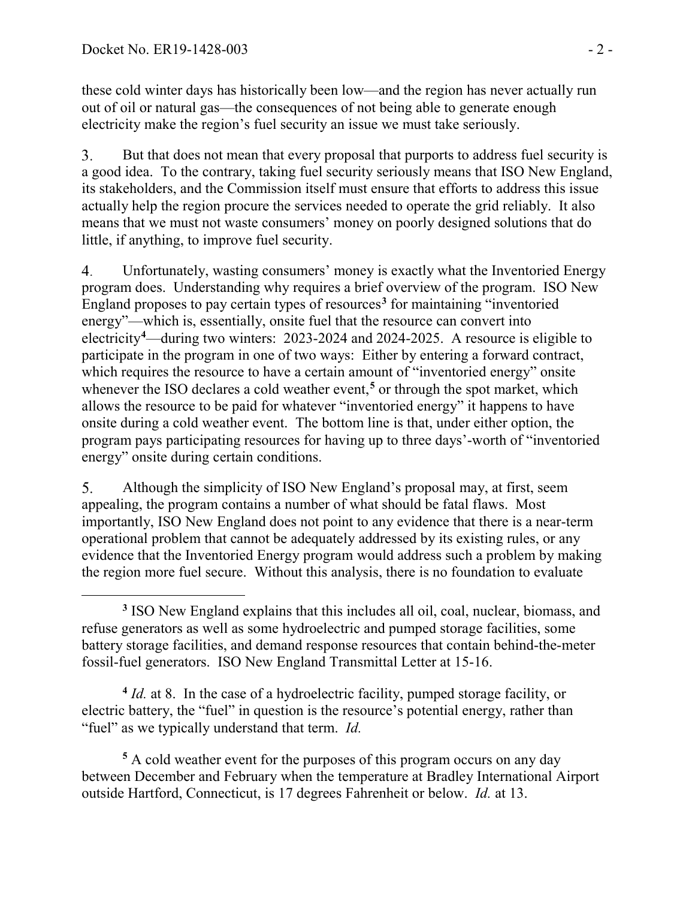these cold winter days has historically been low—and the region has never actually run out of oil or natural gas—the consequences of not being able to generate enough electricity make the region's fuel security an issue we must take seriously.

3. But that does not mean that every proposal that purports to address fuel security is a good idea. To the contrary, taking fuel security seriously means that ISO New England, its stakeholders, and the Commission itself must ensure that efforts to address this issue actually help the region procure the services needed to operate the grid reliably. It also means that we must not waste consumers' money on poorly designed solutions that do little, if anything, to improve fuel security.

4. Unfortunately, wasting consumers' money is exactly what the Inventoried Energy program does. Understanding why requires a brief overview of the program. ISO New England proposes to pay certain types of resources[3] for maintaining "inventoried energy"—which is, essentially, onsite fuel that the resource can convert into electricity[4]—during two winters: 2023-2024 and 2024-2025. A resource is eligible to participate in the program in one of two ways: Either by entering a forward contract, which requires the resource to have a certain amount of "inventoried energy" onsite whenever the ISO declares a cold weather event,[5] or through the spot market, which allows the resource to be paid for whatever "inventoried energy" it happens to have onsite during a cold weather event. The bottom line is that, under either option, the program pays participating resources for having up to three days'-worth of "inventoried energy" onsite during certain conditions.

5. Although the simplicity of ISO New England's proposal may, at first, seem appealing, the program contains a number of what should be fatal flaws. Most importantly, ISO New England does not point to any evidence that there is a near-term operational problem that cannot be adequately addressed by its existing rules, or any evidence that the Inventoried Energy program would address such a problem by making the region more fuel secure. Without this analysis, there is no foundation to evaluate

---

[3] ISO New England explains that this includes all oil, coal, nuclear, biomass, and refuse generators as well as some hydroelectric and pumped storage facilities, some battery storage facilities, and demand response resources that contain behind-the-meter fossil-fuel generators. ISO New England Transmittal Letter at 15-16.

[4] *Id.* at 8. In the case of a hydroelectric facility, pumped storage facility, or electric battery, the "fuel" in question is the resource's potential energy, rather than "fuel" as we typically understand that term. *Id.*

[5] A cold weather event for the purposes of this program occurs on any day between December and February when the temperature at Bradley International Airport outside Hartford, Connecticut, is 17 degrees Fahrenheit or below. *Id.* at 13.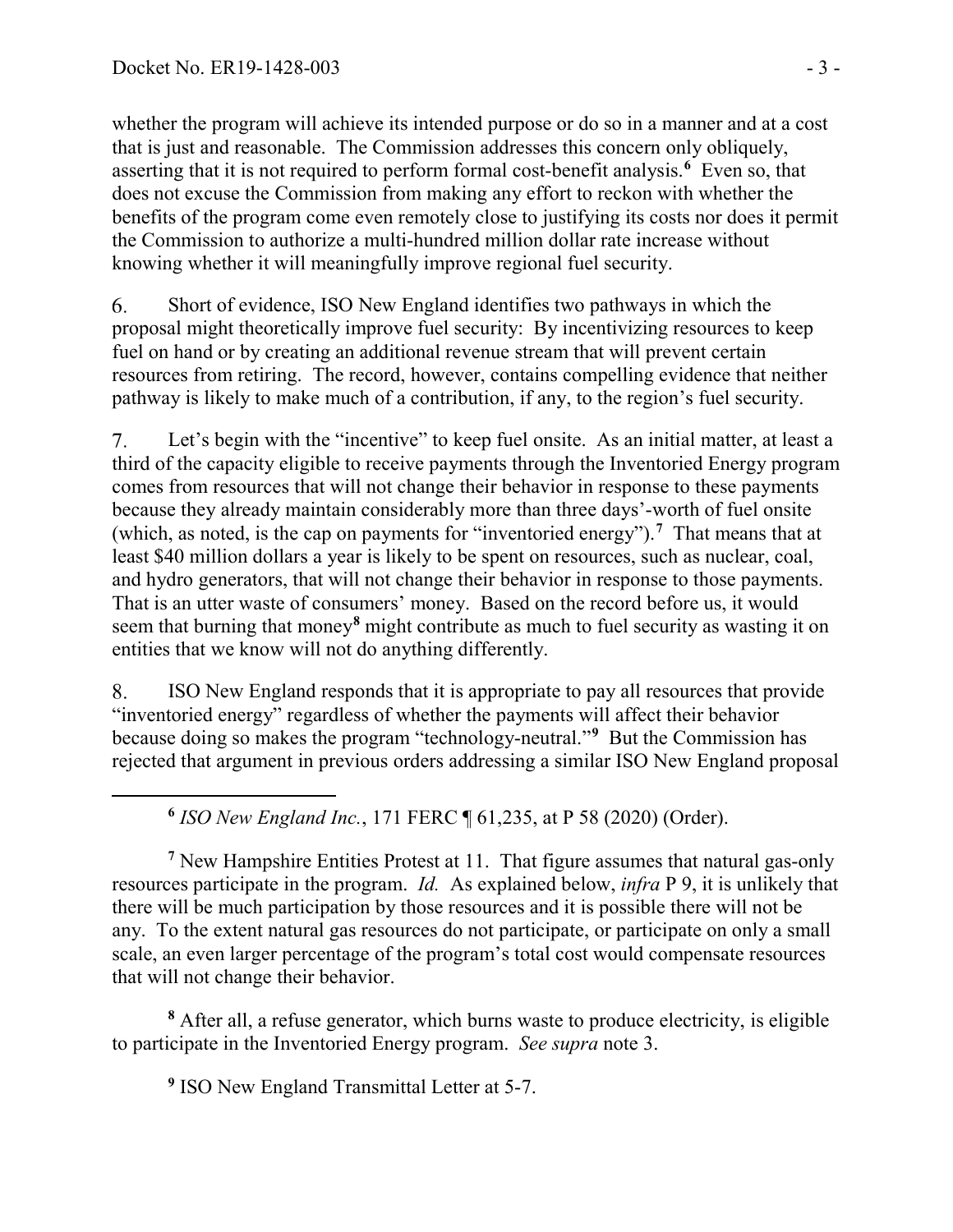whether the program will achieve its intended purpose or do so in a manner and at a cost that is just and reasonable. The Commission addresses this concern only obliquely, asserting that it is not required to perform formal cost-benefit analysis.[6] Even so, that does not excuse the Commission from making any effort to reckon with whether the benefits of the program come even remotely close to justifying its costs nor does it permit the Commission to authorize a multi-hundred million dollar rate increase without knowing whether it will meaningfully improve regional fuel security.

6. Short of evidence, ISO New England identifies two pathways in which the proposal might theoretically improve fuel security: By incentivizing resources to keep fuel on hand or by creating an additional revenue stream that will prevent certain resources from retiring. The record, however, contains compelling evidence that neither pathway is likely to make much of a contribution, if any, to the region's fuel security.

7. Let's begin with the "incentive" to keep fuel onsite. As an initial matter, at least a third of the capacity eligible to receive payments through the Inventoried Energy program comes from resources that will not change their behavior in response to these payments because they already maintain considerably more than three days'-worth of fuel onsite (which, as noted, is the cap on payments for "inventoried energy").[7] That means that at least \$40 million dollars a year is likely to be spent on resources, such as nuclear, coal, and hydro generators, that will not change their behavior in response to those payments. That is an utter waste of consumers' money. Based on the record before us, it would seem that burning that money[8] might contribute as much to fuel security as wasting it on entities that we know will not do anything differently.

8. ISO New England responds that it is appropriate to pay all resources that provide "inventoried energy" regardless of whether the payments will affect their behavior because doing so makes the program "technology-neutral."[9] But the Commission has rejected that argument in previous orders addressing a similar ISO New England proposal

---

[6] *ISO New England Inc.*, 171 FERC ¶ 61,235, at P 58 (2020) (Order).

[7] New Hampshire Entities Protest at 11. That figure assumes that natural gas-only resources participate in the program. *Id.* As explained below, *infra* P 9, it is unlikely that there will be much participation by those resources and it is possible there will not be any. To the extent natural gas resources do not participate, or participate on only a small scale, an even larger percentage of the program's total cost would compensate resources that will not change their behavior.

[8] After all, a refuse generator, which burns waste to produce electricity, is eligible to participate in the Inventoried Energy program. *See supra* note 3.

[9] ISO New England Transmittal Letter at 5-7.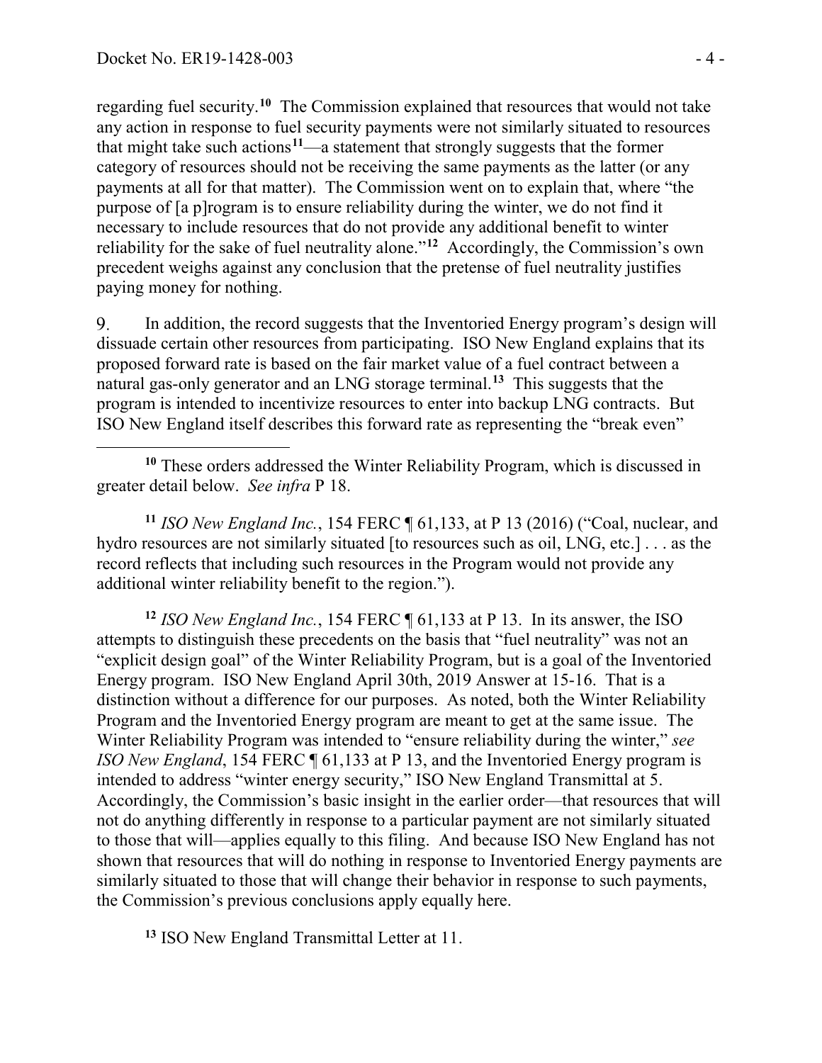regarding fuel security.[10] The Commission explained that resources that would not take any action in response to fuel security payments were not similarly situated to resources that might take such actions[11]—a statement that strongly suggests that the former category of resources should not be receiving the same payments as the latter (or any payments at all for that matter). The Commission went on to explain that, where "the purpose of [a p]rogram is to ensure reliability during the winter, we do not find it necessary to include resources that do not provide any additional benefit to winter reliability for the sake of fuel neutrality alone."[12] Accordingly, the Commission's own precedent weighs against any conclusion that the pretense of fuel neutrality justifies paying money for nothing.

9. In addition, the record suggests that the Inventoried Energy program's design will dissuade certain other resources from participating. ISO New England explains that its proposed forward rate is based on the fair market value of a fuel contract between a natural gas-only generator and an LNG storage terminal.[13] This suggests that the program is intended to incentivize resources to enter into backup LNG contracts. But ISO New England itself describes this forward rate as representing the "break even"

---

[10] These orders addressed the Winter Reliability Program, which is discussed in greater detail below. *See infra* P 18.

[11] *ISO New England Inc.*, 154 FERC ¶ 61,133, at P 13 (2016) ("Coal, nuclear, and hydro resources are not similarly situated [to resources such as oil, LNG, etc.] . . . as the record reflects that including such resources in the Program would not provide any additional winter reliability benefit to the region.").

[12] *ISO New England Inc.*, 154 FERC ¶ 61,133 at P 13. In its answer, the ISO attempts to distinguish these precedents on the basis that "fuel neutrality" was not an "explicit design goal" of the Winter Reliability Program, but is a goal of the Inventoried Energy program. ISO New England April 30th, 2019 Answer at 15-16. That is a distinction without a difference for our purposes. As noted, both the Winter Reliability Program and the Inventoried Energy program are meant to get at the same issue. The Winter Reliability Program was intended to "ensure reliability during the winter," *see ISO New England*, 154 FERC ¶ 61,133 at P 13, and the Inventoried Energy program is intended to address "winter energy security," ISO New England Transmittal at 5. Accordingly, the Commission's basic insight in the earlier order—that resources that will not do anything differently in response to a particular payment are not similarly situated to those that will—applies equally to this filing. And because ISO New England has not shown that resources that will do nothing in response to Inventoried Energy payments are similarly situated to those that will change their behavior in response to such payments, the Commission's previous conclusions apply equally here.

[13] ISO New England Transmittal Letter at 11.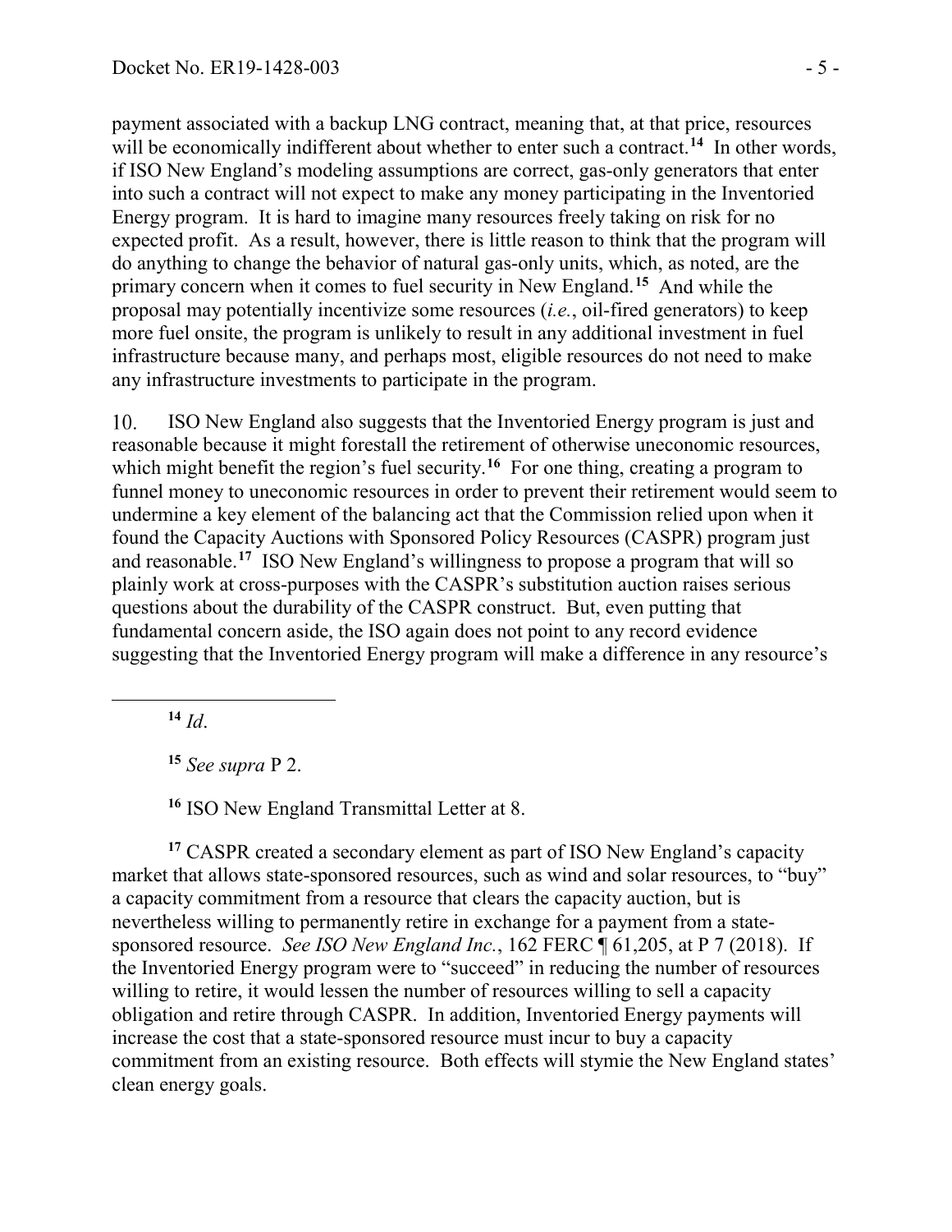payment associated with a backup LNG contract, meaning that, at that price, resources will be economically indifferent about whether to enter such a contract.[14] In other words, if ISO New England's modeling assumptions are correct, gas-only generators that enter into such a contract will not expect to make any money participating in the Inventoried Energy program. It is hard to imagine many resources freely taking on risk for no expected profit. As a result, however, there is little reason to think that the program will do anything to change the behavior of natural gas-only units, which, as noted, are the primary concern when it comes to fuel security in New England.[15] And while the proposal may potentially incentivize some resources (*i.e.*, oil-fired generators) to keep more fuel onsite, the program is unlikely to result in any additional investment in fuel infrastructure because many, and perhaps most, eligible resources do not need to make any infrastructure investments to participate in the program.

10. ISO New England also suggests that the Inventoried Energy program is just and reasonable because it might forestall the retirement of otherwise uneconomic resources, which might benefit the region's fuel security.[16] For one thing, creating a program to funnel money to uneconomic resources in order to prevent their retirement would seem to undermine a key element of the balancing act that the Commission relied upon when it found the Capacity Auctions with Sponsored Policy Resources (CASPR) program just and reasonable.[17] ISO New England's willingness to propose a program that will so plainly work at cross-purposes with the CASPR's substitution auction raises serious questions about the durability of the CASPR construct. But, even putting that fundamental concern aside, the ISO again does not point to any record evidence suggesting that the Inventoried Energy program will make a difference in any resource's

---

[14] *Id*.

[15] *See supra* P 2.

[16] ISO New England Transmittal Letter at 8.

[17] CASPR created a secondary element as part of ISO New England's capacity market that allows state-sponsored resources, such as wind and solar resources, to "buy" a capacity commitment from a resource that clears the capacity auction, but is nevertheless willing to permanently retire in exchange for a payment from a state-sponsored resource. *See ISO New England Inc.*, 162 FERC ¶ 61,205, at P 7 (2018). If the Inventoried Energy program were to "succeed" in reducing the number of resources willing to retire, it would lessen the number of resources willing to sell a capacity obligation and retire through CASPR. In addition, Inventoried Energy payments will increase the cost that a state-sponsored resource must incur to buy a capacity commitment from an existing resource. Both effects will stymie the New England states' clean energy goals.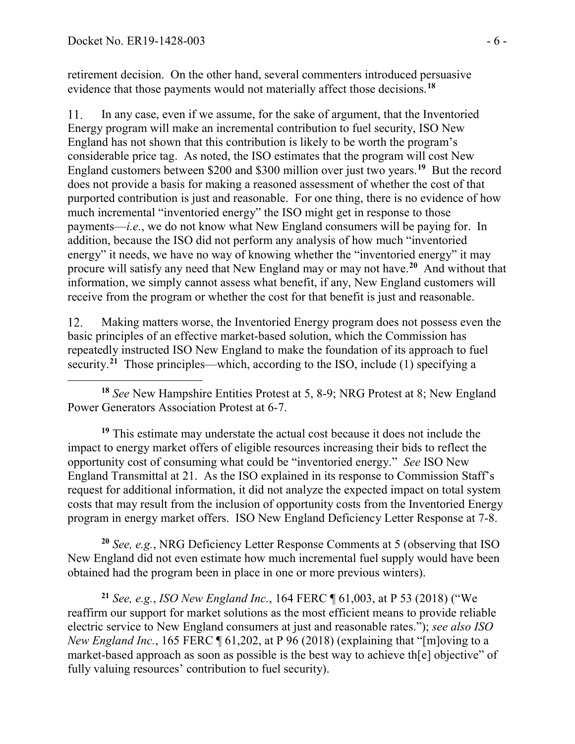retirement decision. On the other hand, several commenters introduced persuasive evidence that those payments would not materially affect those decisions.[18]

11. In any case, even if we assume, for the sake of argument, that the Inventoried Energy program will make an incremental contribution to fuel security, ISO New England has not shown that this contribution is likely to be worth the program's considerable price tag. As noted, the ISO estimates that the program will cost New England customers between \$200 and \$300 million over just two years.[19] But the record does not provide a basis for making a reasoned assessment of whether the cost of that purported contribution is just and reasonable. For one thing, there is no evidence of how much incremental "inventoried energy" the ISO might get in response to those payments—*i.e.*, we do not know what New England consumers will be paying for. In addition, because the ISO did not perform any analysis of how much "inventoried energy" it needs, we have no way of knowing whether the "inventoried energy" it may procure will satisfy any need that New England may or may not have.[20] And without that information, we simply cannot assess what benefit, if any, New England customers will receive from the program or whether the cost for that benefit is just and reasonable.

12. Making matters worse, the Inventoried Energy program does not possess even the basic principles of an effective market-based solution, which the Commission has repeatedly instructed ISO New England to make the foundation of its approach to fuel security.[21] Those principles—which, according to the ISO, include (1) specifying a

---

[18] *See* New Hampshire Entities Protest at 5, 8-9; NRG Protest at 8; New England Power Generators Association Protest at 6-7.

[19] This estimate may understate the actual cost because it does not include the impact to energy market offers of eligible resources increasing their bids to reflect the opportunity cost of consuming what could be "inventoried energy." *See* ISO New England Transmittal at 21. As the ISO explained in its response to Commission Staff's request for additional information, it did not analyze the expected impact on total system costs that may result from the inclusion of opportunity costs from the Inventoried Energy program in energy market offers. ISO New England Deficiency Letter Response at 7-8.

[20] *See, e.g.*, NRG Deficiency Letter Response Comments at 5 (observing that ISO New England did not even estimate how much incremental fuel supply would have been obtained had the program been in place in one or more previous winters).

[21] *See, e.g.*, *ISO New England Inc.*, 164 FERC ¶ 61,003, at P 53 (2018) ("We reaffirm our support for market solutions as the most efficient means to provide reliable electric service to New England consumers at just and reasonable rates."); *see also ISO New England Inc.*, 165 FERC ¶ 61,202, at P 96 (2018) (explaining that "[m]oving to a market-based approach as soon as possible is the best way to achieve th[e] objective" of fully valuing resources' contribution to fuel security).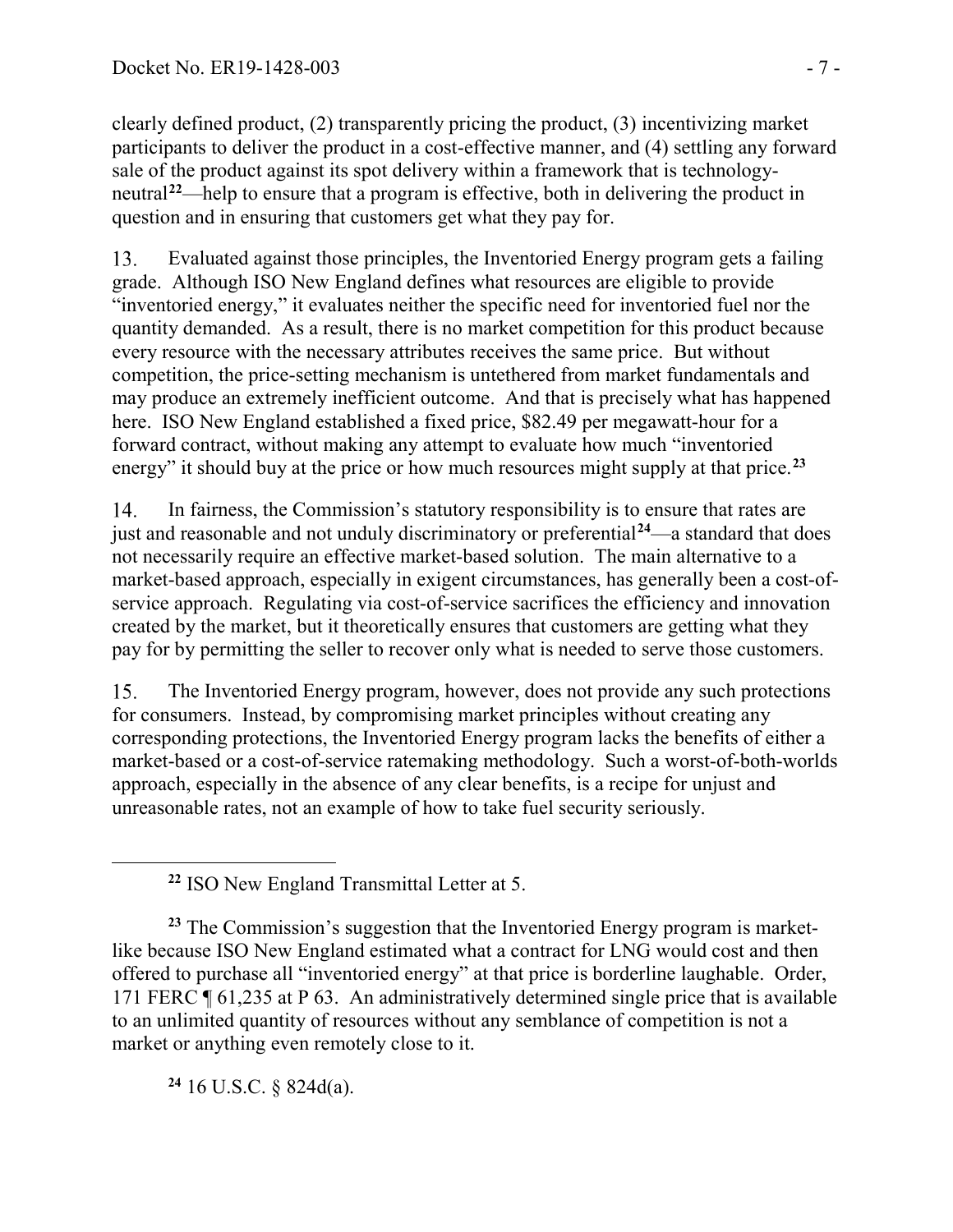clearly defined product, (2) transparently pricing the product, (3) incentivizing market participants to deliver the product in a cost-effective manner, and (4) settling any forward sale of the product against its spot delivery within a framework that is technology-neutral[22]—help to ensure that a program is effective, both in delivering the product in question and in ensuring that customers get what they pay for.

13. Evaluated against those principles, the Inventoried Energy program gets a failing grade. Although ISO New England defines what resources are eligible to provide "inventoried energy," it evaluates neither the specific need for inventoried fuel nor the quantity demanded. As a result, there is no market competition for this product because every resource with the necessary attributes receives the same price. But without competition, the price-setting mechanism is untethered from market fundamentals and may produce an extremely inefficient outcome. And that is precisely what has happened here. ISO New England established a fixed price, $82.49 per megawatt-hour for a forward contract, without making any attempt to evaluate how much "inventoried energy" it should buy at the price or how much resources might supply at that price.[23]

14. In fairness, the Commission's statutory responsibility is to ensure that rates are just and reasonable and not unduly discriminatory or preferential[24]—a standard that does not necessarily require an effective market-based solution. The main alternative to a market-based approach, especially in exigent circumstances, has generally been a cost-of-service approach. Regulating via cost-of-service sacrifices the efficiency and innovation created by the market, but it theoretically ensures that customers are getting what they pay for by permitting the seller to recover only what is needed to serve those customers.

15. The Inventoried Energy program, however, does not provide any such protections for consumers. Instead, by compromising market principles without creating any corresponding protections, the Inventoried Energy program lacks the benefits of either a market-based or a cost-of-service ratemaking methodology. Such a worst-of-both-worlds approach, especially in the absence of any clear benefits, is a recipe for unjust and unreasonable rates, not an example of how to take fuel security seriously.

---

[22] ISO New England Transmittal Letter at 5.

[23] The Commission's suggestion that the Inventoried Energy program is market-like because ISO New England estimated what a contract for LNG would cost and then offered to purchase all "inventoried energy" at that price is borderline laughable. Order, 171 FERC ¶ 61,235 at P 63. An administratively determined single price that is available to an unlimited quantity of resources without any semblance of competition is not a market or anything even remotely close to it.

[24] 16 U.S.C. § 824d(a).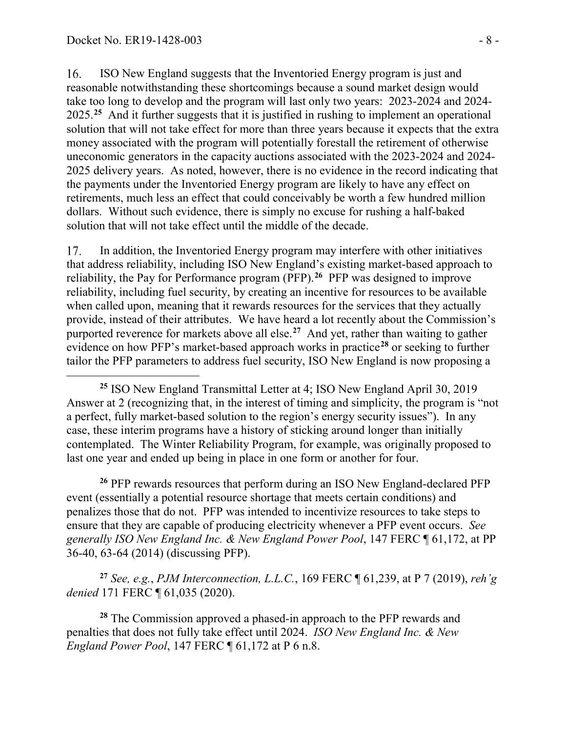16. ISO New England suggests that the Inventoried Energy program is just and reasonable notwithstanding these shortcomings because a sound market design would take too long to develop and the program will last only two years: 2023-2024 and 2024-2025.[25] And it further suggests that it is justified in rushing to implement an operational solution that will not take effect for more than three years because it expects that the extra money associated with the program will potentially forestall the retirement of otherwise uneconomic generators in the capacity auctions associated with the 2023-2024 and 2024-2025 delivery years. As noted, however, there is no evidence in the record indicating that the payments under the Inventoried Energy program are likely to have any effect on retirements, much less an effect that could conceivably be worth a few hundred million dollars. Without such evidence, there is simply no excuse for rushing a half-baked solution that will not take effect until the middle of the decade.

17. In addition, the Inventoried Energy program may interfere with other initiatives that address reliability, including ISO New England's existing market-based approach to reliability, the Pay for Performance program (PFP).[26] PFP was designed to improve reliability, including fuel security, by creating an incentive for resources to be available when called upon, meaning that it rewards resources for the services that they actually provide, instead of their attributes. We have heard a lot recently about the Commission's purported reverence for markets above all else.[27] And yet, rather than waiting to gather evidence on how PFP's market-based approach works in practice[28] or seeking to further tailor the PFP parameters to address fuel security, ISO New England is now proposing a

---

[25] ISO New England Transmittal Letter at 4; ISO New England April 30, 2019 Answer at 2 (recognizing that, in the interest of timing and simplicity, the program is "not a perfect, fully market-based solution to the region's energy security issues"). In any case, these interim programs have a history of sticking around longer than initially contemplated. The Winter Reliability Program, for example, was originally proposed to last one year and ended up being in place in one form or another for four.

[26] PFP rewards resources that perform during an ISO New England-declared PFP event (essentially a potential resource shortage that meets certain conditions) and penalizes those that do not. PFP was intended to incentivize resources to take steps to ensure that they are capable of producing electricity whenever a PFP event occurs. *See generally ISO New England Inc. & New England Power Pool*, 147 FERC ¶ 61,172, at PP 36-40, 63-64 (2014) (discussing PFP).

[27] *See, e.g.*, *PJM Interconnection, L.L.C.*, 169 FERC ¶ 61,239, at P 7 (2019), *reh'g denied* 171 FERC ¶ 61,035 (2020).

[28] The Commission approved a phased-in approach to the PFP rewards and penalties that does not fully take effect until 2024. *ISO New England Inc. & New England Power Pool*, 147 FERC ¶ 61,172 at P 6 n.8.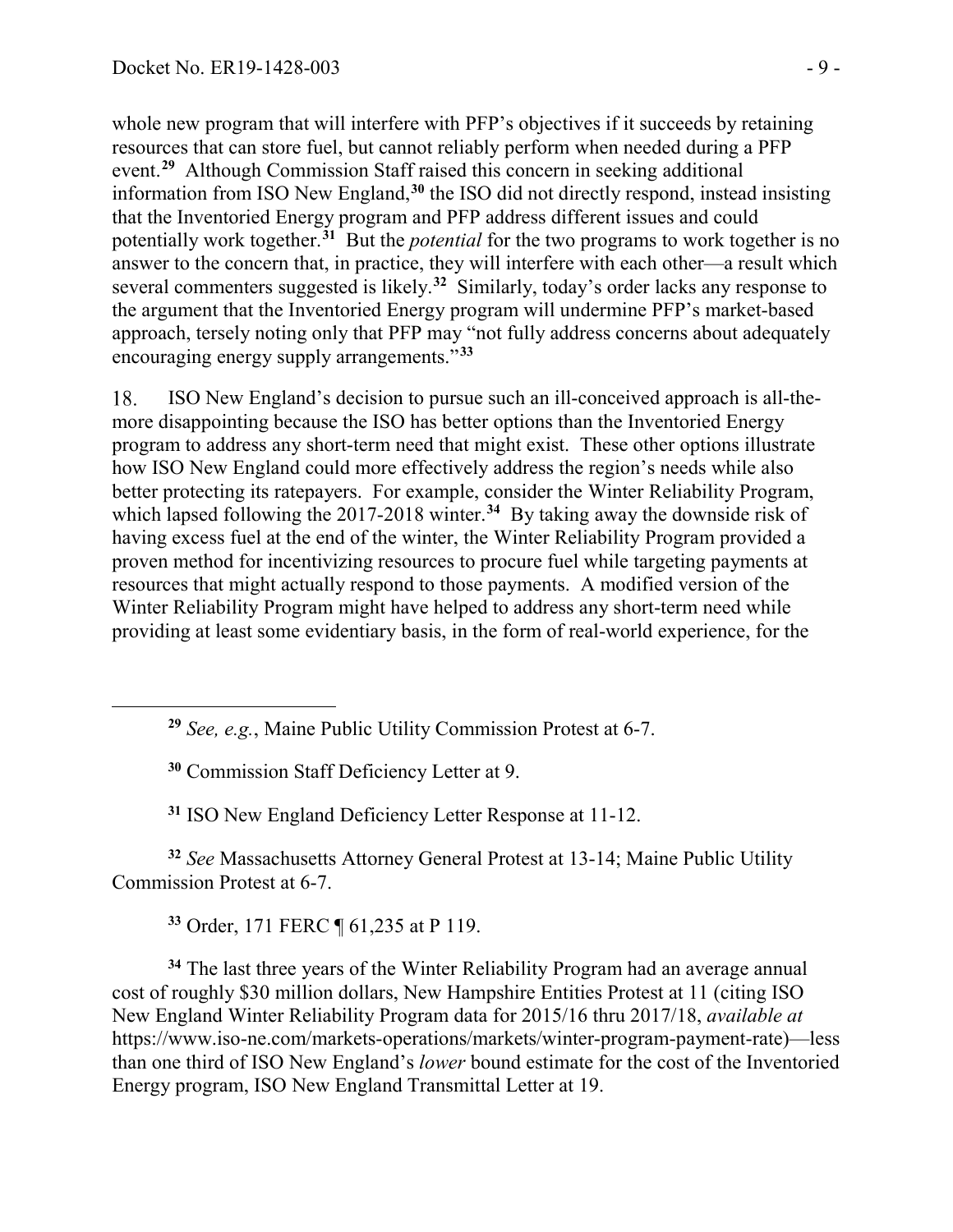whole new program that will interfere with PFP's objectives if it succeeds by retaining resources that can store fuel, but cannot reliably perform when needed during a PFP event.[29] Although Commission Staff raised this concern in seeking additional information from ISO New England,[30] the ISO did not directly respond, instead insisting that the Inventoried Energy program and PFP address different issues and could potentially work together.[31] But the *potential* for the two programs to work together is no answer to the concern that, in practice, they will interfere with each other—a result which several commenters suggested is likely.[32] Similarly, today's order lacks any response to the argument that the Inventoried Energy program will undermine PFP's market-based approach, tersely noting only that PFP may "not fully address concerns about adequately encouraging energy supply arrangements."[33]

18. ISO New England's decision to pursue such an ill-conceived approach is all-the-more disappointing because the ISO has better options than the Inventoried Energy program to address any short-term need that might exist. These other options illustrate how ISO New England could more effectively address the region's needs while also better protecting its ratepayers. For example, consider the Winter Reliability Program, which lapsed following the 2017-2018 winter.[34] By taking away the downside risk of having excess fuel at the end of the winter, the Winter Reliability Program provided a proven method for incentivizing resources to procure fuel while targeting payments at resources that might actually respond to those payments. A modified version of the Winter Reliability Program might have helped to address any short-term need while providing at least some evidentiary basis, in the form of real-world experience, for the

[29] *See, e.g.*, Maine Public Utility Commission Protest at 6-7.

[30] Commission Staff Deficiency Letter at 9.

[31] ISO New England Deficiency Letter Response at 11-12.

[32] *See* Massachusetts Attorney General Protest at 13-14; Maine Public Utility Commission Protest at 6-7.

[33] Order, 171 FERC ¶ 61,235 at P 119.

[34] The last three years of the Winter Reliability Program had an average annual cost of roughly $30 million dollars, New Hampshire Entities Protest at 11 (citing ISO New England Winter Reliability Program data for 2015/16 thru 2017/18, *available at* https://www.iso-ne.com/markets-operations/markets/winter-program-payment-rate)—less than one third of ISO New England's *lower* bound estimate for the cost of the Inventoried Energy program, ISO New England Transmittal Letter at 19.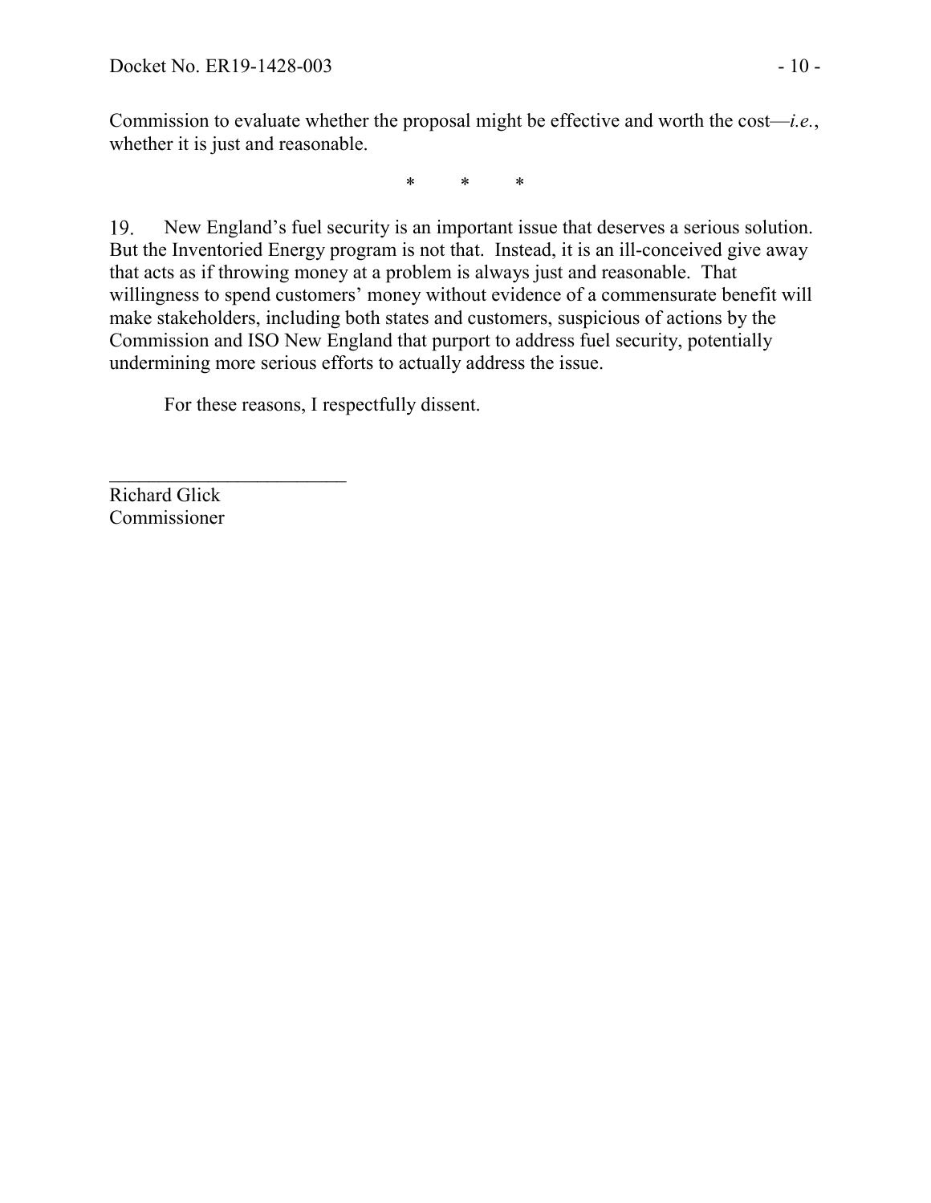Commission to evaluate whether the proposal might be effective and worth the cost—*i.e.*, whether it is just and reasonable.

\*        \*        \*

19. New England's fuel security is an important issue that deserves a serious solution. But the Inventoried Energy program is not that. Instead, it is an ill-conceived give away that acts as if throwing money at a problem is always just and reasonable. That willingness to spend customers' money without evidence of a commensurate benefit will make stakeholders, including both states and customers, suspicious of actions by the Commission and ISO New England that purport to address fuel security, potentially undermining more serious efforts to actually address the issue.

For these reasons, I respectfully dissent.

\_\_\_\_\_\_\_\_\_\_\_\_\_\_\_\_\_\_\_\_\_\_\_\_\_\_
Richard Glick
Commissioner